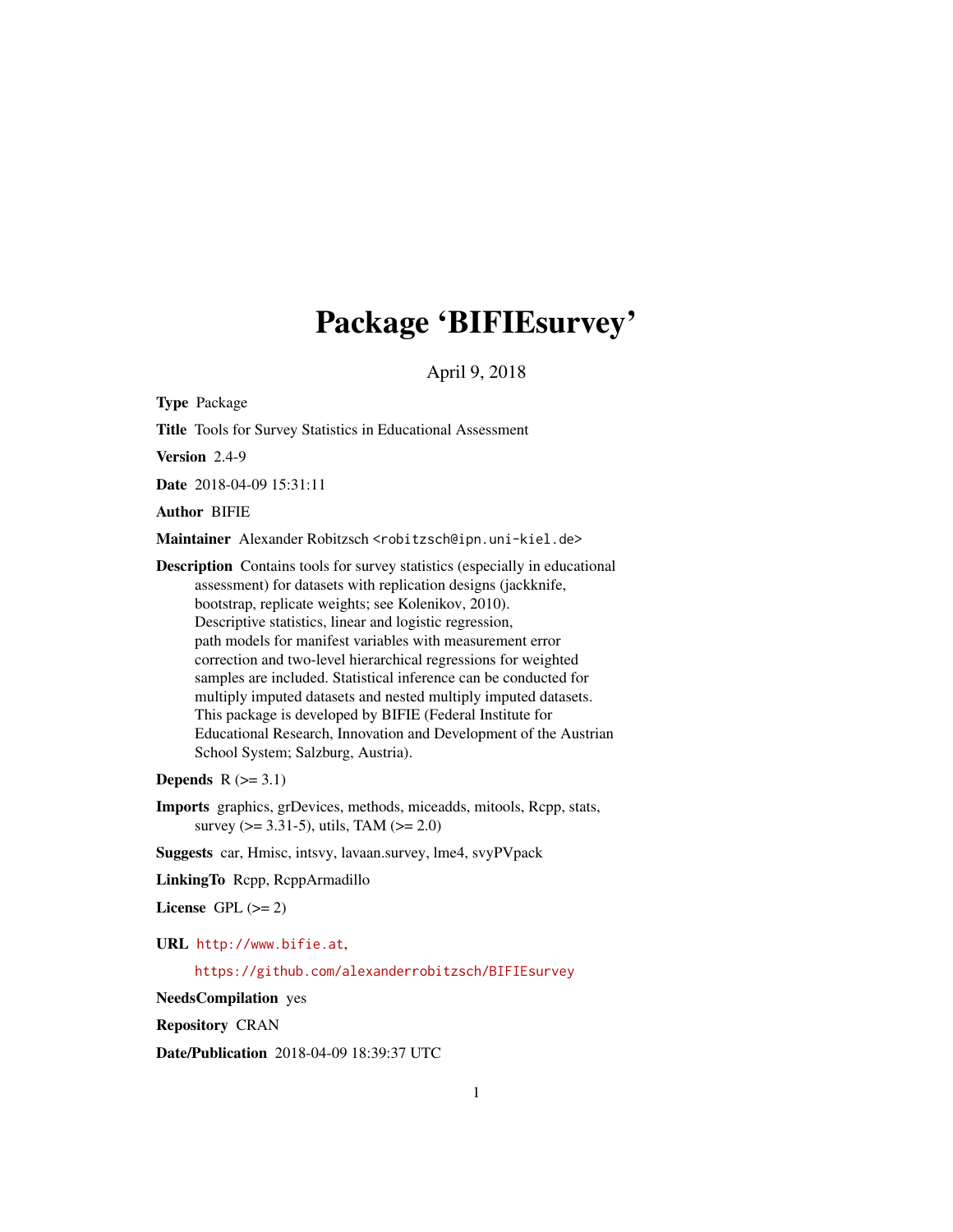# Package 'BIFIEsurvey'

April 9, 2018

**Type** Package

**Title** Tools for Survey Statistics in Educational Assessment

**Version** 2.4-9

**Date** 2018-04-09 15:31:11

**Author** BIFIE

**Maintainer** Alexander Robitzsch <robitzsch@ipn.uni-kiel.de>

**Description** Contains tools for survey statistics (especially in educational assessment) for datasets with replication designs (jackknife, bootstrap, replicate weights; see Kolenikov, 2010). Descriptive statistics, linear and logistic regression, path models for manifest variables with measurement error correction and two-level hierarchical regressions for weighted samples are included. Statistical inference can be conducted for multiply imputed datasets and nested multiply imputed datasets. This package is developed by BIFIE (Federal Institute for Educational Research, Innovation and Development of the Austrian School System; Salzburg, Austria).

**Depends** R (>= 3.1)

**Imports** graphics, grDevices, methods, miceadds, mitools, Rcpp, stats, survey (>= 3.31-5), utils, TAM (>= 2.0)

**Suggests** car, Hmisc, intsvy, lavaan.survey, lme4, svyPVpack

**LinkingTo** Rcpp, RcppArmadillo

**License** GPL (>= 2)

**URL** http://www.bifie.at,

https://github.com/alexanderrobitzsch/BIFIEsurvey

**NeedsCompilation** yes

**Repository** CRAN

**Date/Publication** 2018-04-09 18:39:37 UTC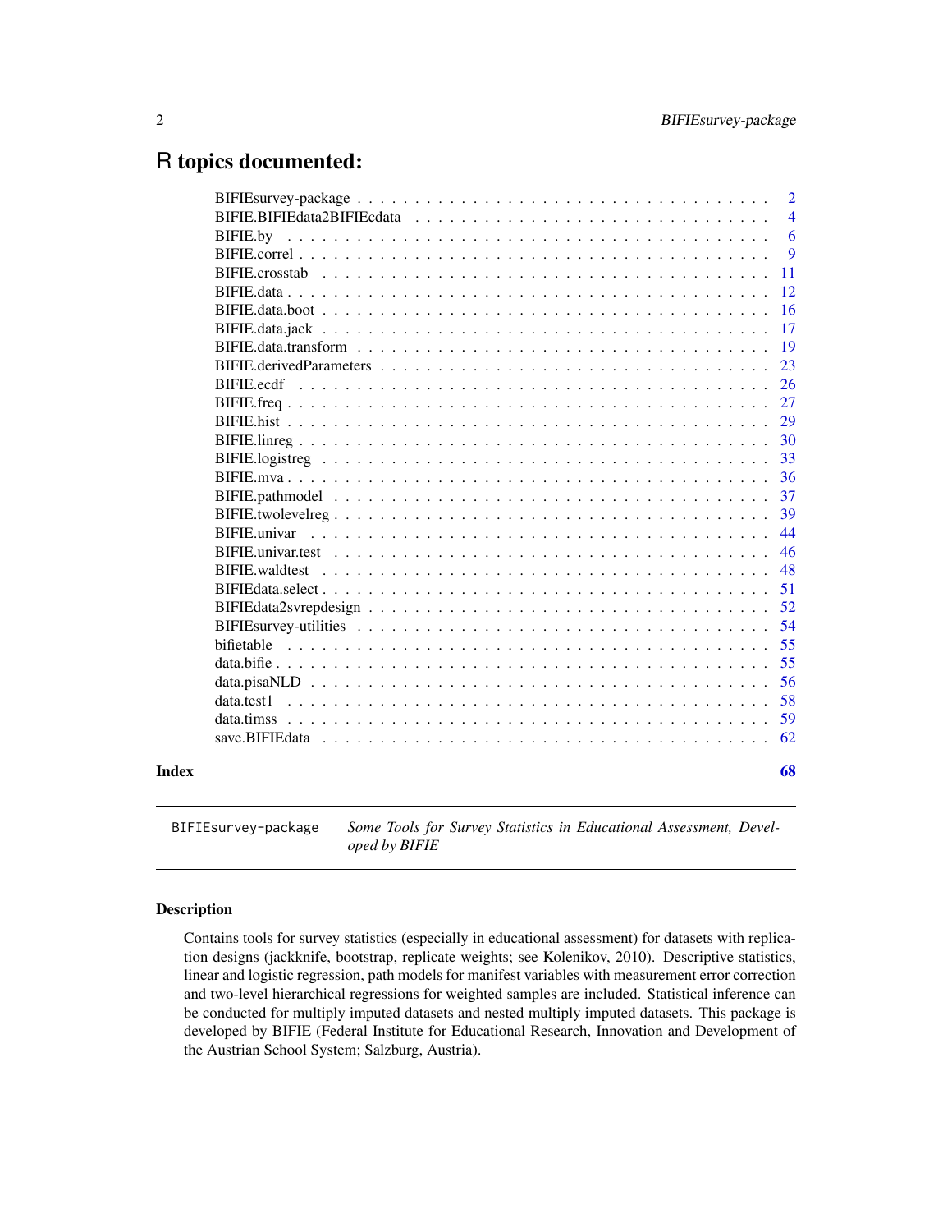# R topics documented:

| | |
|---|---|
| BIFIEsurvey-package | 2 |
| BIFIE.BIFIEdata2BIFIEcdata | 4 |
| BIFIE.by | 6 |
| BIFIE.correl | 9 |
| BIFIE.crosstab | 11 |
| BIFIE.data | 12 |
| BIFIE.data.boot | 16 |
| BIFIE.data.jack | 17 |
| BIFIE.data.transform | 19 |
| BIFIE.derivedParameters | 23 |
| BIFIE.ecdf | 26 |
| BIFIE.freq | 27 |
| BIFIE.hist | 29 |
| BIFIE.linreg | 30 |
| BIFIE.logistreg | 33 |
| BIFIE.mva | 36 |
| BIFIE.pathmodel | 37 |
| BIFIE.twolevelreg | 39 |
| BIFIE.univar | 44 |
| BIFIE.univar.test | 46 |
| BIFIE.waldtest | 48 |
| BIFIEdata.select | 51 |
| BIFIEdata2svrepdesign | 52 |
| BIFIEsurvey-utilities | 54 |
| bifietable | 55 |
| data.bifie | 55 |
| data.pisaNLD | 56 |
| data.test1 | 58 |
| data.timss | 59 |
| save.BIFIEdata | 62 |
| **Index** | **68** |

---

BIFIEsurvey-package &nbsp;&nbsp; *Some Tools for Survey Statistics in Educational Assessment, Developed by BIFIE*

---

### Description

Contains tools for survey statistics (especially in educational assessment) for datasets with replication designs (jackknife, bootstrap, replicate weights; see Kolenikov, 2010). Descriptive statistics, linear and logistic regression, path models for manifest variables with measurement error correction and two-level hierarchical regressions for weighted samples are included. Statistical inference can be conducted for multiply imputed datasets and nested multiply imputed datasets. This package is developed by BIFIE (Federal Institute for Educational Research, Innovation and Development of the Austrian School System; Salzburg, Austria).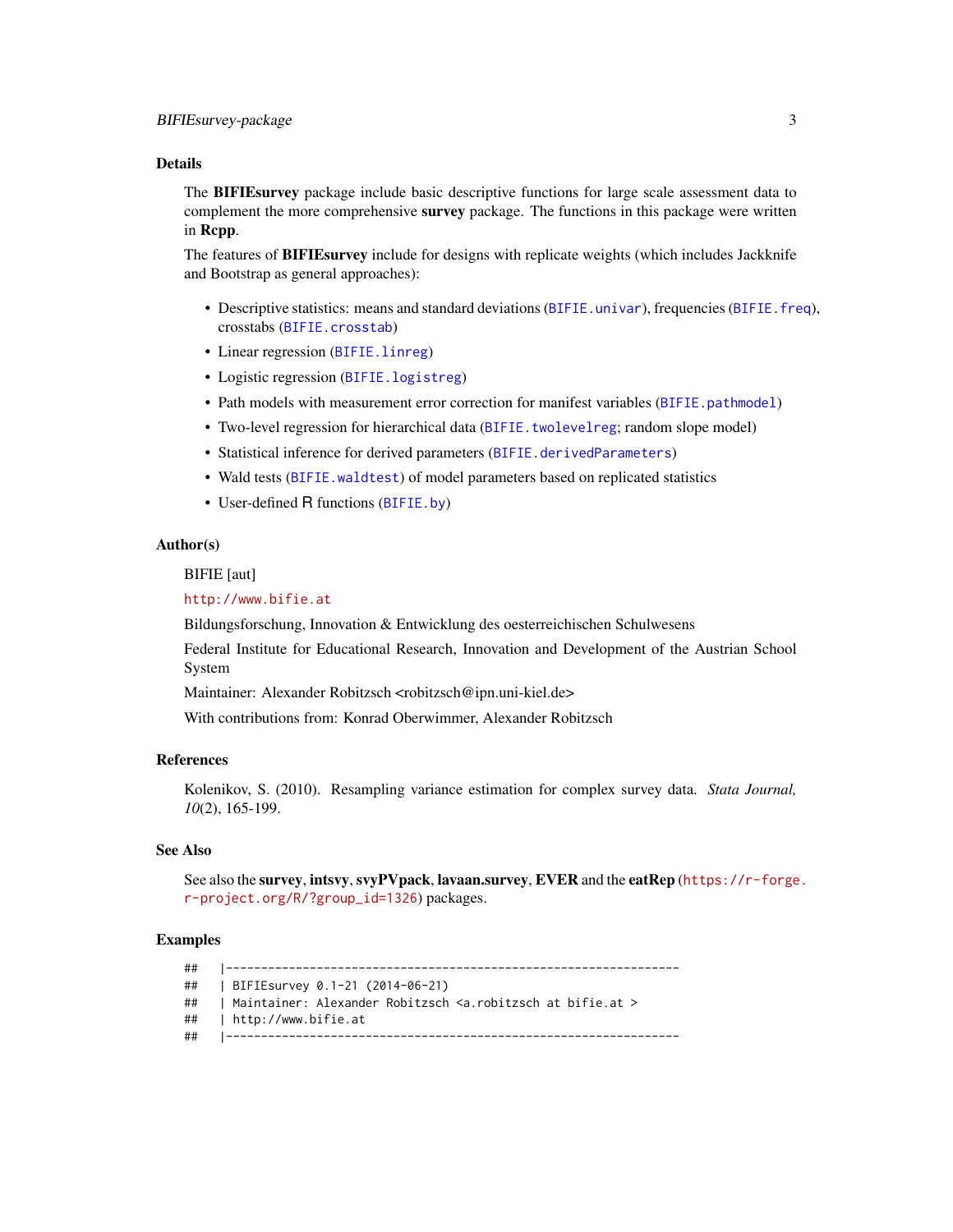## Details

The **BIFIEsurvey** package include basic descriptive functions for large scale assessment data to complement the more comprehensive **survey** package. The functions in this package were written in **Rcpp**.

The features of **BIFIEsurvey** include for designs with replicate weights (which includes Jackknife and Bootstrap as general approaches):

- Descriptive statistics: means and standard deviations (`BIFIE.univar`), frequencies (`BIFIE.freq`), crosstabs (`BIFIE.crosstab`)
- Linear regression (`BIFIE.linreg`)
- Logistic regression (`BIFIE.logistreg`)
- Path models with measurement error correction for manifest variables (`BIFIE.pathmodel`)
- Two-level regression for hierarchical data (`BIFIE.twolevelreg`; random slope model)
- Statistical inference for derived parameters (`BIFIE.derivedParameters`)
- Wald tests (`BIFIE.waldtest`) of model parameters based on replicated statistics
- User-defined R functions (`BIFIE.by`)

## Author(s)

BIFIE [aut]

http://www.bifie.at

Bildungsforschung, Innovation & Entwicklung des oesterreichischen Schulwesens

Federal Institute for Educational Research, Innovation and Development of the Austrian School System

Maintainer: Alexander Robitzsch <robitzsch@ipn.uni-kiel.de>

With contributions from: Konrad Oberwimmer, Alexander Robitzsch

## References

Kolenikov, S. (2010). Resampling variance estimation for complex survey data. *Stata Journal, 10*(2), 165-199.

## See Also

See also the **survey**, **intsvy**, **svyPVpack**, **lavaan.survey**, **EVER** and the **eatRep** (https://r-forge.r-project.org/R/?group_id=1326) packages.

## Examples

```
##   |-----------------------------------------------------------------
##   | BIFIEsurvey 0.1-21 (2014-06-21)
##   | Maintainer: Alexander Robitzsch <a.robitzsch at bifie.at >
##   | http://www.bifie.at
##   |-----------------------------------------------------------------
```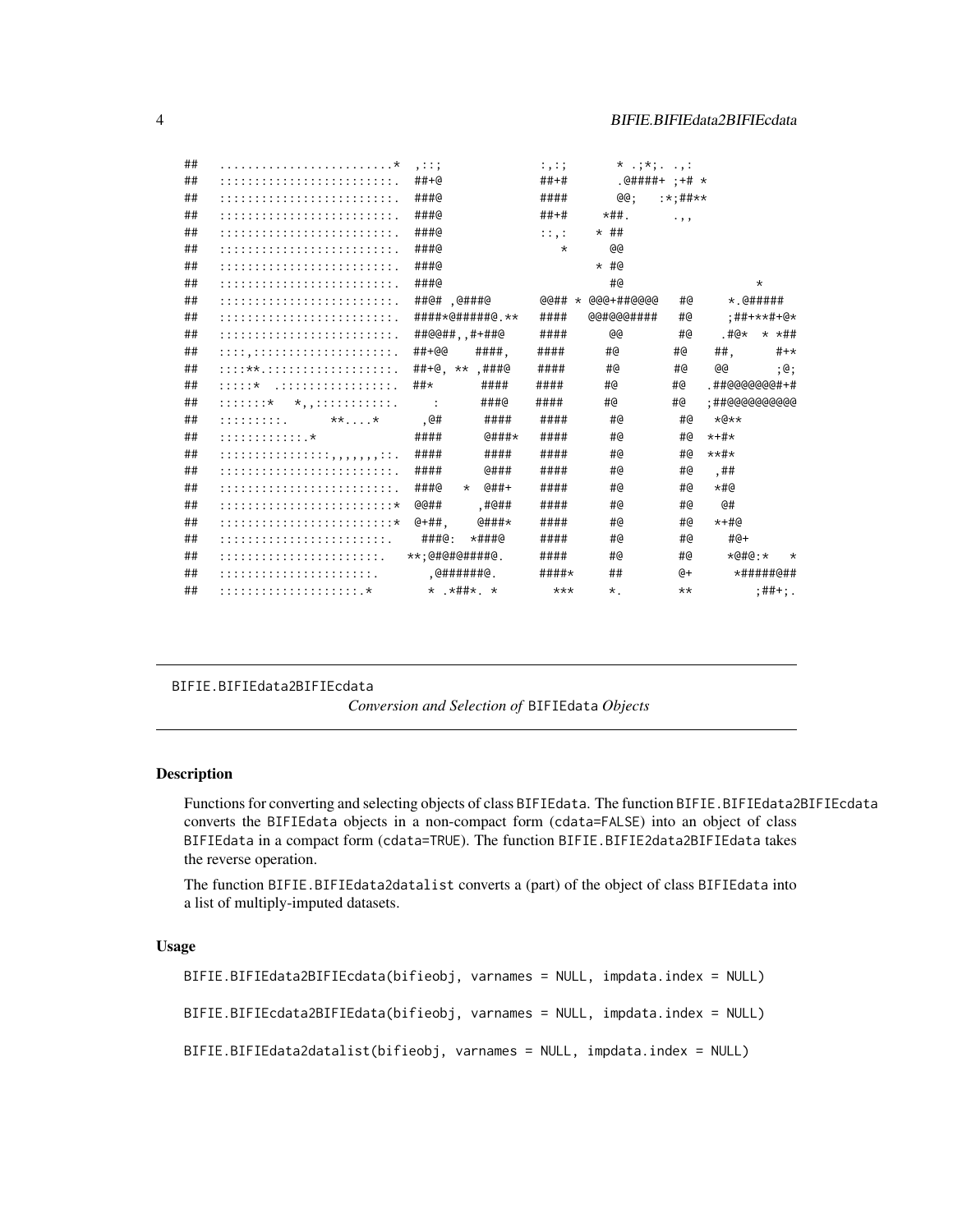```
##    .........................*  ,::;              :,:;       * .;*;. .,:
##    ::::::::::::::::::::::::::.  ##+@              ##+#       .@####+ ;+# *
##    ::::::::::::::::::::::::::.  ###@              ####       @@;   :*;##**
##    ::::::::::::::::::::::::::.  ###@              ##+#     *##.      .,,
##    ::::::::::::::::::::::::::.  ###@              ::,:    * ##
##    ::::::::::::::::::::::::::.  ###@                *      @@
##    ::::::::::::::::::::::::::.  ###@                     * #@
##    ::::::::::::::::::::::::::.  ###@                       #@                *
##    ::::::::::::::::::::::::::.  ##@# ,@###@      @@## * @@@+##@@@@   #@     *.@#####
##    ::::::::::::::::::::::::::.  ####*@#####@.**   ####   @@#@@@####   #@     ;##+**#+@*
##    ::::::::::::::::::::::::::.  ##@@##,,#+##@     ####      @@        #@    .#@*  * *##
##    ::::,:::::::::::::::::::::.  ##+@@    ####,    ####      #@        #@    ##,      #+*
##    ::::**.:::::::::::::::::::.  ##+@, ** ,###@    ####      #@        #@    @@        ;@;
##    :::::*  .:::::::::::::::::.  ##*       ####    ####      #@        #@   .##@@@@@@@#+#
##    :::::::*   *,,:::::::::::.     :       ###@    ####      #@        #@   ;##@@@@@@@@@@
##    :::::::::.      **....*      ,@#       ####    ####      #@        #@   *@**
##    ::::::::::::.*               ####      @###*   ####      #@        #@  *+#*
##    ::::::::::::::::,,,,,,,::.  ####      ####    ####      #@        #@  **#*
##    ::::::::::::::::::::::::::.  ####      @###    ####      #@        #@   ,##
##    ::::::::::::::::::::::::::.  ###@   *  @##+    ####      #@        #@   *#@
##    :::::::::::::::::::::::::*  @@##     ,#@##    ####      #@        #@    @#
##    :::::::::::::::::::::::::*  @+##,    @###*    ####      #@        #@   *+#@
##    ::::::::::::::::::::::::.    ###@:  *###@     ####      #@        #@     #@+
##    ::::::::::::::::::::::::.   **;@#@#@####@.     ####      #@        #@     *@#@:*   *
##    :::::::::::::::::::::::.       ,@######@.      ####*     ##        @+      *#####@##
##    :::::::::::::::::::::.*        * .*##*. *        ***     *.        **         ;##+;.
```

---

BIFIE.BIFIEdata2BIFIEcdata

*Conversion and Selection of* `BIFIEdata` *Objects*

---

### Description

Functions for converting and selecting objects of class `BIFIEdata`. The function `BIFIE.BIFIEdata2BIFIEcdata` converts the `BIFIEdata` objects in a non-compact form (`cdata=FALSE`) into an object of class `BIFIEdata` in a compact form (`cdata=TRUE`). The function `BIFIE.BIFIE2data2BIFIEdata` takes the reverse operation.

The function `BIFIE.BIFIEdata2datalist` converts a (part) of the object of class `BIFIEdata` into a list of multiply-imputed datasets.

### Usage

```
BIFIE.BIFIEdata2BIFIEcdata(bifieobj, varnames = NULL, impdata.index = NULL)

BIFIE.BIFIEcdata2BIFIEdata(bifieobj, varnames = NULL, impdata.index = NULL)

BIFIE.BIFIEdata2datalist(bifieobj, varnames = NULL, impdata.index = NULL)
```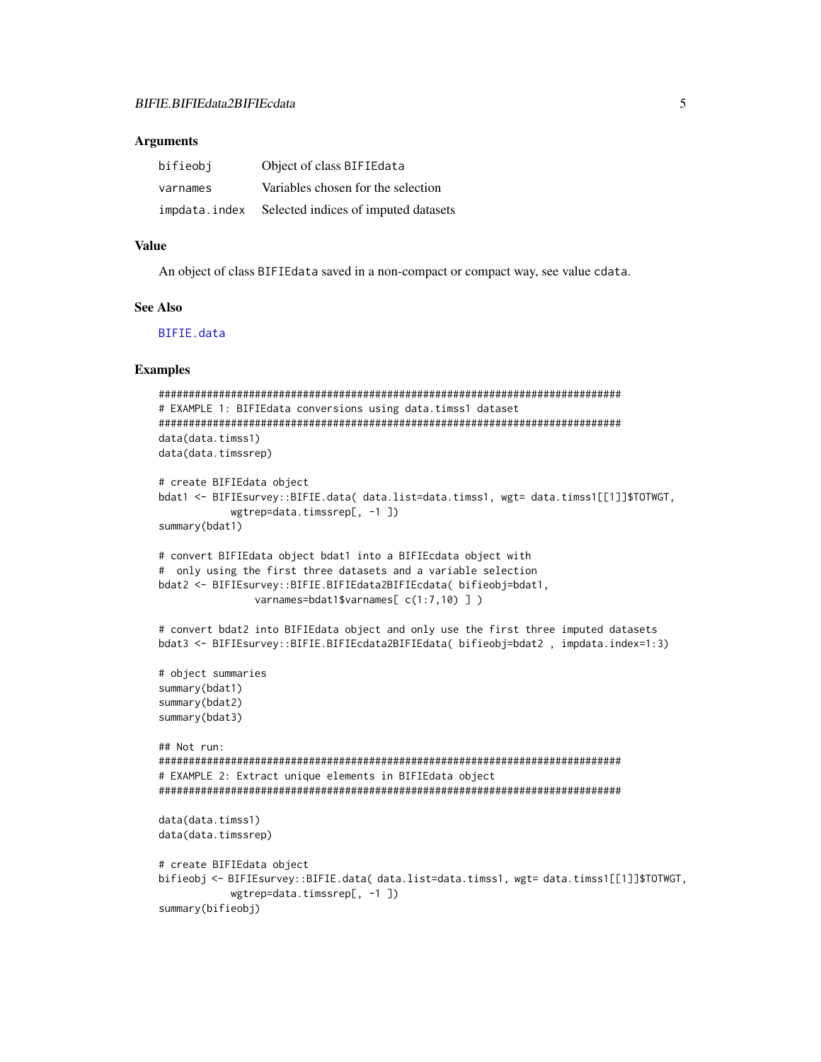### Arguments

| | |
|---|---|
| bifieobj | Object of class BIFIEdata |
| varnames | Variables chosen for the selection |
| impdata.index | Selected indices of imputed datasets |

### Value

An object of class BIFIEdata saved in a non-compact or compact way, see value cdata.

### See Also

BIFIE.data

### Examples

```
#############################################################################
# EXAMPLE 1: BIFIEdata conversions using data.timss1 dataset
#############################################################################
data(data.timss1)
data(data.timssrep)

# create BIFIEdata object
bdat1 <- BIFIEsurvey::BIFIE.data( data.list=data.timss1, wgt= data.timss1[[1]]$TOTWGT,
            wgtrep=data.timssrep[, -1 ])
summary(bdat1)

# convert BIFIEdata object bdat1 into a BIFIEcdata object with
#  only using the first three datasets and a variable selection
bdat2 <- BIFIEsurvey::BIFIE.BIFIEdata2BIFIEcdata( bifieobj=bdat1,
                varnames=bdat1$varnames[ c(1:7,10) ] )

# convert bdat2 into BIFIEdata object and only use the first three imputed datasets
bdat3 <- BIFIEsurvey::BIFIE.BIFIEcdata2BIFIEdata( bifieobj=bdat2 , impdata.index=1:3)

# object summaries
summary(bdat1)
summary(bdat2)
summary(bdat3)

## Not run:
#############################################################################
# EXAMPLE 2: Extract unique elements in BIFIEdata object
#############################################################################

data(data.timss1)
data(data.timssrep)

# create BIFIEdata object
bifieobj <- BIFIEsurvey::BIFIE.data( data.list=data.timss1, wgt= data.timss1[[1]]$TOTWGT,
            wgtrep=data.timssrep[, -1 ])
summary(bifieobj)
```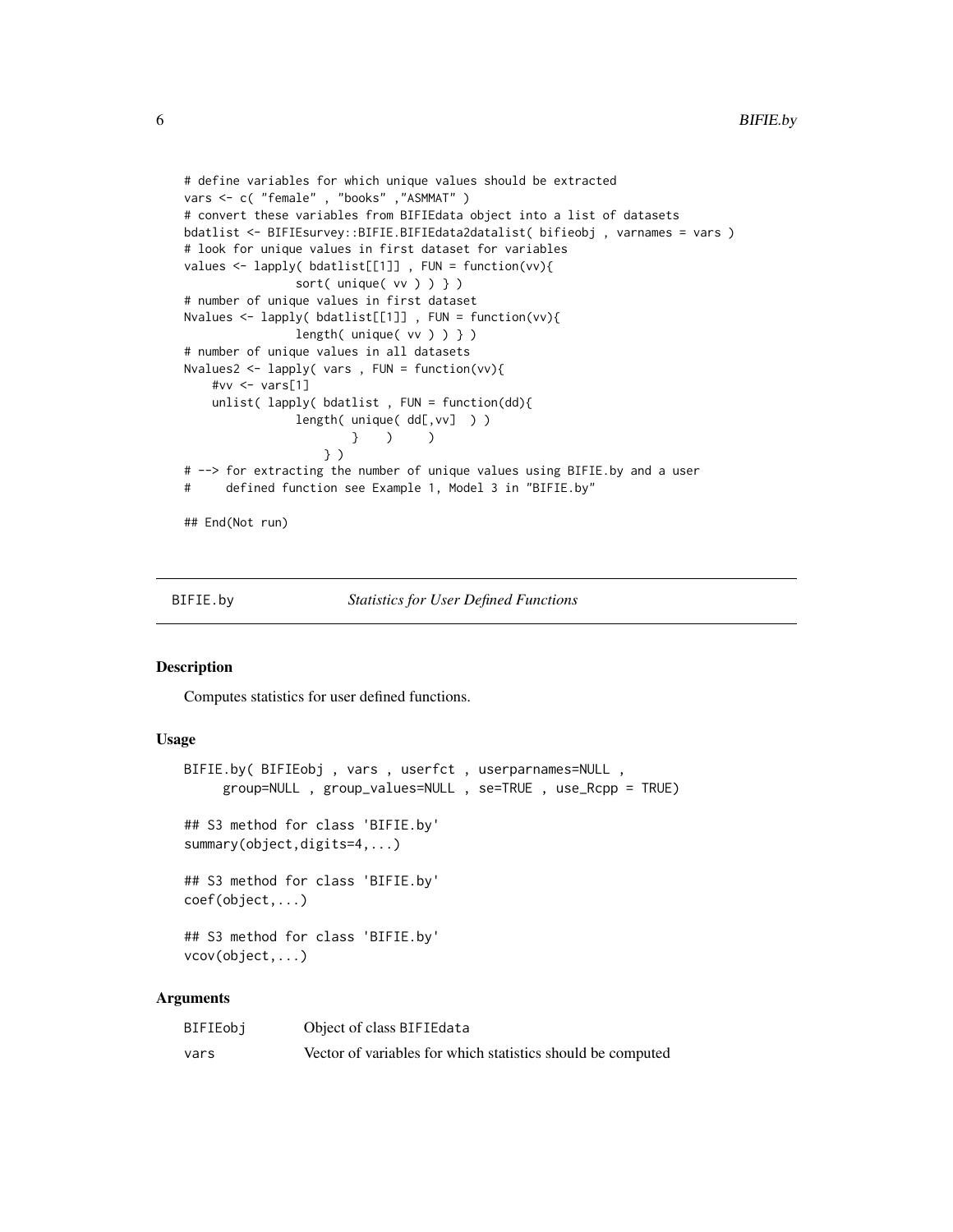```
# define variables for which unique values should be extracted
vars <- c( "female" , "books" ,"ASMMAT" )
# convert these variables from BIFIEdata object into a list of datasets
bdatlist <- BIFIEsurvey::BIFIE.BIFIEdata2datalist( bifieobj , varnames = vars )
# look for unique values in first dataset for variables
values <- lapply( bdatlist[[1]] , FUN = function(vv){
               sort( unique( vv ) ) } )
# number of unique values in first dataset
Nvalues <- lapply( bdatlist[[1]] , FUN = function(vv){
               length( unique( vv ) ) } )
# number of unique values in all datasets
Nvalues2 <- lapply( vars , FUN = function(vv){
    #vv <- vars[1]
    unlist( lapply( bdatlist , FUN = function(dd){
               length( unique( dd[,vv]  ) )
                      }    )     )
                  } )
# --> for extracting the number of unique values using BIFIE.by and a user
#     defined function see Example 1, Model 3 in "BIFIE.by"

## End(Not run)
```

---

BIFIE.by    *Statistics for User Defined Functions*

---

## Description

Computes statistics for user defined functions.

## Usage

```
BIFIE.by( BIFIEobj , vars , userfct , userparnames=NULL ,
     group=NULL , group_values=NULL , se=TRUE , use_Rcpp = TRUE)

## S3 method for class 'BIFIE.by'
summary(object,digits=4,...)

## S3 method for class 'BIFIE.by'
coef(object,...)

## S3 method for class 'BIFIE.by'
vcov(object,...)
```

## Arguments

| | |
|---|---|
| BIFIEobj | Object of class BIFIEdata |
| vars | Vector of variables for which statistics should be computed |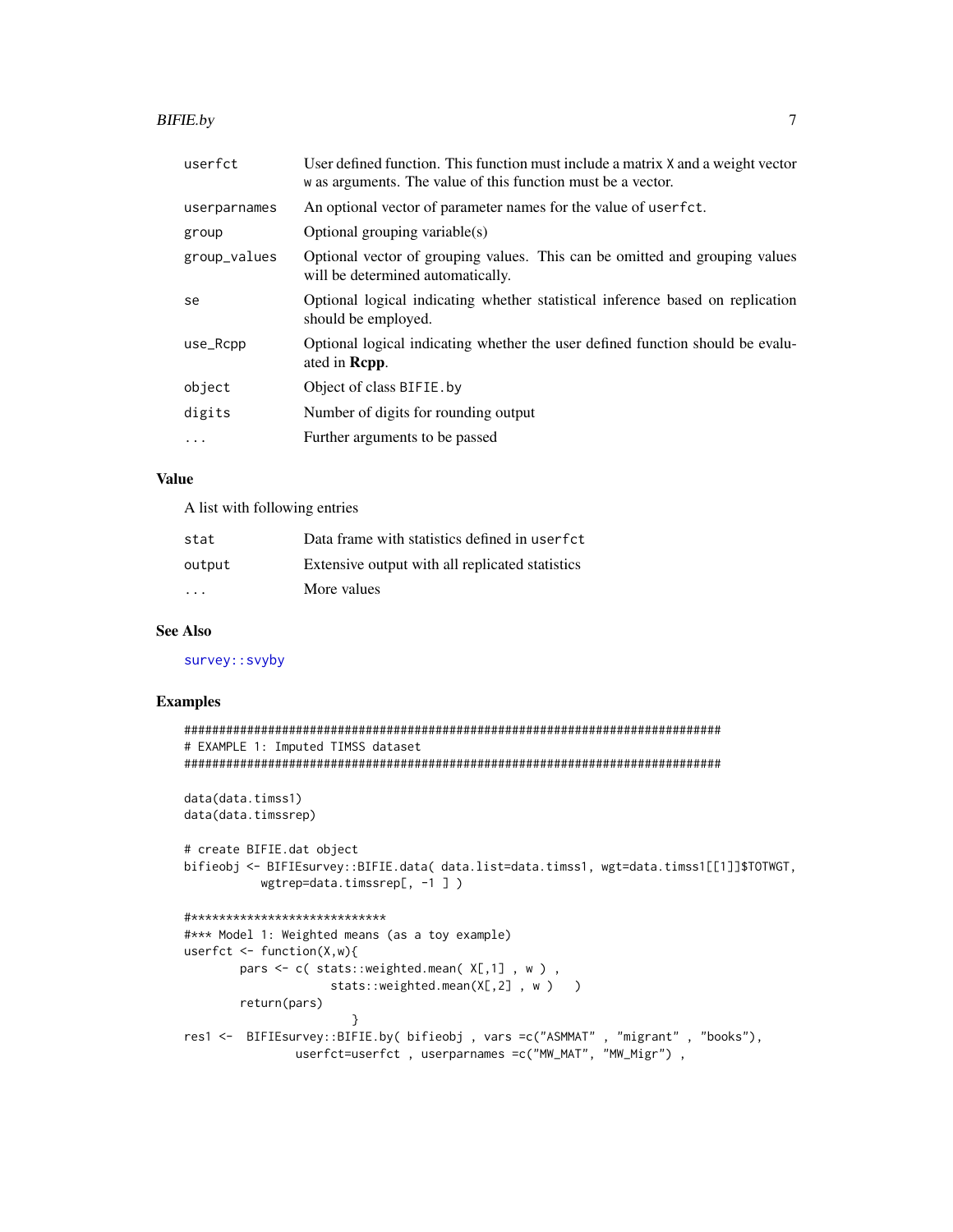| | |
|---|---|
| userfct | User defined function. This function must include a matrix X and a weight vector w as arguments. The value of this function must be a vector. |
| userparnames | An optional vector of parameter names for the value of userfct. |
| group | Optional grouping variable(s) |
| group_values | Optional vector of grouping values. This can be omitted and grouping values will be determined automatically. |
| se | Optional logical indicating whether statistical inference based on replication should be employed. |
| use_Rcpp | Optional logical indicating whether the user defined function should be evaluated in **Rcpp**. |
| object | Object of class BIFIE.by |
| digits | Number of digits for rounding output |
| ... | Further arguments to be passed |

## Value

A list with following entries

| | |
|---|---|
| stat | Data frame with statistics defined in userfct |
| output | Extensive output with all replicated statistics |
| ... | More values |

## See Also

survey::svyby

## Examples

```
#############################################################################
# EXAMPLE 1: Imputed TIMSS dataset
#############################################################################

data(data.timss1)
data(data.timssrep)

# create BIFIE.dat object
bifieobj <- BIFIEsurvey::BIFIE.data( data.list=data.timss1, wgt=data.timss1[[1]]$TOTWGT,
            wgtrep=data.timssrep[, -1 ] )

#****************************
#*** Model 1: Weighted means (as a toy example)
userfct <- function(X,w){
        pars <- c( stats::weighted.mean( X[,1] , w ) ,
                    stats::weighted.mean(X[,2] , w )   )
        return(pars)
                    }
res1 <-  BIFIEsurvey::BIFIE.by( bifieobj , vars =c("ASMMAT" , "migrant" , "books"),
              userfct=userfct , userparnames =c("MW_MAT", "MW_Migr") ,
```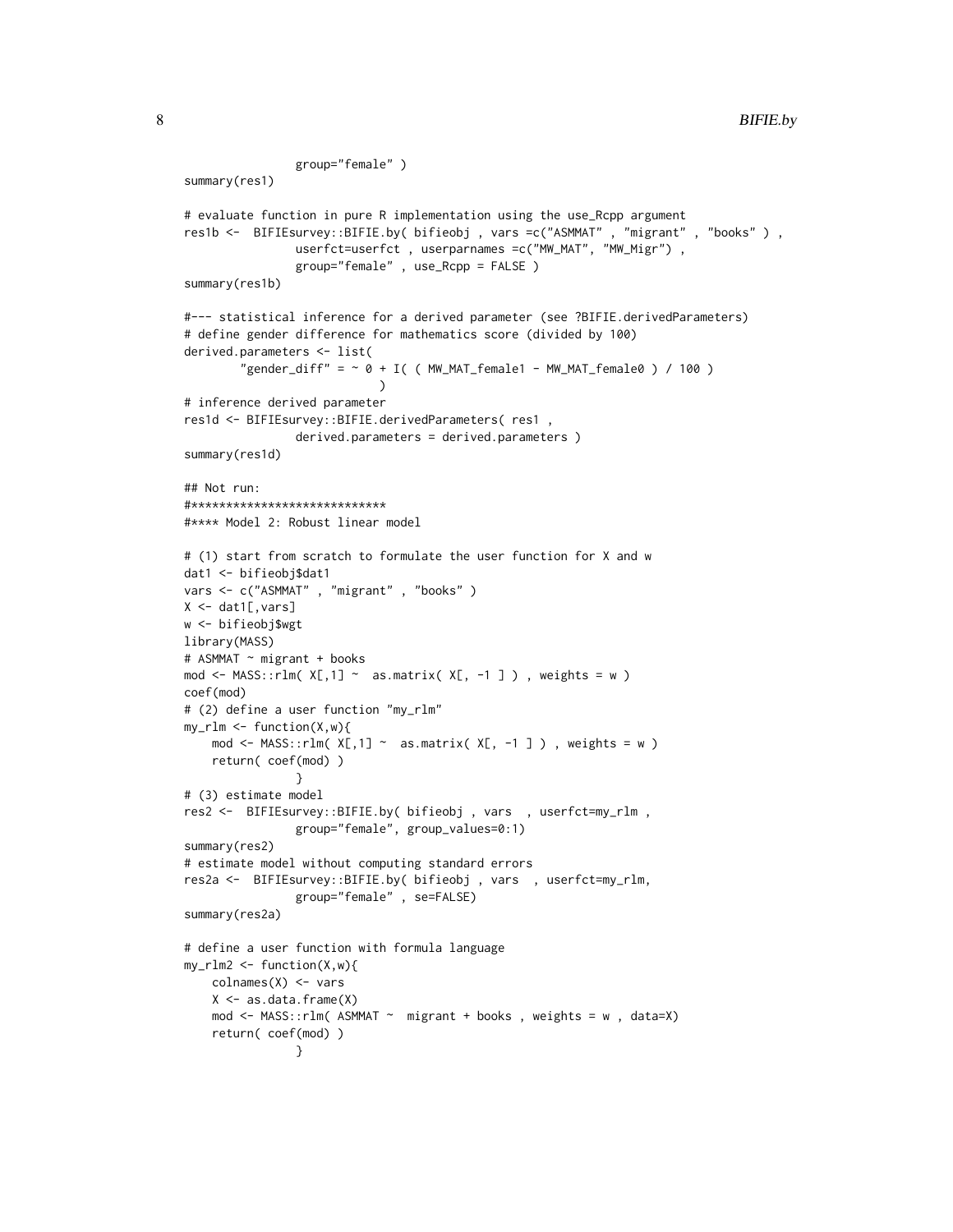```
                group="female" )
summary(res1)

# evaluate function in pure R implementation using the use_Rcpp argument
res1b <-  BIFIEsurvey::BIFIE.by( bifieobj , vars =c("ASMMAT" , "migrant" , "books" ) ,
                userfct=userfct , userparnames =c("MW_MAT", "MW_Migr") ,
                group="female" , use_Rcpp = FALSE )
summary(res1b)

#--- statistical inference for a derived parameter (see ?BIFIE.derivedParameters)
# define gender difference for mathematics score (divided by 100)
derived.parameters <- list(
        "gender_diff" = ~ 0 + I( ( MW_MAT_female1 - MW_MAT_female0 ) / 100 )
                            )
# inference derived parameter
res1d <- BIFIEsurvey::BIFIE.derivedParameters( res1 ,
                derived.parameters = derived.parameters )
summary(res1d)

## Not run:
#****************************
#**** Model 2: Robust linear model

# (1) start from scratch to formulate the user function for X and w
dat1 <- bifieobj$dat1
vars <- c("ASMMAT" , "migrant" , "books" )
X <- dat1[,vars]
w <- bifieobj$wgt
library(MASS)
# ASMMAT ~ migrant + books
mod <- MASS::rlm( X[,1] ~  as.matrix( X[, -1 ] ) , weights = w )
coef(mod)
# (2) define a user function "my_rlm"
my_rlm <- function(X,w){
    mod <- MASS::rlm( X[,1] ~  as.matrix( X[, -1 ] ) , weights = w )
    return( coef(mod) )
                }
# (3) estimate model
res2 <-  BIFIEsurvey::BIFIE.by( bifieobj , vars  , userfct=my_rlm ,
                group="female", group_values=0:1)
summary(res2)
# estimate model without computing standard errors
res2a <-  BIFIEsurvey::BIFIE.by( bifieobj , vars  , userfct=my_rlm,
                group="female" , se=FALSE)
summary(res2a)

# define a user function with formula language
my_rlm2 <- function(X,w){
    colnames(X) <- vars
    X <- as.data.frame(X)
    mod <- MASS::rlm( ASMMAT ~  migrant + books , weights = w , data=X)
    return( coef(mod) )
                }
```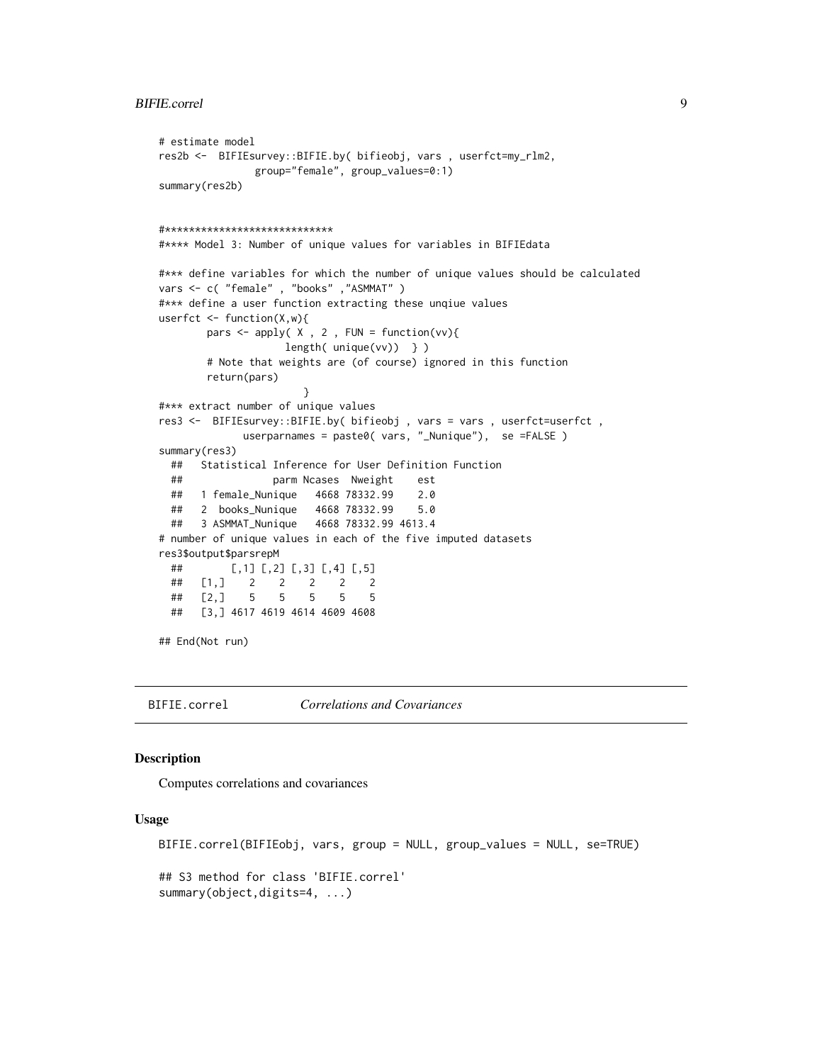```
# estimate model
res2b <-  BIFIEsurvey::BIFIE.by( bifieobj, vars , userfct=my_rlm2,
               group="female", group_values=0:1)
summary(res2b)


#****************************
#**** Model 3: Number of unique values for variables in BIFIEdata

#*** define variables for which the number of unique values should be calculated
vars <- c( "female" , "books" ,"ASMMAT" )
#*** define a user function extracting these unqiue values
userfct <- function(X,w){
        pars <- apply( X , 2 , FUN = function(vv){
                    length( unique(vv))  } )
        # Note that weights are (of course) ignored in this function
        return(pars)
                      }
#*** extract number of unique values
res3 <-  BIFIEsurvey::BIFIE.by( bifieobj , vars = vars , userfct=userfct ,
            userparnames = paste0( vars, "_Nunique"),  se =FALSE )
summary(res3)
  ##   Statistical Inference for User Definition Function
  ##              parm Ncases  Nweight    est
  ##   1 female_Nunique   4668 78332.99    2.0
  ##   2  books_Nunique   4668 78332.99    5.0
  ##   3 ASMMAT_Nunique   4668 78332.99 4613.4
# number of unique values in each of the five imputed datasets
res3$output$parsrepM
  ##        [,1] [,2] [,3] [,4] [,5]
  ##   [1,]    2    2    2    2    2
  ##   [2,]    5    5    5    5    5
  ##   [3,] 4617 4619 4614 4609 4608

## End(Not run)
```

---

BIFIE.correl *Correlations and Covariances*

---

### Description

Computes correlations and covariances

### Usage

```
BIFIE.correl(BIFIEobj, vars, group = NULL, group_values = NULL, se=TRUE)

## S3 method for class 'BIFIE.correl'
summary(object,digits=4, ...)
```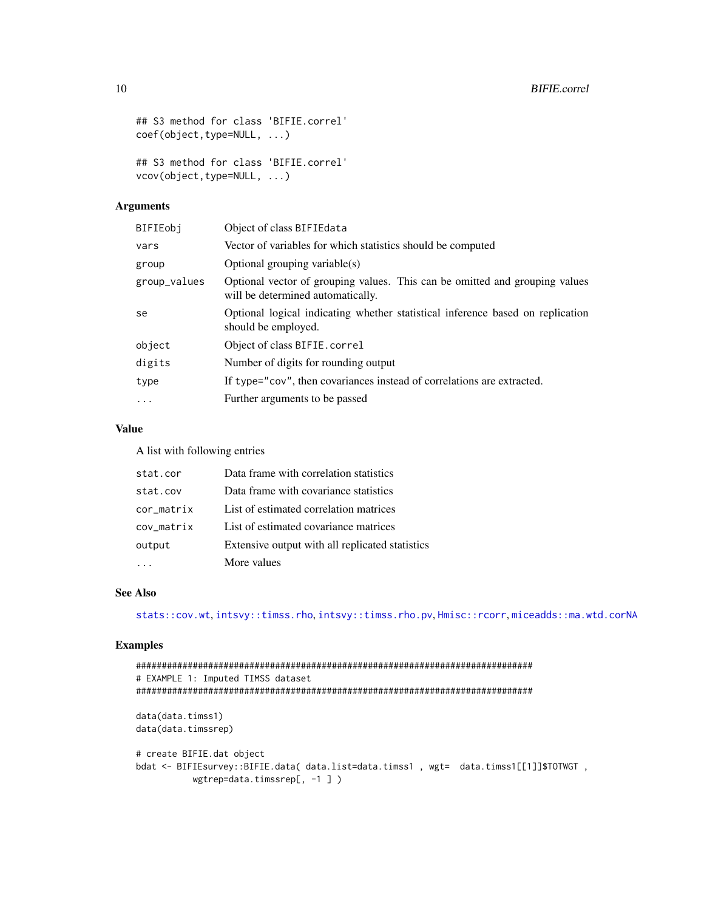```
## S3 method for class 'BIFIE.correl'
coef(object,type=NULL, ...)

## S3 method for class 'BIFIE.correl'
vcov(object,type=NULL, ...)
```

### Arguments

| | |
|---|---|
| BIFIEobj | Object of class BIFIEdata |
| vars | Vector of variables for which statistics should be computed |
| group | Optional grouping variable(s) |
| group_values | Optional vector of grouping values. This can be omitted and grouping values will be determined automatically. |
| se | Optional logical indicating whether statistical inference based on replication should be employed. |
| object | Object of class BIFIE.correl |
| digits | Number of digits for rounding output |
| type | If type="cov", then covariances instead of correlations are extracted. |
| ... | Further arguments to be passed |

### Value

A list with following entries

| | |
|---|---|
| stat.cor | Data frame with correlation statistics |
| stat.cov | Data frame with covariance statistics |
| cor_matrix | List of estimated correlation matrices |
| cov_matrix | List of estimated covariance matrices |
| output | Extensive output with all replicated statistics |
| ... | More values |

### See Also

stats::cov.wt, intsvy::timss.rho, intsvy::timss.rho.pv, Hmisc::rcorr, miceadds::ma.wtd.corNA

### Examples

```
#############################################################################
# EXAMPLE 1: Imputed TIMSS dataset
#############################################################################

data(data.timss1)
data(data.timssrep)

# create BIFIE.dat object
bdat <- BIFIEsurvey::BIFIE.data( data.list=data.timss1 , wgt=  data.timss1[[1]]$TOTWGT ,
           wgtrep=data.timssrep[, -1 ] )
```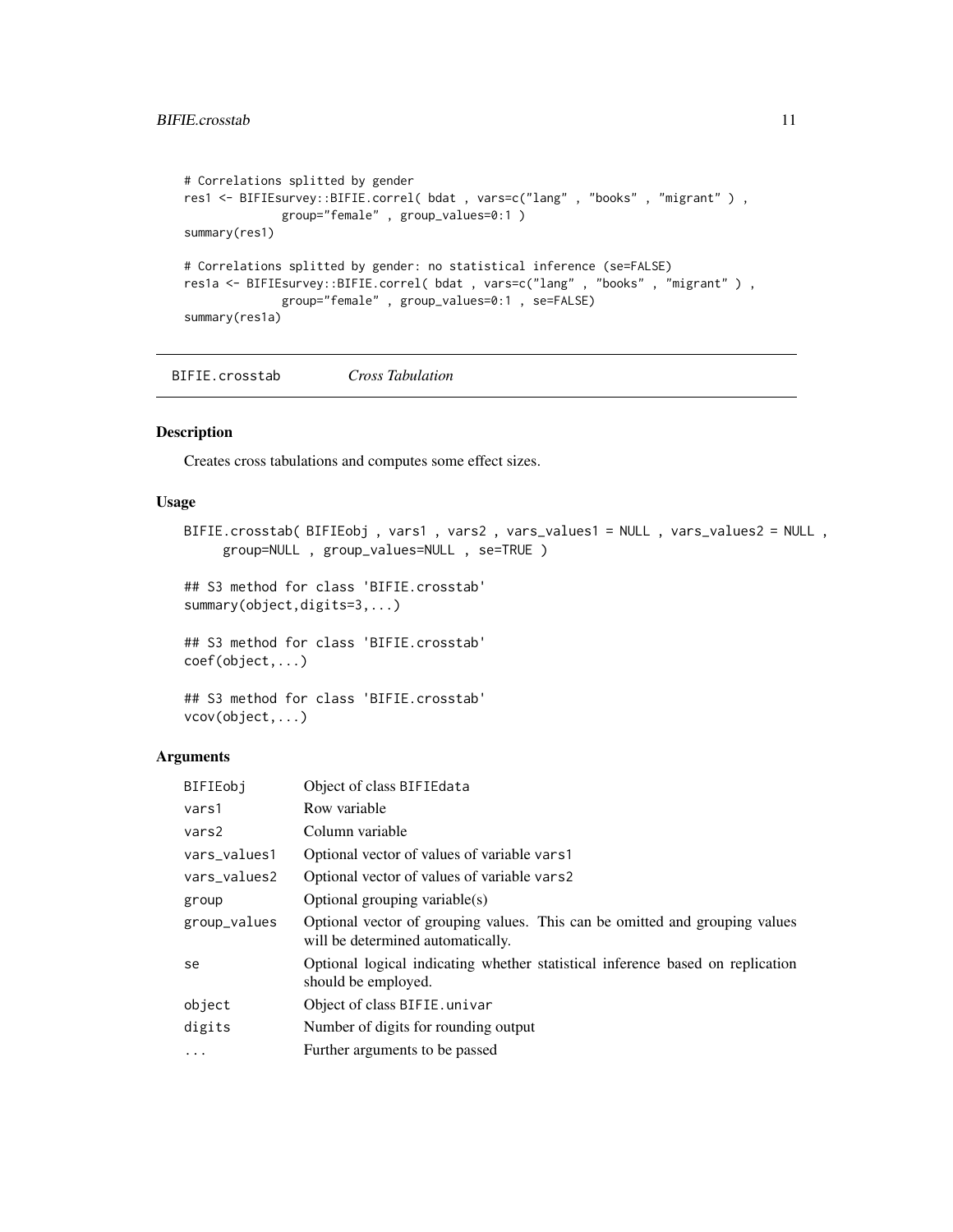```
# Correlations splitted by gender
res1 <- BIFIEsurvey::BIFIE.correl( bdat , vars=c("lang" , "books" , "migrant" ) ,
            group="female" , group_values=0:1 )
summary(res1)

# Correlations splitted by gender: no statistical inference (se=FALSE)
res1a <- BIFIEsurvey::BIFIE.correl( bdat , vars=c("lang" , "books" , "migrant" ) ,
            group="female" , group_values=0:1 , se=FALSE)
summary(res1a)
```

---

## BIFIE.crosstab *Cross Tabulation*

---

### Description

Creates cross tabulations and computes some effect sizes.

### Usage

```
BIFIE.crosstab( BIFIEobj , vars1 , vars2 , vars_values1 = NULL , vars_values2 = NULL ,
     group=NULL , group_values=NULL , se=TRUE )

## S3 method for class 'BIFIE.crosstab'
summary(object,digits=3,...)

## S3 method for class 'BIFIE.crosstab'
coef(object,...)

## S3 method for class 'BIFIE.crosstab'
vcov(object,...)
```

### Arguments

| | |
|---|---|
| BIFIEobj | Object of class BIFIEdata |
| vars1 | Row variable |
| vars2 | Column variable |
| vars_values1 | Optional vector of values of variable vars1 |
| vars_values2 | Optional vector of values of variable vars2 |
| group | Optional grouping variable(s) |
| group_values | Optional vector of grouping values. This can be omitted and grouping values will be determined automatically. |
| se | Optional logical indicating whether statistical inference based on replication should be employed. |
| object | Object of class BIFIE.univar |
| digits | Number of digits for rounding output |
| ... | Further arguments to be passed |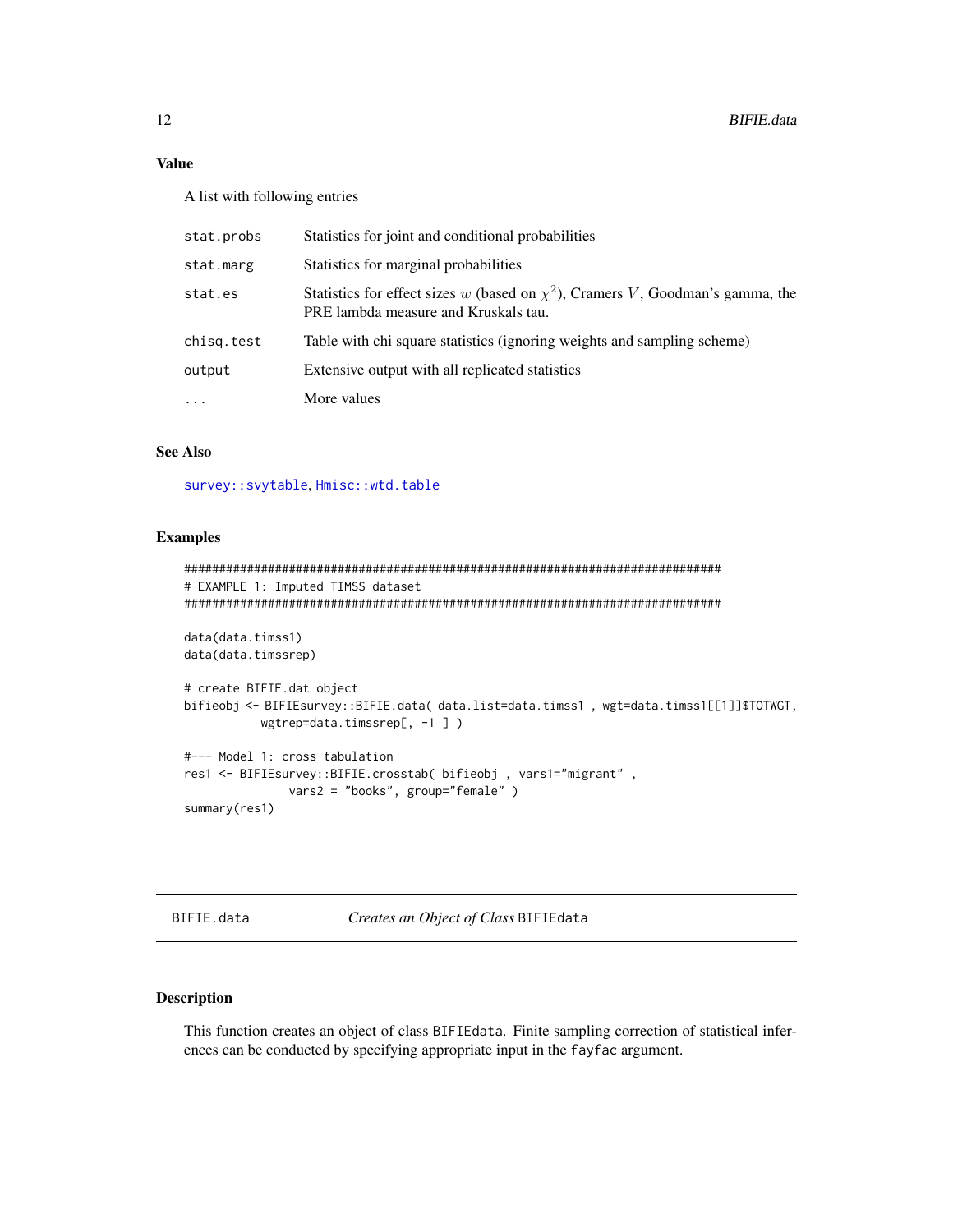## Value

A list with following entries

| | |
|---|---|
| `stat.probs` | Statistics for joint and conditional probabilities |
| `stat.marg` | Statistics for marginal probabilities |
| `stat.es` | Statistics for effect sizes $w$ (based on $\chi^2$), Cramers $V$, Goodman's gamma, the PRE lambda measure and Kruskals tau. |
| `chisq.test` | Table with chi square statistics (ignoring weights and sampling scheme) |
| `output` | Extensive output with all replicated statistics |
| `...` | More values |

## See Also

`survey::svytable`, `Hmisc::wtd.table`

## Examples

```
#############################################################################
# EXAMPLE 1: Imputed TIMSS dataset
#############################################################################

data(data.timss1)
data(data.timssrep)

# create BIFIE.dat object
bifieobj <- BIFIEsurvey::BIFIE.data( data.list=data.timss1 , wgt=data.timss1[[1]]$TOTWGT,
           wgtrep=data.timssrep[, -1 ] )

#--- Model 1: cross tabulation
res1 <- BIFIEsurvey::BIFIE.crosstab( bifieobj , vars1="migrant" ,
              vars2 = "books", group="female" )
summary(res1)
```

---

# BIFIE.data — *Creates an Object of Class* `BIFIEdata`

## Description

This function creates an object of class `BIFIEdata`. Finite sampling correction of statistical inferences can be conducted by specifying appropriate input in the `fayfac` argument.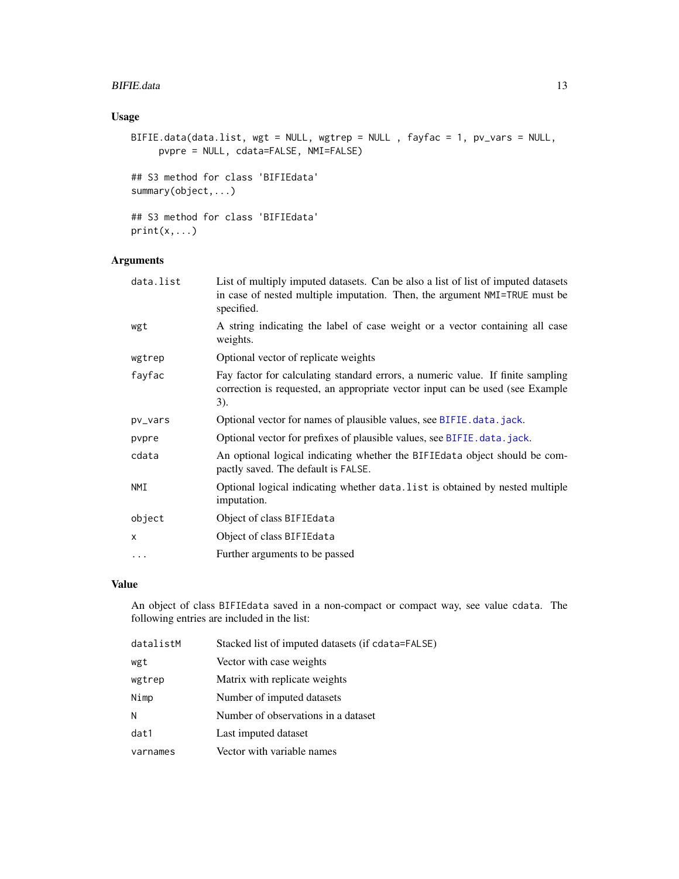## Usage

```
BIFIE.data(data.list, wgt = NULL, wgtrep = NULL , fayfac = 1, pv_vars = NULL,
     pvpre = NULL, cdata=FALSE, NMI=FALSE)

## S3 method for class 'BIFIEdata'
summary(object,...)

## S3 method for class 'BIFIEdata'
print(x,...)
```

## Arguments

| | |
|---|---|
| data.list | List of multiply imputed datasets. Can be also a list of list of imputed datasets in case of nested multiple imputation. Then, the argument NMI=TRUE must be specified. |
| wgt | A string indicating the label of case weight or a vector containing all case weights. |
| wgtrep | Optional vector of replicate weights |
| fayfac | Fay factor for calculating standard errors, a numeric value. If finite sampling correction is requested, an appropriate vector input can be used (see Example 3). |
| pv_vars | Optional vector for names of plausible values, see BIFIE.data.jack. |
| pvpre | Optional vector for prefixes of plausible values, see BIFIE.data.jack. |
| cdata | An optional logical indicating whether the BIFIEdata object should be compactly saved. The default is FALSE. |
| NMI | Optional logical indicating whether data.list is obtained by nested multiple imputation. |
| object | Object of class BIFIEdata |
| x | Object of class BIFIEdata |
| ... | Further arguments to be passed |

## Value

An object of class BIFIEdata saved in a non-compact or compact way, see value cdata. The following entries are included in the list:

| | |
|---|---|
| datalistM | Stacked list of imputed datasets (if cdata=FALSE) |
| wgt | Vector with case weights |
| wgtrep | Matrix with replicate weights |
| Nimp | Number of imputed datasets |
| N | Number of observations in a dataset |
| dat1 | Last imputed dataset |
| varnames | Vector with variable names |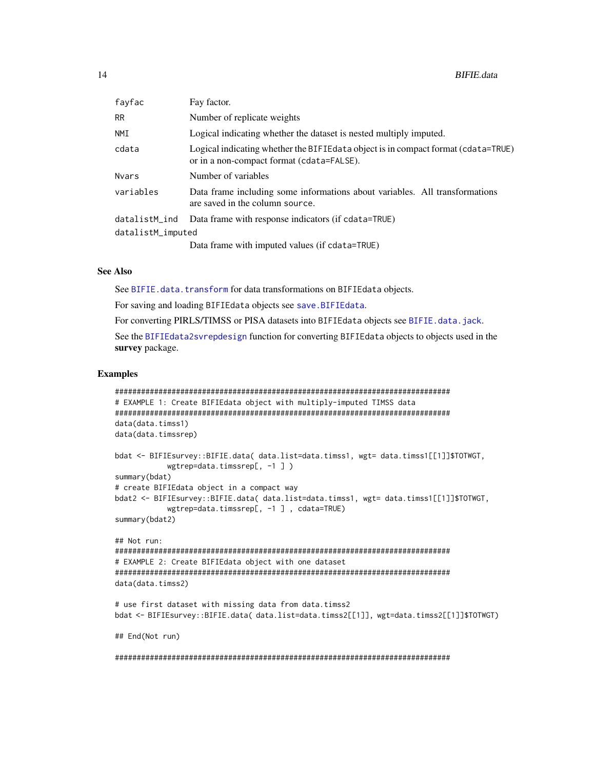| | |
|---|---|
| `fayfac` | Fay factor. |
| `RR` | Number of replicate weights |
| `NMI` | Logical indicating whether the dataset is nested multiply imputed. |
| `cdata` | Logical indicating whether the `BIFIEdata` object is in compact format (`cdata=TRUE`) or in a non-compact format (`cdata=FALSE`). |
| `Nvars` | Number of variables |
| `variables` | Data frame including some informations about variables. All transformations are saved in the column `source`. |
| `datalistM_ind` | Data frame with response indicators (if `cdata=TRUE`) |
| `datalistM_imputed` | Data frame with imputed values (if `cdata=TRUE`) |

### See Also

See `BIFIE.data.transform` for data transformations on `BIFIEdata` objects.

For saving and loading `BIFIEdata` objects see `save.BIFIEdata`.

For converting PIRLS/TIMSS or PISA datasets into `BIFIEdata` objects see `BIFIE.data.jack`.

See the `BIFIEdata2svrepdesign` function for converting `BIFIEdata` objects to objects used in the **survey** package.

### Examples

```
#############################################################################
# EXAMPLE 1: Create BIFIEdata object with multiply-imputed TIMSS data
#############################################################################
data(data.timss1)
data(data.timssrep)

bdat <- BIFIEsurvey::BIFIE.data( data.list=data.timss1, wgt= data.timss1[[1]]$TOTWGT,
            wgtrep=data.timssrep[, -1 ] )
summary(bdat)
# create BIFIEdata object in a compact way
bdat2 <- BIFIEsurvey::BIFIE.data( data.list=data.timss1, wgt= data.timss1[[1]]$TOTWGT,
            wgtrep=data.timssrep[, -1 ] , cdata=TRUE)
summary(bdat2)

## Not run:
#############################################################################
# EXAMPLE 2: Create BIFIEdata object with one dataset
#############################################################################
data(data.timss2)

# use first dataset with missing data from data.timss2
bdat <- BIFIEsurvey::BIFIE.data( data.list=data.timss2[[1]], wgt=data.timss2[[1]]$TOTWGT)

## End(Not run)

#############################################################################
```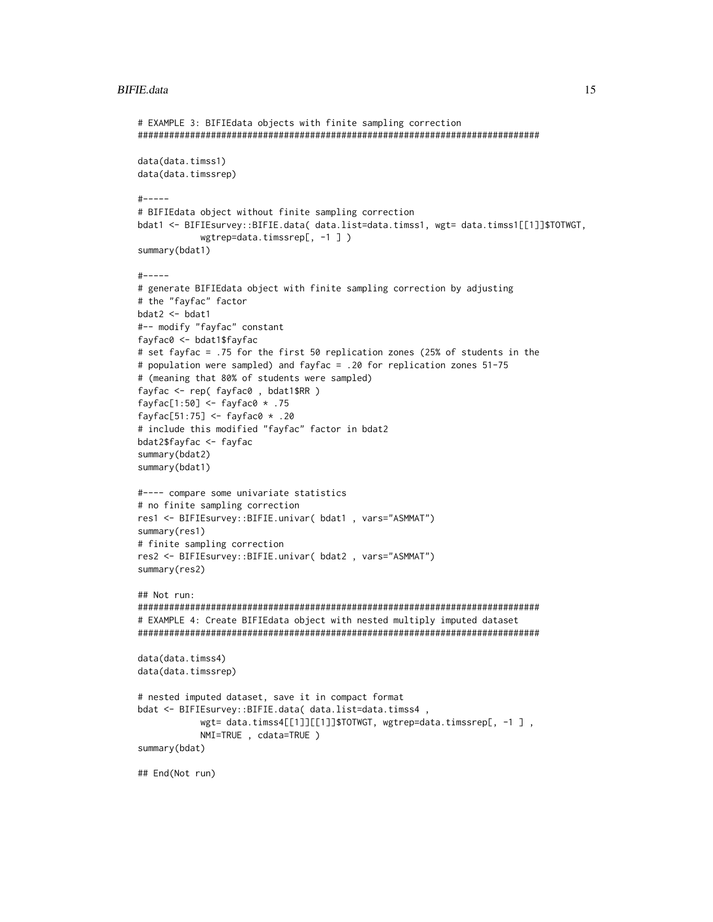```
# EXAMPLE 3: BIFIEdata objects with finite sampling correction
#############################################################################

data(data.timss1)
data(data.timssrep)

#-----
# BIFIEdata object without finite sampling correction
bdat1 <- BIFIEsurvey::BIFIE.data( data.list=data.timss1, wgt= data.timss1[[1]]$TOTWGT,
            wgtrep=data.timssrep[, -1 ] )
summary(bdat1)

#-----
# generate BIFIEdata object with finite sampling correction by adjusting
# the "fayfac" factor
bdat2 <- bdat1
#-- modify "fayfac" constant
fayfac0 <- bdat1$fayfac
# set fayfac = .75 for the first 50 replication zones (25% of students in the
# population were sampled) and fayfac = .20 for replication zones 51-75
# (meaning that 80% of students were sampled)
fayfac <- rep( fayfac0 , bdat1$RR )
fayfac[1:50] <- fayfac0 * .75
fayfac[51:75] <- fayfac0 * .20
# include this modified "fayfac" factor in bdat2
bdat2$fayfac <- fayfac
summary(bdat2)
summary(bdat1)

#---- compare some univariate statistics
# no finite sampling correction
res1 <- BIFIEsurvey::BIFIE.univar( bdat1 , vars="ASMMAT")
summary(res1)
# finite sampling correction
res2 <- BIFIEsurvey::BIFIE.univar( bdat2 , vars="ASMMAT")
summary(res2)

## Not run:
#############################################################################
# EXAMPLE 4: Create BIFIEdata object with nested multiply imputed dataset
#############################################################################

data(data.timss4)
data(data.timssrep)

# nested imputed dataset, save it in compact format
bdat <- BIFIEsurvey::BIFIE.data( data.list=data.timss4 ,
            wgt= data.timss4[[1]][[1]]$TOTWGT, wgtrep=data.timssrep[, -1 ] ,
            NMI=TRUE , cdata=TRUE )
summary(bdat)

## End(Not run)
```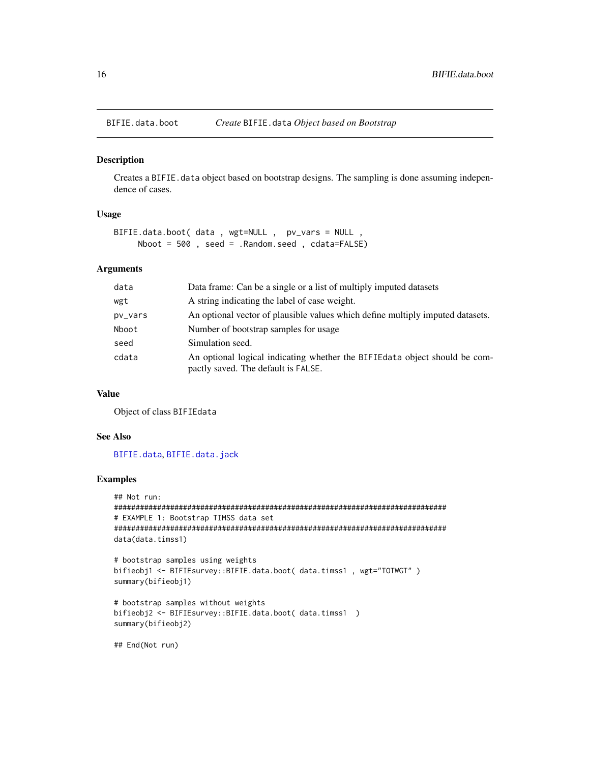# BIFIE.data.boot — *Create BIFIE.data Object based on Bootstrap*

## Description

Creates a `BIFIE.data` object based on bootstrap designs. The sampling is done assuming independence of cases.

## Usage

```
BIFIE.data.boot( data , wgt=NULL ,  pv_vars = NULL ,
     Nboot = 500 , seed = .Random.seed , cdata=FALSE)
```

## Arguments

| | |
|---|---|
| `data` | Data frame: Can be a single or a list of multiply imputed datasets |
| `wgt` | A string indicating the label of case weight. |
| `pv_vars` | An optional vector of plausible values which define multiply imputed datasets. |
| `Nboot` | Number of bootstrap samples for usage |
| `seed` | Simulation seed. |
| `cdata` | An optional logical indicating whether the `BIFIEdata` object should be compactly saved. The default is `FALSE`. |

## Value

Object of class `BIFIEdata`

## See Also

`BIFIE.data`, `BIFIE.data.jack`

## Examples

```
## Not run:
#############################################################################
# EXAMPLE 1: Bootstrap TIMSS data set
#############################################################################
data(data.timss1)

# bootstrap samples using weights
bifieobj1 <- BIFIEsurvey::BIFIE.data.boot( data.timss1 , wgt="TOTWGT" )
summary(bifieobj1)

# bootstrap samples without weights
bifieobj2 <- BIFIEsurvey::BIFIE.data.boot( data.timss1  )
summary(bifieobj2)

## End(Not run)
```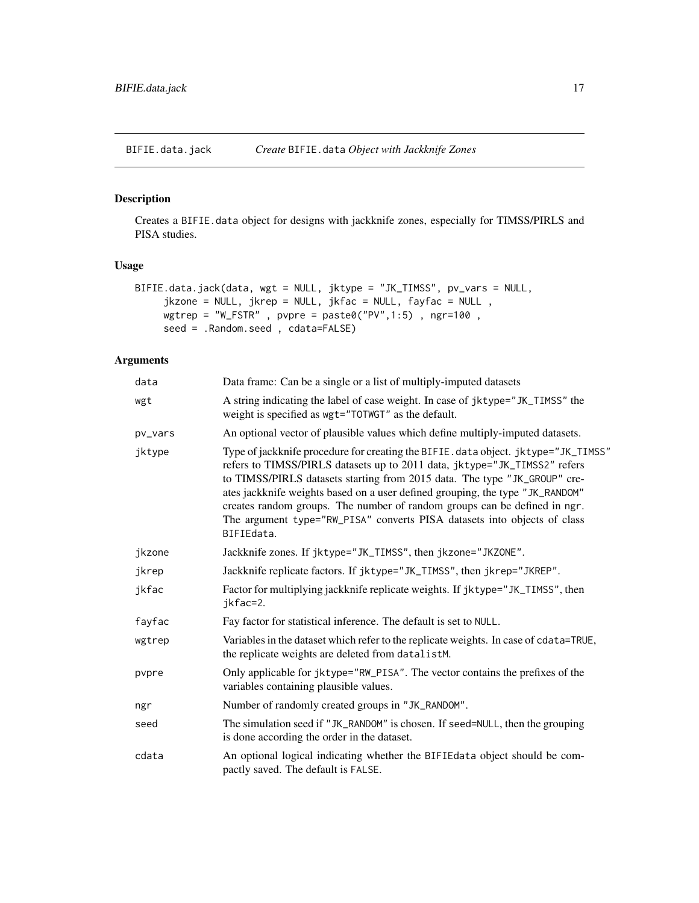# BIFIE.data.jack — *Create* BIFIE.data *Object with Jackknife Zones*

## Description

Creates a BIFIE.data object for designs with jackknife zones, especially for TIMSS/PIRLS and PISA studies.

## Usage

```
BIFIE.data.jack(data, wgt = NULL, jktype = "JK_TIMSS", pv_vars = NULL,
     jkzone = NULL, jkrep = NULL, jkfac = NULL, fayfac = NULL ,
     wgtrep = "W_FSTR" , pvpre = paste0("PV",1:5) , ngr=100 ,
     seed = .Random.seed , cdata=FALSE)
```

## Arguments

| | |
|---|---|
| data | Data frame: Can be a single or a list of multiply-imputed datasets |
| wgt | A string indicating the label of case weight. In case of jktype="JK_TIMSS" the weight is specified as wgt="TOTWGT" as the default. |
| pv_vars | An optional vector of plausible values which define multiply-imputed datasets. |
| jktype | Type of jackknife procedure for creating the BIFIE.data object. jktype="JK_TIMSS" refers to TIMSS/PIRLS datasets up to 2011 data, jktype="JK_TIMSS2" refers to TIMSS/PIRLS datasets starting from 2015 data. The type "JK_GROUP" creates jackknife weights based on a user defined grouping, the type "JK_RANDOM" creates random groups. The number of random groups can be defined in ngr. The argument type="RW_PISA" converts PISA datasets into objects of class BIFIEdata. |
| jkzone | Jackknife zones. If jktype="JK_TIMSS", then jkzone="JKZONE". |
| jkrep | Jackknife replicate factors. If jktype="JK_TIMSS", then jkrep="JKREP". |
| jkfac | Factor for multiplying jackknife replicate weights. If jktype="JK_TIMSS", then jkfac=2. |
| fayfac | Fay factor for statistical inference. The default is set to NULL. |
| wgtrep | Variables in the dataset which refer to the replicate weights. In case of cdata=TRUE, the replicate weights are deleted from datalistM. |
| pvpre | Only applicable for jktype="RW_PISA". The vector contains the prefixes of the variables containing plausible values. |
| ngr | Number of randomly created groups in "JK_RANDOM". |
| seed | The simulation seed if "JK_RANDOM" is chosen. If seed=NULL, then the grouping is done according the order in the dataset. |
| cdata | An optional logical indicating whether the BIFIEdata object should be compactly saved. The default is FALSE. |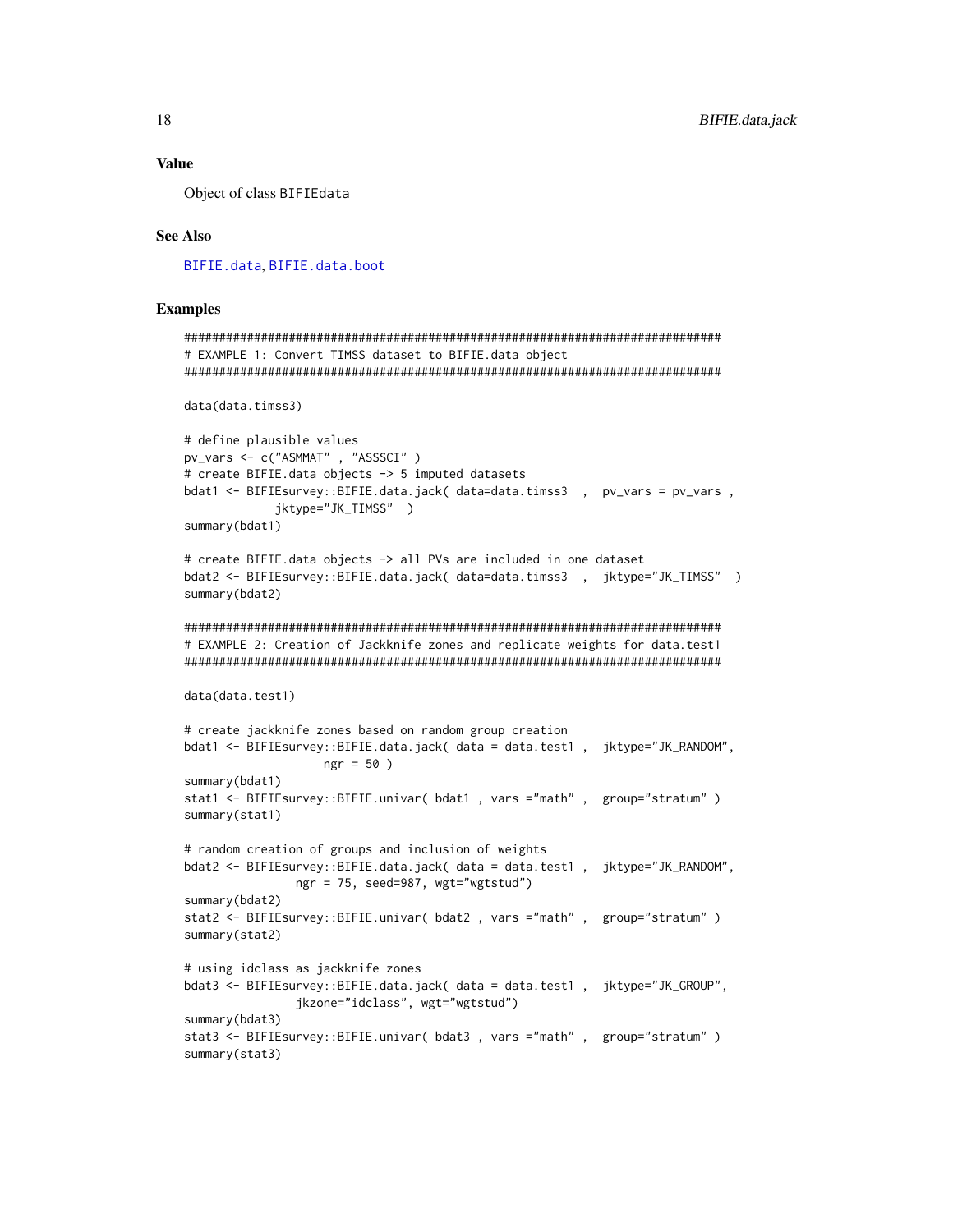### Value

Object of class BIFIEdata

### See Also

BIFIE.data, BIFIE.data.boot

### Examples

```
#############################################################################
# EXAMPLE 1: Convert TIMSS dataset to BIFIE.data object
#############################################################################

data(data.timss3)

# define plausible values
pv_vars <- c("ASMMAT" , "ASSSCI" )
# create BIFIE.data objects -> 5 imputed datasets
bdat1 <- BIFIEsurvey::BIFIE.data.jack( data=data.timss3  ,  pv_vars = pv_vars ,
             jktype="JK_TIMSS"  )
summary(bdat1)

# create BIFIE.data objects -> all PVs are included in one dataset
bdat2 <- BIFIEsurvey::BIFIE.data.jack( data=data.timss3  ,  jktype="JK_TIMSS"  )
summary(bdat2)

#############################################################################
# EXAMPLE 2: Creation of Jackknife zones and replicate weights for data.test1
#############################################################################

data(data.test1)

# create jackknife zones based on random group creation
bdat1 <- BIFIEsurvey::BIFIE.data.jack( data = data.test1 ,  jktype="JK_RANDOM",
                    ngr = 50 )
summary(bdat1)
stat1 <- BIFIEsurvey::BIFIE.univar( bdat1 , vars ="math" ,  group="stratum" )
summary(stat1)

# random creation of groups and inclusion of weights
bdat2 <- BIFIEsurvey::BIFIE.data.jack( data = data.test1 ,  jktype="JK_RANDOM",
                ngr = 75, seed=987, wgt="wgtstud")
summary(bdat2)
stat2 <- BIFIEsurvey::BIFIE.univar( bdat2 , vars ="math" ,  group="stratum" )
summary(stat2)

# using idclass as jackknife zones
bdat3 <- BIFIEsurvey::BIFIE.data.jack( data = data.test1 ,  jktype="JK_GROUP",
                jkzone="idclass", wgt="wgtstud")
summary(bdat3)
stat3 <- BIFIEsurvey::BIFIE.univar( bdat3 , vars ="math" ,  group="stratum" )
summary(stat3)
```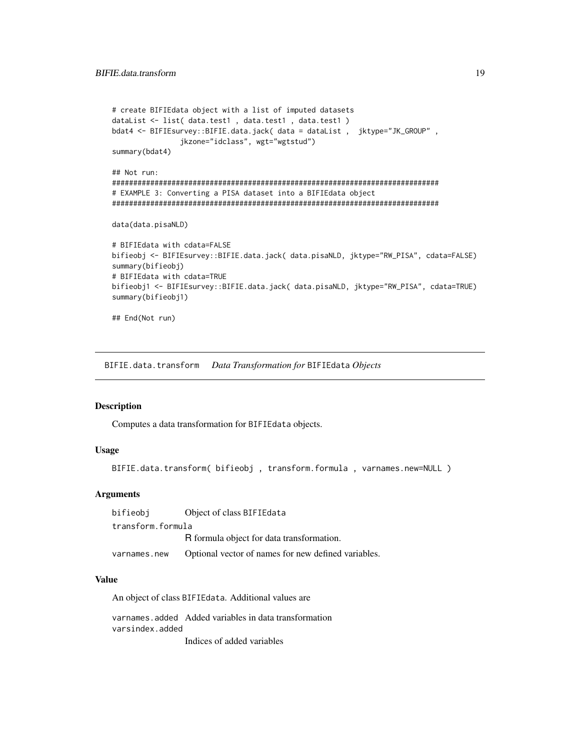```
# create BIFIEdata object with a list of imputed datasets
dataList <- list( data.test1 , data.test1 , data.test1 )
bdat4 <- BIFIEsurvey::BIFIE.data.jack( data = dataList ,  jktype="JK_GROUP" ,
              jkzone="idclass", wgt="wgtstud")
summary(bdat4)

## Not run:
#############################################################################
# EXAMPLE 3: Converting a PISA dataset into a BIFIEdata object
#############################################################################

data(data.pisaNLD)

# BIFIEdata with cdata=FALSE
bifieobj <- BIFIEsurvey::BIFIE.data.jack( data.pisaNLD, jktype="RW_PISA", cdata=FALSE)
summary(bifieobj)
# BIFIEdata with cdata=TRUE
bifieobj1 <- BIFIEsurvey::BIFIE.data.jack( data.pisaNLD, jktype="RW_PISA", cdata=TRUE)
summary(bifieobj1)

## End(Not run)
```

## BIFIE.data.transform    *Data Transformation for* BIFIEdata *Objects*

### Description

Computes a data transformation for BIFIEdata objects.

### Usage

```
BIFIE.data.transform( bifieobj , transform.formula , varnames.new=NULL )
```

### Arguments

| | |
|---|---|
| bifieobj | Object of class BIFIEdata |
| transform.formula | R formula object for data transformation. |
| varnames.new | Optional vector of names for new defined variables. |

### Value

An object of class BIFIEdata. Additional values are

| | |
|---|---|
| varnames.added | Added variables in data transformation |
| varsindex.added | Indices of added variables |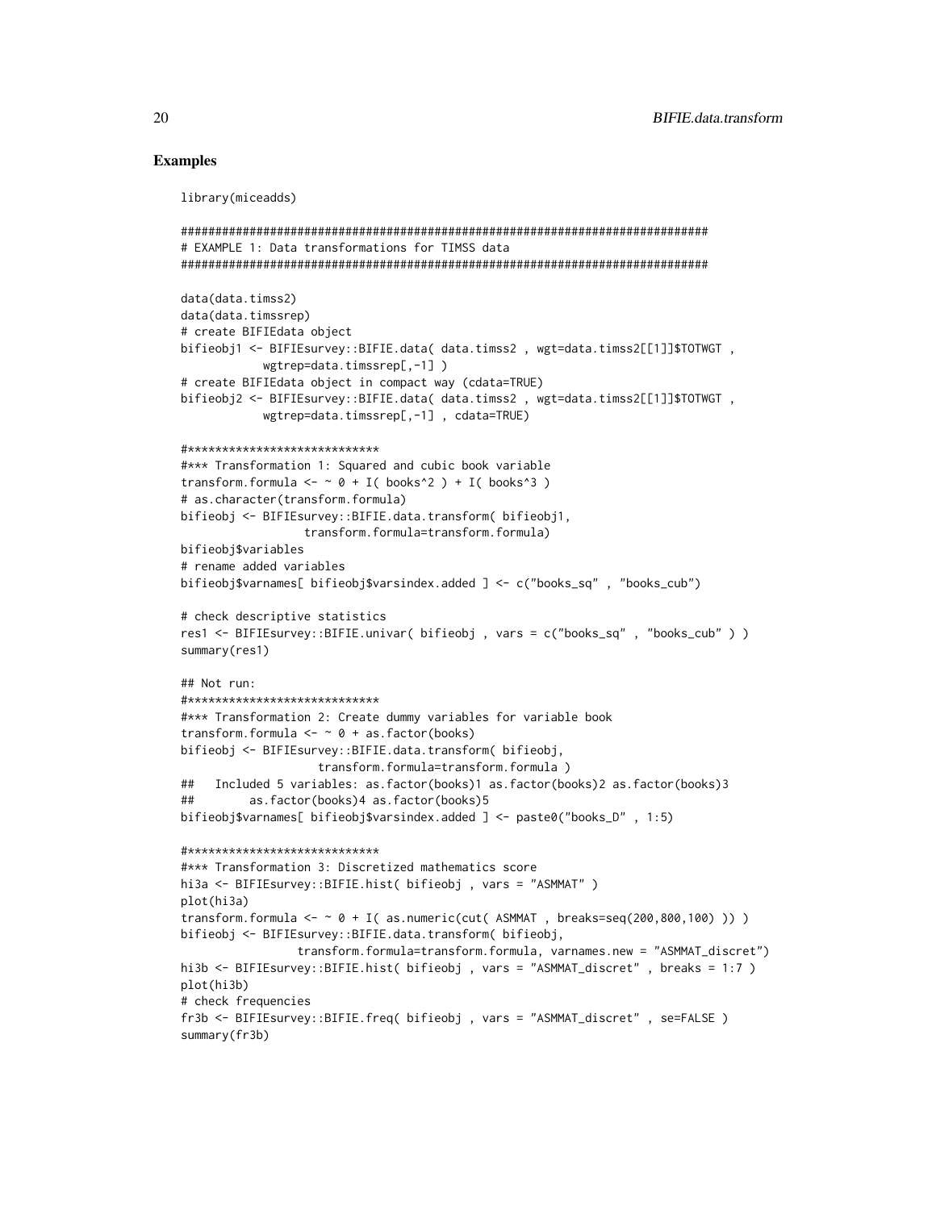## Examples

```
library(miceadds)

#############################################################################
# EXAMPLE 1: Data transformations for TIMSS data
#############################################################################

data(data.timss2)
data(data.timssrep)
# create BIFIEdata object
bifieobj1 <- BIFIEsurvey::BIFIE.data( data.timss2 , wgt=data.timss2[[1]]$TOTWGT ,
            wgtrep=data.timssrep[,-1] )
# create BIFIEdata object in compact way (cdata=TRUE)
bifieobj2 <- BIFIEsurvey::BIFIE.data( data.timss2 , wgt=data.timss2[[1]]$TOTWGT ,
            wgtrep=data.timssrep[,-1] , cdata=TRUE)

#****************************
#*** Transformation 1: Squared and cubic book variable
transform.formula <- ~ 0 + I( books^2 ) + I( books^3 )
# as.character(transform.formula)
bifieobj <- BIFIEsurvey::BIFIE.data.transform( bifieobj1,
                  transform.formula=transform.formula)
bifieobj$variables
# rename added variables
bifieobj$varnames[ bifieobj$varsindex.added ] <- c("books_sq" , "books_cub")

# check descriptive statistics
res1 <- BIFIEsurvey::BIFIE.univar( bifieobj , vars = c("books_sq" , "books_cub" ) )
summary(res1)

## Not run:
#****************************
#*** Transformation 2: Create dummy variables for variable book
transform.formula <- ~ 0 + as.factor(books)
bifieobj <- BIFIEsurvey::BIFIE.data.transform( bifieobj,
                    transform.formula=transform.formula )
##   Included 5 variables: as.factor(books)1 as.factor(books)2 as.factor(books)3
##        as.factor(books)4 as.factor(books)5
bifieobj$varnames[ bifieobj$varsindex.added ] <- paste0("books_D" , 1:5)

#****************************
#*** Transformation 3: Discretized mathematics score
hi3a <- BIFIEsurvey::BIFIE.hist( bifieobj , vars = "ASMMAT" )
plot(hi3a)
transform.formula <- ~ 0 + I( as.numeric(cut( ASMMAT , breaks=seq(200,800,100) )) )
bifieobj <- BIFIEsurvey::BIFIE.data.transform( bifieobj,
                 transform.formula=transform.formula, varnames.new = "ASMMAT_discret")
hi3b <- BIFIEsurvey::BIFIE.hist( bifieobj , vars = "ASMMAT_discret" , breaks = 1:7 )
plot(hi3b)
# check frequencies
fr3b <- BIFIEsurvey::BIFIE.freq( bifieobj , vars = "ASMMAT_discret" , se=FALSE )
summary(fr3b)
```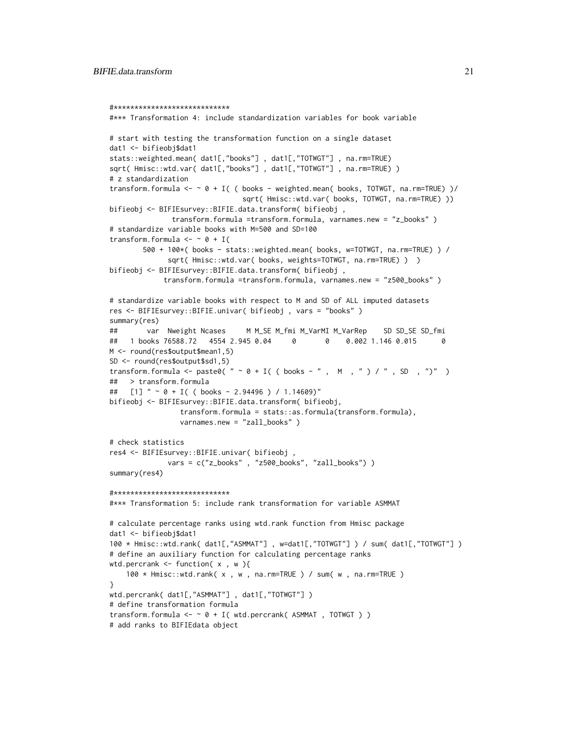```
#****************************
#*** Transformation 4: include standardization variables for book variable

# start with testing the transformation function on a single dataset
dat1 <- bifieobj$dat1
stats::weighted.mean( dat1[,"books"] , dat1[,"TOTWGT"] , na.rm=TRUE)
sqrt( Hmisc::wtd.var( dat1[,"books"] , dat1[,"TOTWGT"] , na.rm=TRUE) )
# z standardization
transform.formula <- ~ 0 + I( ( books - weighted.mean( books, TOTWGT, na.rm=TRUE) )/
                               sqrt( Hmisc::wtd.var( books, TOTWGT, na.rm=TRUE) ))
bifieobj <- BIFIEsurvey::BIFIE.data.transform( bifieobj ,
              transform.formula =transform.formula, varnames.new = "z_books" )
# standardize variable books with M=500 and SD=100
transform.formula <- ~ 0 + I(
        500 + 100*( books - stats::weighted.mean( books, w=TOTWGT, na.rm=TRUE) ) /
              sqrt( Hmisc::wtd.var( books, weights=TOTWGT, na.rm=TRUE) )  )
bifieobj <- BIFIEsurvey::BIFIE.data.transform( bifieobj ,
             transform.formula =transform.formula, varnames.new = "z500_books" )

# standardize variable books with respect to M and SD of ALL imputed datasets
res <- BIFIEsurvey::BIFIE.univar( bifieobj , vars = "books" )
summary(res)
##       var  Nweight Ncases     M M_SE M_fmi M_VarMI M_VarRep    SD SD_SE SD_fmi
##   1 books 76588.72   4554 2.945 0.04     0       0    0.002 1.146 0.015      0
M <- round(res$output$mean1,5)
SD <- round(res$output$sd1,5)
transform.formula <- paste0( " ~ 0 + I( ( books - " ,  M  , " ) / " , SD  , ")"  )
##   > transform.formula
##   [1] " ~ 0 + I( ( books - 2.94496 ) / 1.14609)"
bifieobj <- BIFIEsurvey::BIFIE.data.transform( bifieobj,
                transform.formula = stats::as.formula(transform.formula),
                varnames.new = "zall_books" )

# check statistics
res4 <- BIFIEsurvey::BIFIE.univar( bifieobj ,
             vars = c("z_books" , "z500_books", "zall_books") )
summary(res4)

#*****************************
#*** Transformation 5: include rank transformation for variable ASMMAT

# calculate percentage ranks using wtd.rank function from Hmisc package
dat1 <- bifieobj$dat1
100 * Hmisc::wtd.rank( dat1[,"ASMMAT"] , w=dat1[,"TOTWGT"] ) / sum( dat1[,"TOTWGT"] )
# define an auxiliary function for calculating percentage ranks
wtd.percrank <- function( x , w ){
    100 * Hmisc::wtd.rank( x , w , na.rm=TRUE ) / sum( w , na.rm=TRUE )
}
wtd.percrank( dat1[,"ASMMAT"] , dat1[,"TOTWGT"] )
# define transformation formula
transform.formula <- ~ 0 + I( wtd.percrank( ASMMAT , TOTWGT ) )
# add ranks to BIFIEdata object
```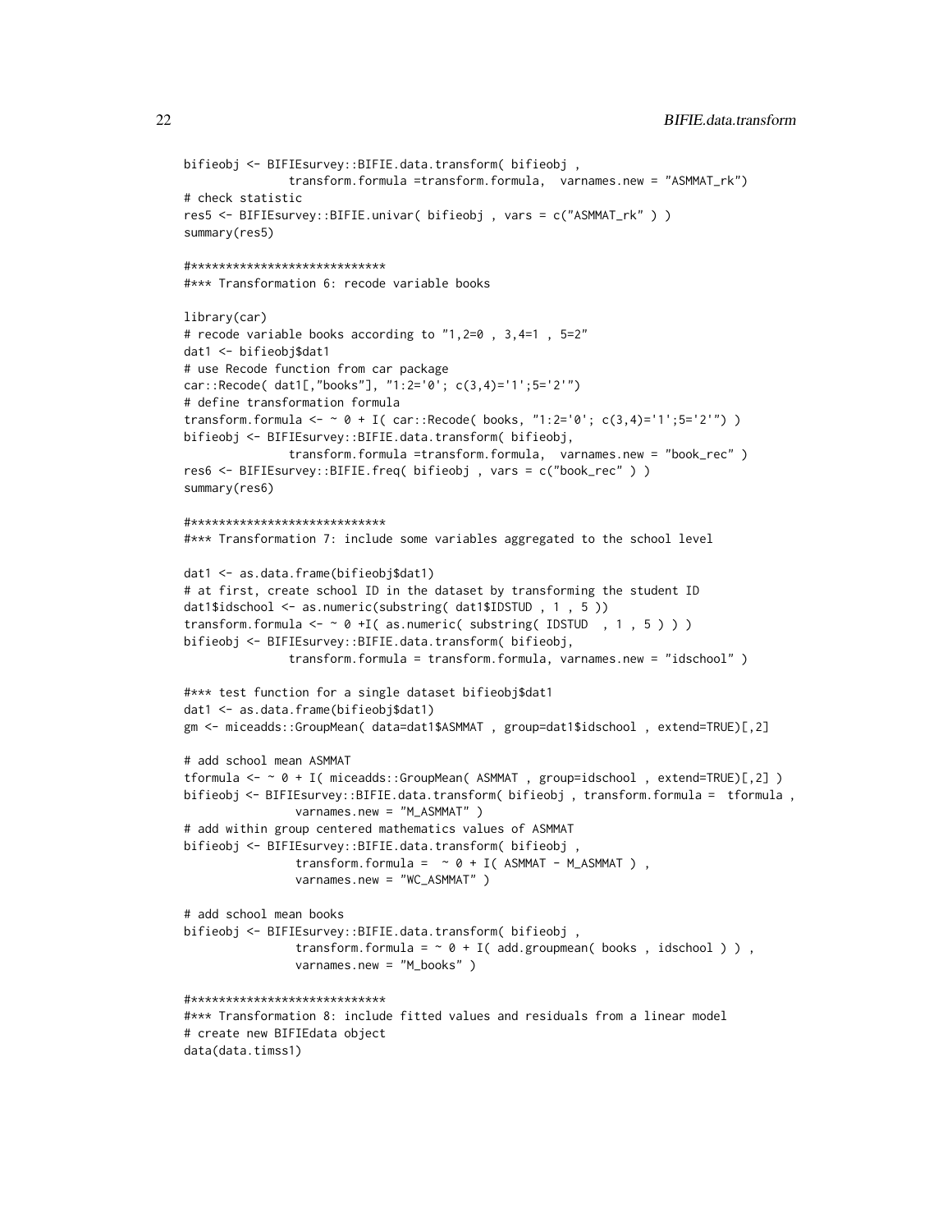```
bifieobj <- BIFIEsurvey::BIFIE.data.transform( bifieobj ,
              transform.formula =transform.formula,  varnames.new = "ASMMAT_rk")
# check statistic
res5 <- BIFIEsurvey::BIFIE.univar( bifieobj , vars = c("ASMMAT_rk" ) )
summary(res5)

#****************************
#*** Transformation 6: recode variable books

library(car)
# recode variable books according to "1,2=0 , 3,4=1 , 5=2"
dat1 <- bifieobj$dat1
# use Recode function from car package
car::Recode( dat1[,"books"], "1:2='0'; c(3,4)='1';5='2'")
# define transformation formula
transform.formula <- ~ 0 + I( car::Recode( books, "1:2='0'; c(3,4)='1';5='2'") )
bifieobj <- BIFIEsurvey::BIFIE.data.transform( bifieobj,
              transform.formula =transform.formula,  varnames.new = "book_rec" )
res6 <- BIFIEsurvey::BIFIE.freq( bifieobj , vars = c("book_rec" ) )
summary(res6)

#****************************
#*** Transformation 7: include some variables aggregated to the school level

dat1 <- as.data.frame(bifieobj$dat1)
# at first, create school ID in the dataset by transforming the student ID
dat1$idschool <- as.numeric(substring( dat1$IDSTUD , 1 , 5 ))
transform.formula <- ~ 0 +I( as.numeric( substring( IDSTUD  , 1 , 5 ) ) )
bifieobj <- BIFIEsurvey::BIFIE.data.transform( bifieobj,
              transform.formula = transform.formula, varnames.new = "idschool" )

#*** test function for a single dataset bifieobj$dat1
dat1 <- as.data.frame(bifieobj$dat1)
gm <- miceadds::GroupMean( data=dat1$ASMMAT , group=dat1$idschool , extend=TRUE)[,2]

# add school mean ASMMAT
tformula <- ~ 0 + I( miceadds::GroupMean( ASMMAT , group=idschool , extend=TRUE)[,2] )
bifieobj <- BIFIEsurvey::BIFIE.data.transform( bifieobj , transform.formula =  tformula ,
               varnames.new = "M_ASMMAT" )
# add within group centered mathematics values of ASMMAT
bifieobj <- BIFIEsurvey::BIFIE.data.transform( bifieobj ,
               transform.formula =  ~ 0 + I( ASMMAT - M_ASMMAT ) ,
               varnames.new = "WC_ASMMAT" )

# add school mean books
bifieobj <- BIFIEsurvey::BIFIE.data.transform( bifieobj ,
               transform.formula = ~ 0 + I( add.groupmean( books , idschool ) ) ,
               varnames.new = "M_books" )

#****************************
#*** Transformation 8: include fitted values and residuals from a linear model
# create new BIFIEdata object
data(data.timss1)
```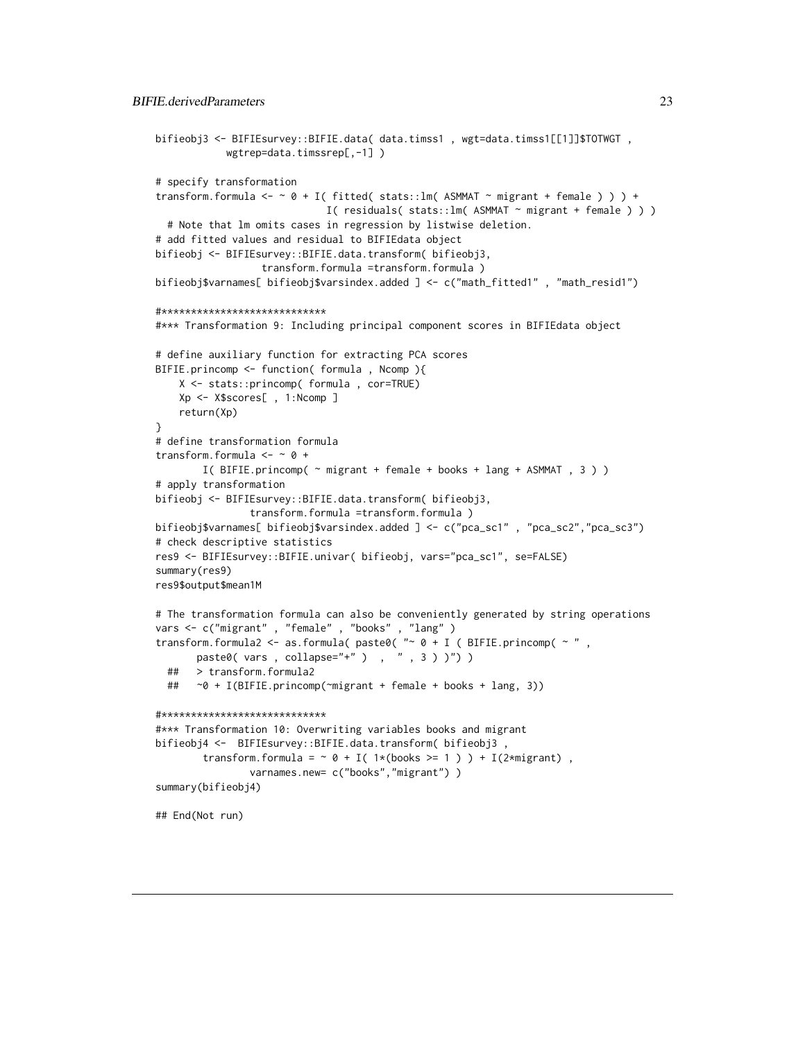```
bifieobj3 <- BIFIEsurvey::BIFIE.data( data.timss1 , wgt=data.timss1[[1]]$TOTWGT ,
           wgtrep=data.timssrep[,-1] )

# specify transformation
transform.formula <- ~ 0 + I( fitted( stats::lm( ASMMAT ~ migrant + female ) ) ) +
                           I( residuals( stats::lm( ASMMAT ~ migrant + female ) ) )
  # Note that lm omits cases in regression by listwise deletion.
# add fitted values and residual to BIFIEdata object
bifieobj <- BIFIEsurvey::BIFIE.data.transform( bifieobj3,
                transform.formula =transform.formula )
bifieobj$varnames[ bifieobj$varsindex.added ] <- c("math_fitted1" , "math_resid1")

#****************************
#*** Transformation 9: Including principal component scores in BIFIEdata object

# define auxiliary function for extracting PCA scores
BIFIE.princomp <- function( formula , Ncomp ){
    X <- stats::princomp( formula , cor=TRUE)
    Xp <- X$scores[ , 1:Ncomp ]
    return(Xp)
}
# define transformation formula
transform.formula <- ~ 0 +
        I( BIFIE.princomp( ~ migrant + female + books + lang + ASMMAT , 3 ) )
# apply transformation
bifieobj <- BIFIEsurvey::BIFIE.data.transform( bifieobj3,
              transform.formula =transform.formula )
bifieobj$varnames[ bifieobj$varsindex.added ] <- c("pca_sc1" , "pca_sc2","pca_sc3")
# check descriptive statistics
res9 <- BIFIEsurvey::BIFIE.univar( bifieobj, vars="pca_sc1", se=FALSE)
summary(res9)
res9$output$mean1M

# The transformation formula can also be conveniently generated by string operations
vars <- c("migrant" , "female" , "books" , "lang" )
transform.formula2 <- as.formula( paste0( "~ 0 + I ( BIFIE.princomp( ~ " ,
       paste0( vars , collapse="+" )  ,  " , 3 ) )") )
  ##   > transform.formula2
  ##   ~0 + I(BIFIE.princomp(~migrant + female + books + lang, 3))

#****************************
#*** Transformation 10: Overwriting variables books and migrant
bifieobj4 <-  BIFIEsurvey::BIFIE.data.transform( bifieobj3 ,
        transform.formula = ~ 0 + I( 1*(books >= 1 ) ) + I(2*migrant) ,
              varnames.new= c("books","migrant") )
summary(bifieobj4)

## End(Not run)
```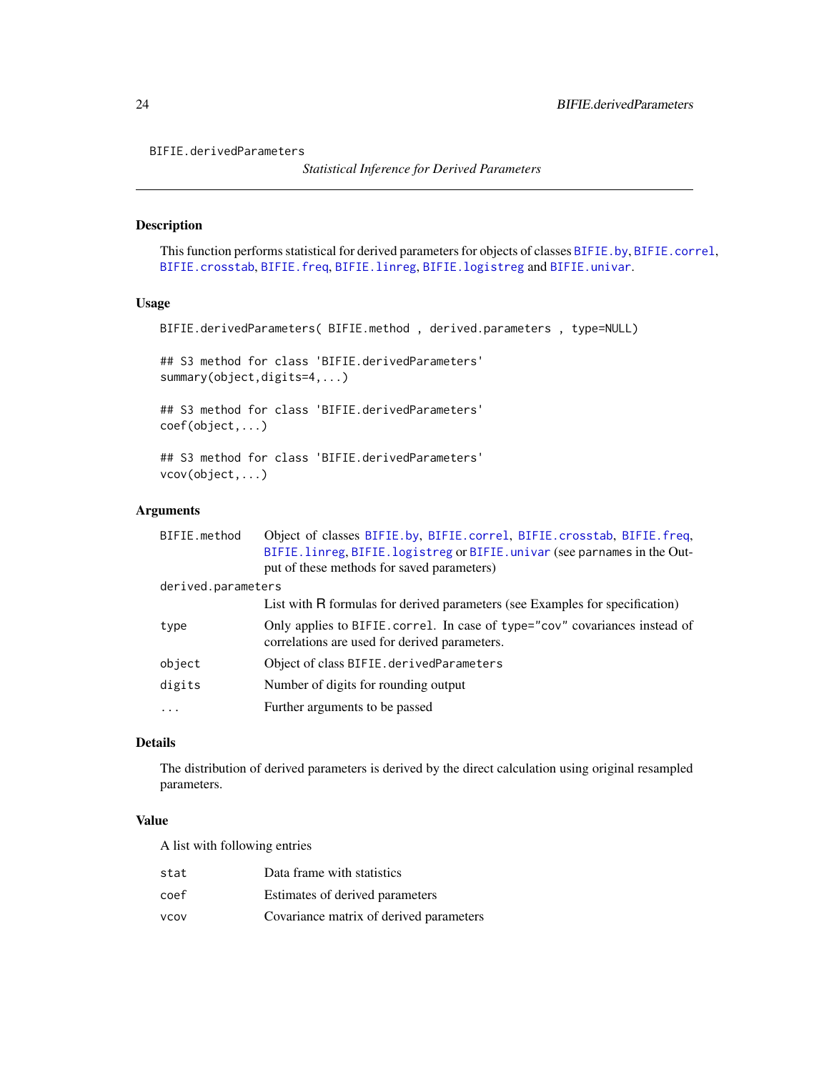BIFIE.derivedParameters

*Statistical Inference for Derived Parameters*

## Description

This function performs statistical for derived parameters for objects of classes BIFIE.by, BIFIE.correl, BIFIE.crosstab, BIFIE.freq, BIFIE.linreg, BIFIE.logistreg and BIFIE.univar.

## Usage

```
BIFIE.derivedParameters( BIFIE.method , derived.parameters , type=NULL)

## S3 method for class 'BIFIE.derivedParameters'
summary(object,digits=4,...)

## S3 method for class 'BIFIE.derivedParameters'
coef(object,...)

## S3 method for class 'BIFIE.derivedParameters'
vcov(object,...)
```

## Arguments

| | |
|---|---|
| BIFIE.method | Object of classes BIFIE.by, BIFIE.correl, BIFIE.crosstab, BIFIE.freq, BIFIE.linreg, BIFIE.logistreg or BIFIE.univar (see parnames in the Output of these methods for saved parameters) |
| derived.parameters | List with R formulas for derived parameters (see Examples for specification) |
| type | Only applies to BIFIE.correl. In case of type="cov" covariances instead of correlations are used for derived parameters. |
| object | Object of class BIFIE.derivedParameters |
| digits | Number of digits for rounding output |
| ... | Further arguments to be passed |

## Details

The distribution of derived parameters is derived by the direct calculation using original resampled parameters.

## Value

A list with following entries

| | |
|---|---|
| stat | Data frame with statistics |
| coef | Estimates of derived parameters |
| vcov | Covariance matrix of derived parameters |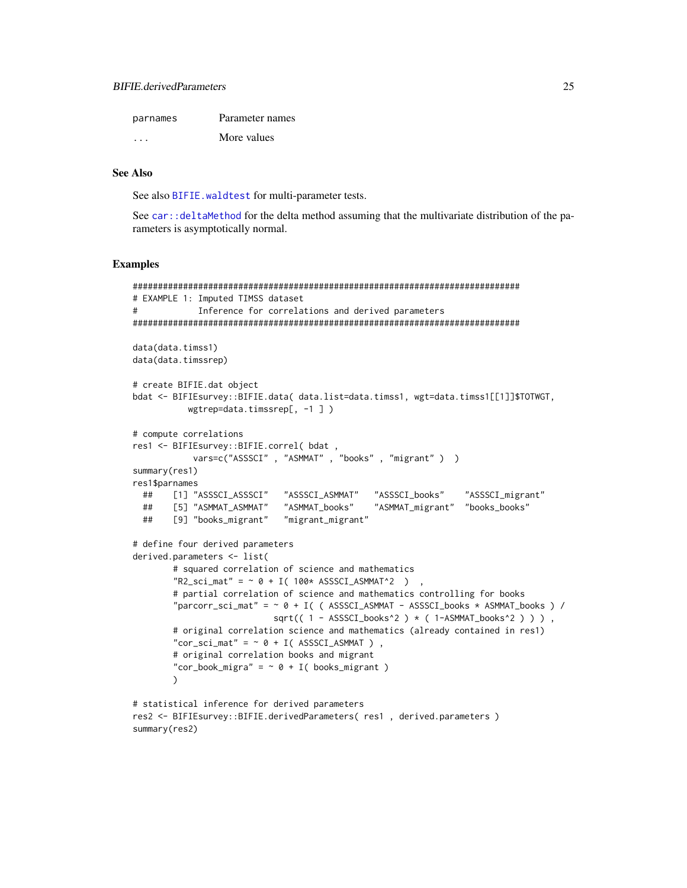| | |
|---|---|
| parnames | Parameter names |
| ... | More values |

## See Also

See also BIFIE.waldtest for multi-parameter tests.

See car::deltaMethod for the delta method assuming that the multivariate distribution of the parameters is asymptotically normal.

## Examples

```
#############################################################################
# EXAMPLE 1: Imputed TIMSS dataset
#            Inference for correlations and derived parameters
#############################################################################

data(data.timss1)
data(data.timssrep)

# create BIFIE.dat object
bdat <- BIFIEsurvey::BIFIE.data( data.list=data.timss1, wgt=data.timss1[[1]]$TOTWGT,
            wgtrep=data.timssrep[, -1 ] )

# compute correlations
res1 <- BIFIEsurvey::BIFIE.correl( bdat ,
             vars=c("ASSSCI" , "ASMMAT" , "books" , "migrant" )  )
summary(res1)
res1$parnames
  ##    [1] "ASSSCI_ASSSCI"   "ASSSCI_ASMMAT"   "ASSSCI_books"    "ASSSCI_migrant"
  ##    [5] "ASMMAT_ASMMAT"   "ASMMAT_books"    "ASMMAT_migrant"  "books_books"
  ##    [9] "books_migrant"   "migrant_migrant"

# define four derived parameters
derived.parameters <- list(
        # squared correlation of science and mathematics
        "R2_sci_mat" = ~ 0 + I( 100* ASSSCI_ASMMAT^2  )  ,
        # partial correlation of science and mathematics controlling for books
        "parcorr_sci_mat" = ~ 0 + I( ( ASSSCI_ASMMAT - ASSSCI_books * ASMMAT_books ) /
                            sqrt(( 1 - ASSSCI_books^2 ) * ( 1-ASMMAT_books^2 ) ) ) ,
        # original correlation science and mathematics (already contained in res1)
        "cor_sci_mat" = ~ 0 + I( ASSSCI_ASMMAT ) ,
        # original correlation books and migrant
        "cor_book_migra" = ~ 0 + I( books_migrant )
        )

# statistical inference for derived parameters
res2 <- BIFIEsurvey::BIFIE.derivedParameters( res1 , derived.parameters )
summary(res2)
```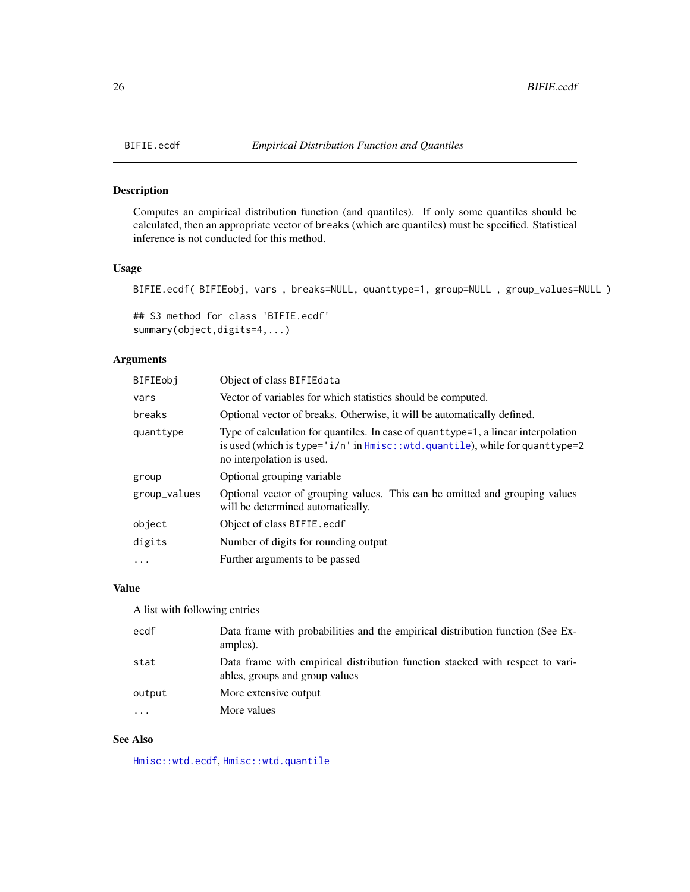BIFIE.ecdf — *Empirical Distribution Function and Quantiles*

## Description

Computes an empirical distribution function (and quantiles). If only some quantiles should be calculated, then an appropriate vector of `breaks` (which are quantiles) must be specified. Statistical inference is not conducted for this method.

## Usage

```
BIFIE.ecdf( BIFIEobj, vars , breaks=NULL, quanttype=1, group=NULL , group_values=NULL )

## S3 method for class 'BIFIE.ecdf'
summary(object,digits=4,...)
```

## Arguments

| | |
|---|---|
| `BIFIEobj` | Object of class `BIFIEdata` |
| `vars` | Vector of variables for which statistics should be computed. |
| `breaks` | Optional vector of breaks. Otherwise, it will be automatically defined. |
| `quanttype` | Type of calculation for quantiles. In case of `quanttype=1`, a linear interpolation is used (which is `type='i/n'` in `Hmisc::wtd.quantile`), while for `quanttype=2` no interpolation is used. |
| `group` | Optional grouping variable |
| `group_values` | Optional vector of grouping values. This can be omitted and grouping values will be determined automatically. |
| `object` | Object of class `BIFIE.ecdf` |
| `digits` | Number of digits for rounding output |
| `...` | Further arguments to be passed |

## Value

A list with following entries

| | |
|---|---|
| `ecdf` | Data frame with probabilities and the empirical distribution function (See Examples). |
| `stat` | Data frame with empirical distribution function stacked with respect to variables, groups and group values |
| `output` | More extensive output |
| `...` | More values |

## See Also

`Hmisc::wtd.ecdf`, `Hmisc::wtd.quantile`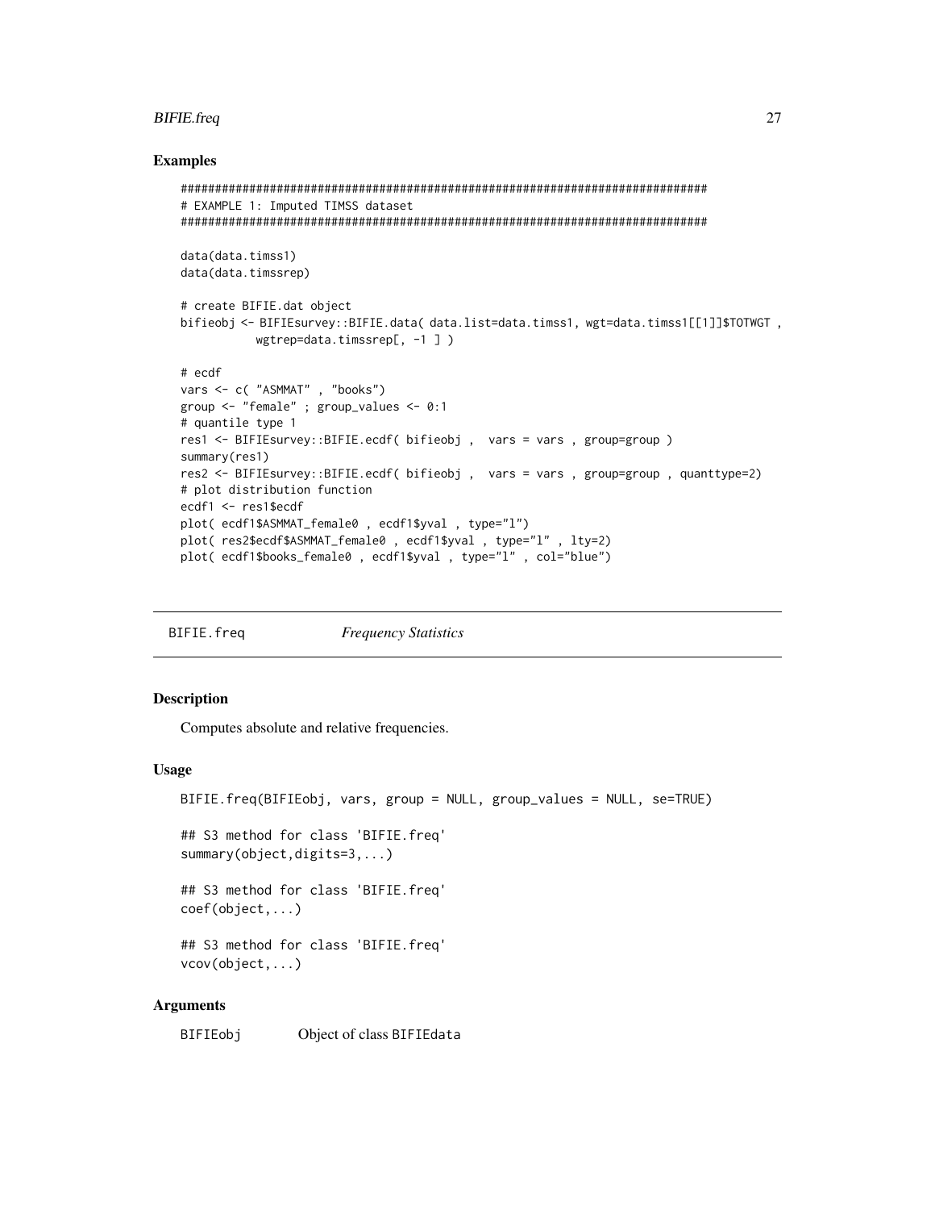## Examples

```
#############################################################################
# EXAMPLE 1: Imputed TIMSS dataset
#############################################################################

data(data.timss1)
data(data.timssrep)

# create BIFIE.dat object
bifieobj <- BIFIEsurvey::BIFIE.data( data.list=data.timss1, wgt=data.timss1[[1]]$TOTWGT ,
            wgtrep=data.timssrep[, -1 ] )

# ecdf
vars <- c( "ASMMAT" , "books")
group <- "female" ; group_values <- 0:1
# quantile type 1
res1 <- BIFIEsurvey::BIFIE.ecdf( bifieobj ,  vars = vars , group=group )
summary(res1)
res2 <- BIFIEsurvey::BIFIE.ecdf( bifieobj ,  vars = vars , group=group , quanttype=2)
# plot distribution function
ecdf1 <- res1$ecdf
plot( ecdf1$ASMMAT_female0 , ecdf1$yval , type="l")
plot( res2$ecdf$ASMMAT_female0 , ecdf1$yval , type="l" , lty=2)
plot( ecdf1$books_female0 , ecdf1$yval , type="l" , col="blue")
```

---

# BIFIE.freq *Frequency Statistics*

---

## Description

Computes absolute and relative frequencies.

## Usage

```
BIFIE.freq(BIFIEobj, vars, group = NULL, group_values = NULL, se=TRUE)

## S3 method for class 'BIFIE.freq'
summary(object,digits=3,...)

## S3 method for class 'BIFIE.freq'
coef(object,...)

## S3 method for class 'BIFIE.freq'
vcov(object,...)
```

## Arguments

BIFIEobj Object of class BIFIEdata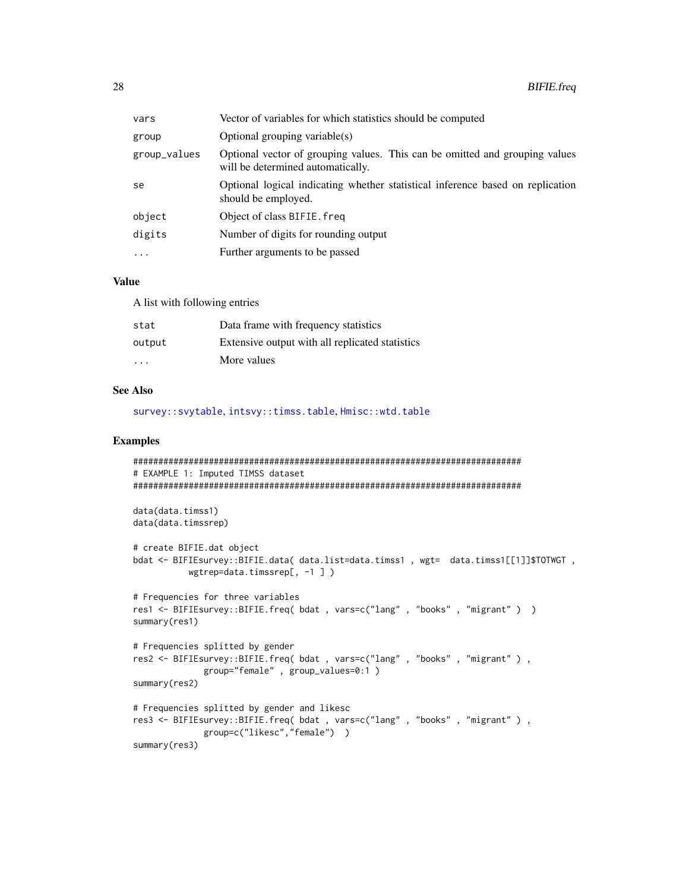| | |
|---|---|
| vars | Vector of variables for which statistics should be computed |
| group | Optional grouping variable(s) |
| group_values | Optional vector of grouping values. This can be omitted and grouping values will be determined automatically. |
| se | Optional logical indicating whether statistical inference based on replication should be employed. |
| object | Object of class BIFIE.freq |
| digits | Number of digits for rounding output |
| ... | Further arguments to be passed |

## Value

A list with following entries

| | |
|---|---|
| stat | Data frame with frequency statistics |
| output | Extensive output with all replicated statistics |
| ... | More values |

## See Also

survey::svytable, intsvy::timss.table, Hmisc::wtd.table

## Examples

```
#############################################################################
# EXAMPLE 1: Imputed TIMSS dataset
#############################################################################

data(data.timss1)
data(data.timssrep)

# create BIFIE.dat object
bdat <- BIFIEsurvey::BIFIE.data( data.list=data.timss1 , wgt=  data.timss1[[1]]$TOTWGT ,
            wgtrep=data.timssrep[, -1 ] )

# Frequencies for three variables
res1 <- BIFIEsurvey::BIFIE.freq( bdat , vars=c("lang" , "books" , "migrant" )  )
summary(res1)

# Frequencies splitted by gender
res2 <- BIFIEsurvey::BIFIE.freq( bdat , vars=c("lang" , "books" , "migrant" ) ,
              group="female" , group_values=0:1 )
summary(res2)

# Frequencies splitted by gender and likesc
res3 <- BIFIEsurvey::BIFIE.freq( bdat , vars=c("lang" , "books" , "migrant" ) ,
              group=c("likesc","female")  )
summary(res3)
```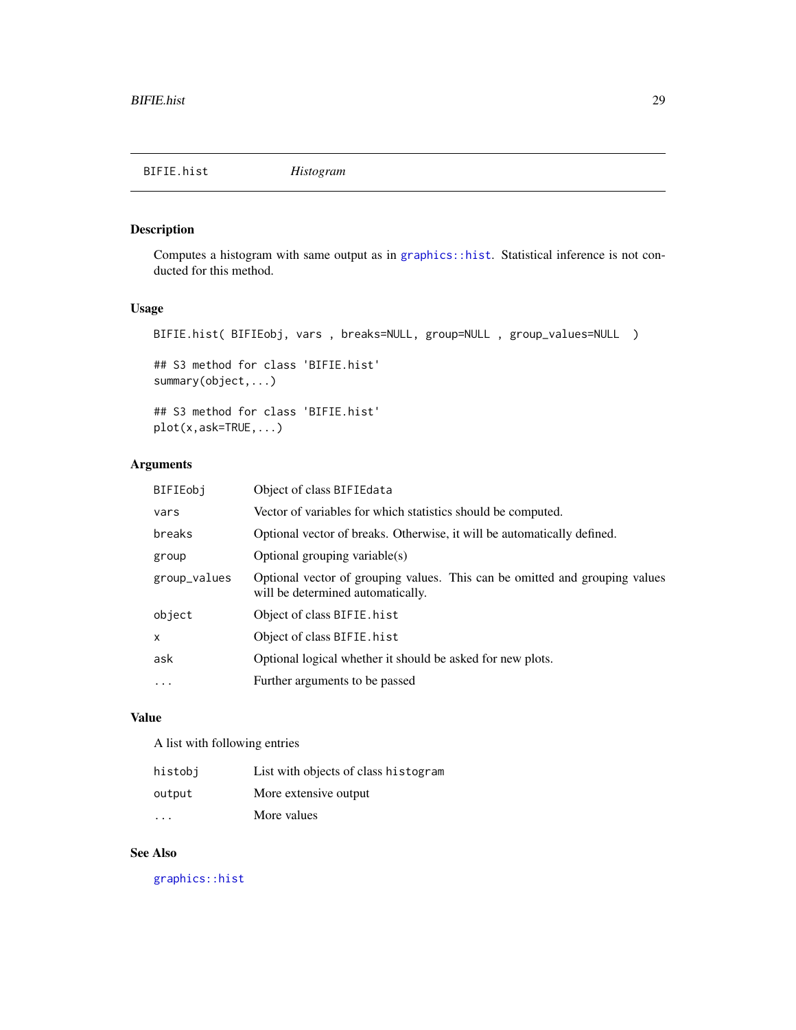# BIFIE.hist — *Histogram*

## Description

Computes a histogram with same output as in `graphics::hist`. Statistical inference is not conducted for this method.

## Usage

```
BIFIE.hist( BIFIEobj, vars , breaks=NULL, group=NULL , group_values=NULL  )

## S3 method for class 'BIFIE.hist'
summary(object,...)

## S3 method for class 'BIFIE.hist'
plot(x,ask=TRUE,...)
```

## Arguments

| | |
|---|---|
| `BIFIEobj` | Object of class `BIFIEdata` |
| `vars` | Vector of variables for which statistics should be computed. |
| `breaks` | Optional vector of breaks. Otherwise, it will be automatically defined. |
| `group` | Optional grouping variable(s) |
| `group_values` | Optional vector of grouping values. This can be omitted and grouping values will be determined automatically. |
| `object` | Object of class `BIFIE.hist` |
| `x` | Object of class `BIFIE.hist` |
| `ask` | Optional logical whether it should be asked for new plots. |
| `...` | Further arguments to be passed |

## Value

A list with following entries

| | |
|---|---|
| `histobj` | List with objects of class `histogram` |
| `output` | More extensive output |
| `...` | More values |

## See Also

`graphics::hist`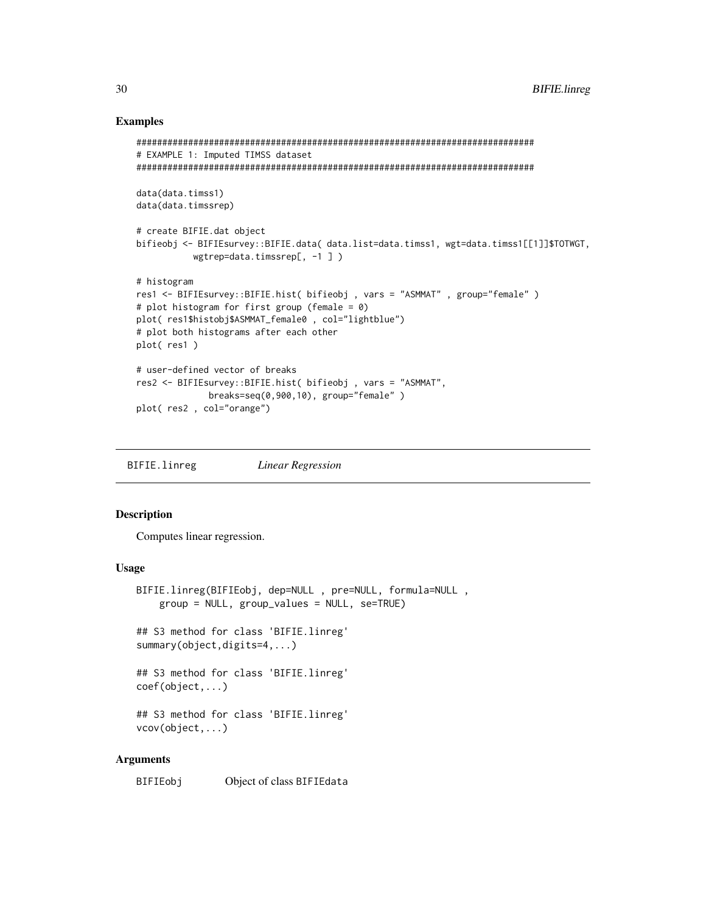## Examples

```
#############################################################################
# EXAMPLE 1: Imputed TIMSS dataset
#############################################################################

data(data.timss1)
data(data.timssrep)

# create BIFIE.dat object
bifieobj <- BIFIEsurvey::BIFIE.data( data.list=data.timss1, wgt=data.timss1[[1]]$TOTWGT,
           wgtrep=data.timssrep[, -1 ] )

# histogram
res1 <- BIFIEsurvey::BIFIE.hist( bifieobj , vars = "ASMMAT" , group="female" )
# plot histogram for first group (female = 0)
plot( res1$histobj$ASMMAT_female0 , col="lightblue")
# plot both histograms after each other
plot( res1 )

# user-defined vector of breaks
res2 <- BIFIEsurvey::BIFIE.hist( bifieobj , vars = "ASMMAT",
              breaks=seq(0,900,10), group="female" )
plot( res2 , col="orange")
```

---

# BIFIE.linreg    *Linear Regression*

---

## Description

Computes linear regression.

## Usage

```
BIFIE.linreg(BIFIEobj, dep=NULL , pre=NULL, formula=NULL ,
    group = NULL, group_values = NULL, se=TRUE)

## S3 method for class 'BIFIE.linreg'
summary(object,digits=4,...)

## S3 method for class 'BIFIE.linreg'
coef(object,...)

## S3 method for class 'BIFIE.linreg'
vcov(object,...)
```

## Arguments

| | |
|---|---|
| BIFIEobj | Object of class BIFIEdata |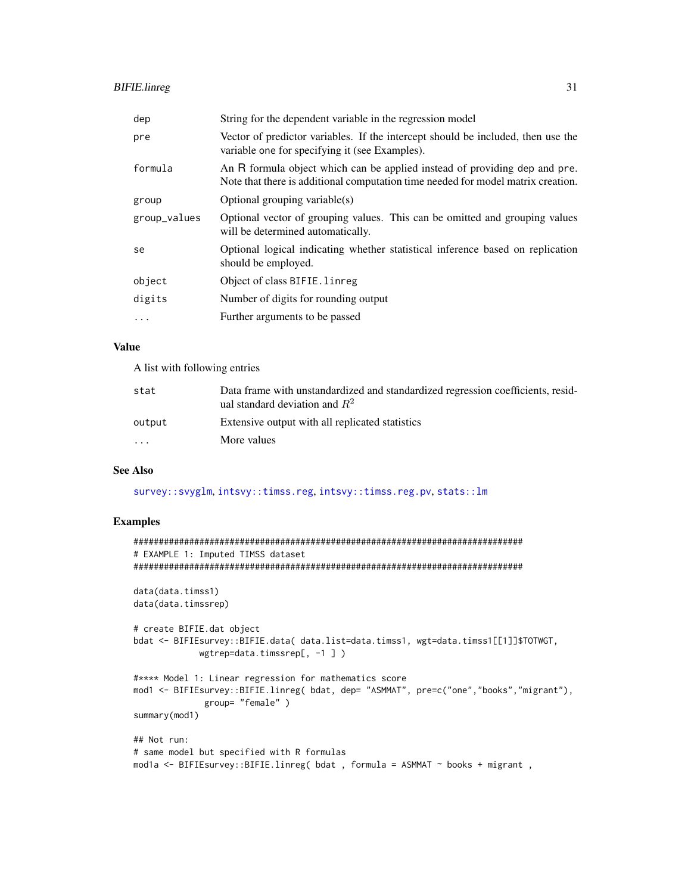| | |
|---|---|
| dep | String for the dependent variable in the regression model |
| pre | Vector of predictor variables. If the intercept should be included, then use the variable one for specifying it (see Examples). |
| formula | An R formula object which can be applied instead of providing dep and pre. Note that there is additional computation time needed for model matrix creation. |
| group | Optional grouping variable(s) |
| group_values | Optional vector of grouping values. This can be omitted and grouping values will be determined automatically. |
| se | Optional logical indicating whether statistical inference based on replication should be employed. |
| object | Object of class BIFIE.linreg |
| digits | Number of digits for rounding output |
| ... | Further arguments to be passed |

## Value

A list with following entries

| | |
|---|---|
| stat | Data frame with unstandardized and standardized regression coefficients, residual standard deviation and $R^2$ |
| output | Extensive output with all replicated statistics |
| ... | More values |

## See Also

survey::svyglm, intsvy::timss.reg, intsvy::timss.reg.pv, stats::lm

## Examples

```
#############################################################################
# EXAMPLE 1: Imputed TIMSS dataset
#############################################################################

data(data.timss1)
data(data.timssrep)

# create BIFIE.dat object
bdat <- BIFIEsurvey::BIFIE.data( data.list=data.timss1, wgt=data.timss1[[1]]$TOTWGT,
            wgtrep=data.timssrep[, -1 ] )

#**** Model 1: Linear regression for mathematics score
mod1 <- BIFIEsurvey::BIFIE.linreg( bdat, dep= "ASMMAT", pre=c("one","books","migrant"),
             group= "female" )
summary(mod1)

## Not run:
# same model but specified with R formulas
mod1a <- BIFIEsurvey::BIFIE.linreg( bdat , formula = ASMMAT ~ books + migrant ,
```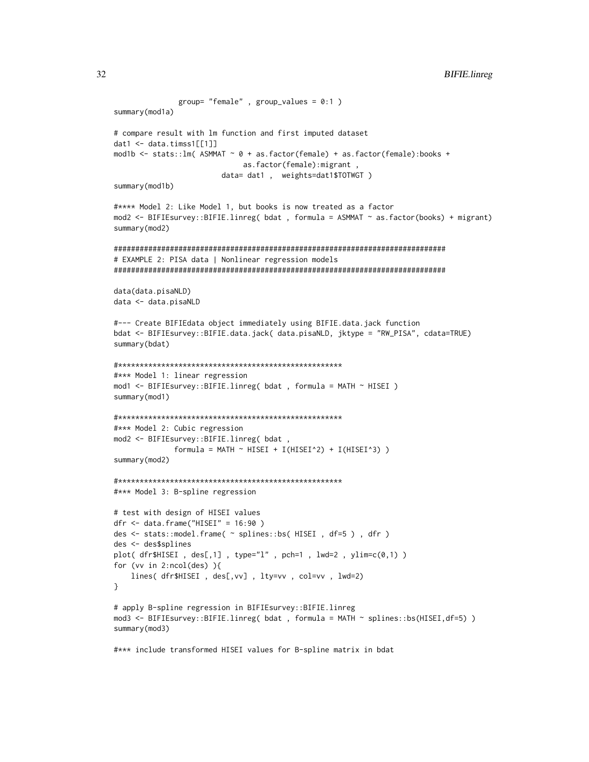```
                group= "female" , group_values = 0:1 )
summary(mod1a)

# compare result with lm function and first imputed dataset
dat1 <- data.timss1[[1]]
mod1b <- stats::lm( ASMMAT ~ 0 + as.factor(female) + as.factor(female):books +
                              as.factor(female):migrant ,
                         data= dat1 ,  weights=dat1$TOTWGT )
summary(mod1b)

#**** Model 2: Like Model 1, but books is now treated as a factor
mod2 <- BIFIEsurvey::BIFIE.linreg( bdat , formula = ASMMAT ~ as.factor(books) + migrant)
summary(mod2)

#############################################################################
# EXAMPLE 2: PISA data | Nonlinear regression models
#############################################################################

data(data.pisaNLD)
data <- data.pisaNLD

#--- Create BIFIEdata object immediately using BIFIE.data.jack function
bdat <- BIFIEsurvey::BIFIE.data.jack( data.pisaNLD, jktype = "RW_PISA", cdata=TRUE)
summary(bdat)

#****************************************************
#*** Model 1: linear regression
mod1 <- BIFIEsurvey::BIFIE.linreg( bdat , formula = MATH ~ HISEI )
summary(mod1)

#****************************************************
#*** Model 2: Cubic regression
mod2 <- BIFIEsurvey::BIFIE.linreg( bdat ,
            formula = MATH ~ HISEI + I(HISEI^2) + I(HISEI^3) )
summary(mod2)

#****************************************************
#*** Model 3: B-spline regression

# test with design of HISEI values
dfr <- data.frame("HISEI" = 16:90 )
des <- stats::model.frame( ~ splines::bs( HISEI , df=5 ) , dfr )
des <- des$splines
plot( dfr$HISEI , des[,1] , type="l" , pch=1 , lwd=2 , ylim=c(0,1) )
for (vv in 2:ncol(des) ){
    lines( dfr$HISEI , des[,vv] , lty=vv , col=vv , lwd=2)
}

# apply B-spline regression in BIFIEsurvey::BIFIE.linreg
mod3 <- BIFIEsurvey::BIFIE.linreg( bdat , formula = MATH ~ splines::bs(HISEI,df=5) )
summary(mod3)

#*** include transformed HISEI values for B-spline matrix in bdat
```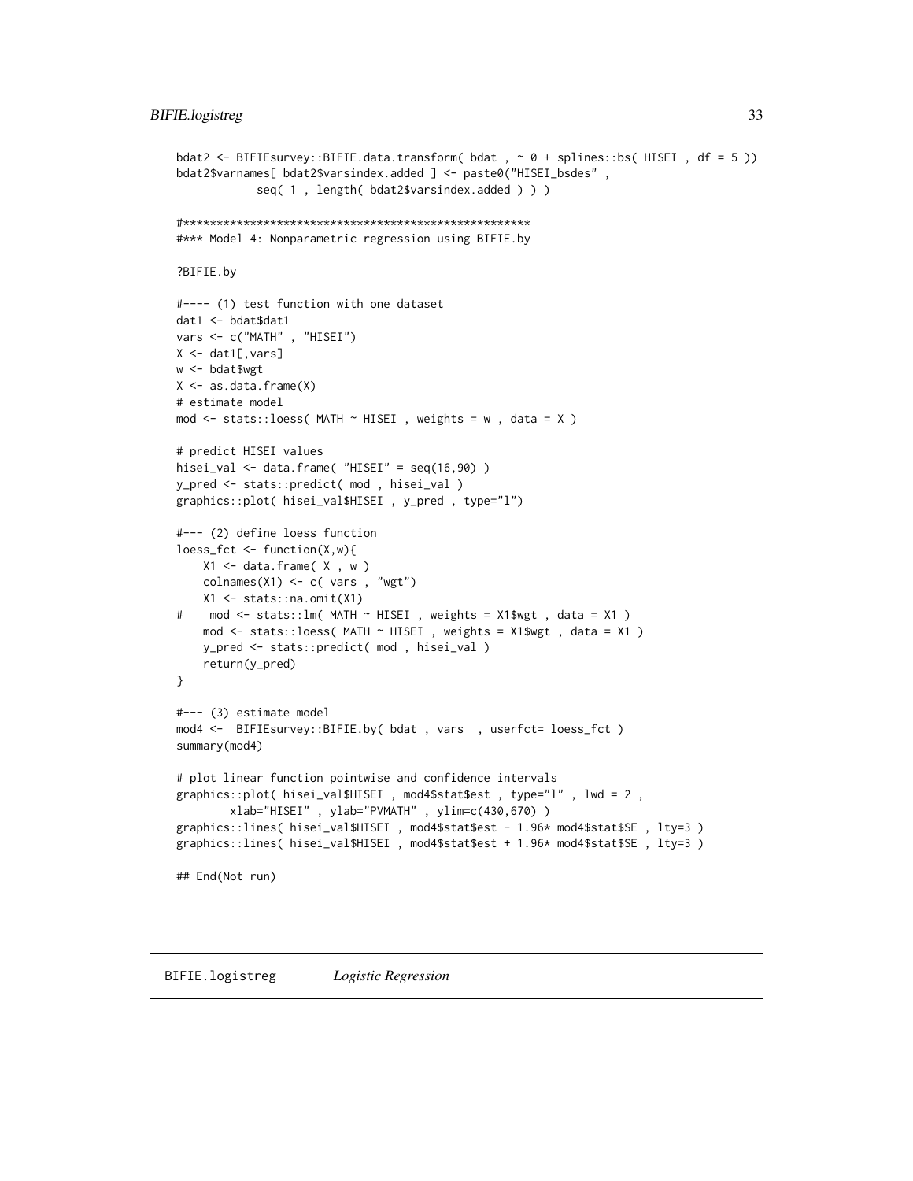```
bdat2 <- BIFIEsurvey::BIFIE.data.transform( bdat , ~ 0 + splines::bs( HISEI , df = 5 ))
bdat2$varnames[ bdat2$varsindex.added ] <- paste0("HISEI_bsdes" ,
            seq( 1 , length( bdat2$varsindex.added ) ) )

#****************************************************
#*** Model 4: Nonparametric regression using BIFIE.by

?BIFIE.by

#---- (1) test function with one dataset
dat1 <- bdat$dat1
vars <- c("MATH" , "HISEI")
X <- dat1[,vars]
w <- bdat$wgt
X <- as.data.frame(X)
# estimate model
mod <- stats::loess( MATH ~ HISEI , weights = w , data = X )

# predict HISEI values
hisei_val <- data.frame( "HISEI" = seq(16,90) )
y_pred <- stats::predict( mod , hisei_val )
graphics::plot( hisei_val$HISEI , y_pred , type="l")

#--- (2) define loess function
loess_fct <- function(X,w){
    X1 <- data.frame( X , w )
    colnames(X1) <- c( vars , "wgt")
    X1 <- stats::na.omit(X1)
#    mod <- stats::lm( MATH ~ HISEI , weights = X1$wgt , data = X1 )
    mod <- stats::loess( MATH ~ HISEI , weights = X1$wgt , data = X1 )
    y_pred <- stats::predict( mod , hisei_val )
    return(y_pred)
}

#--- (3) estimate model
mod4 <-  BIFIEsurvey::BIFIE.by( bdat , vars  , userfct= loess_fct )
summary(mod4)

# plot linear function pointwise and confidence intervals
graphics::plot( hisei_val$HISEI , mod4$stat$est , type="l" , lwd = 2 ,
        xlab="HISEI" , ylab="PVMATH" , ylim=c(430,670) )
graphics::lines( hisei_val$HISEI , mod4$stat$est - 1.96* mod4$stat$SE , lty=3 )
graphics::lines( hisei_val$HISEI , mod4$stat$est + 1.96* mod4$stat$SE , lty=3 )

## End(Not run)
```

## BIFIE.logistreg *Logistic Regression*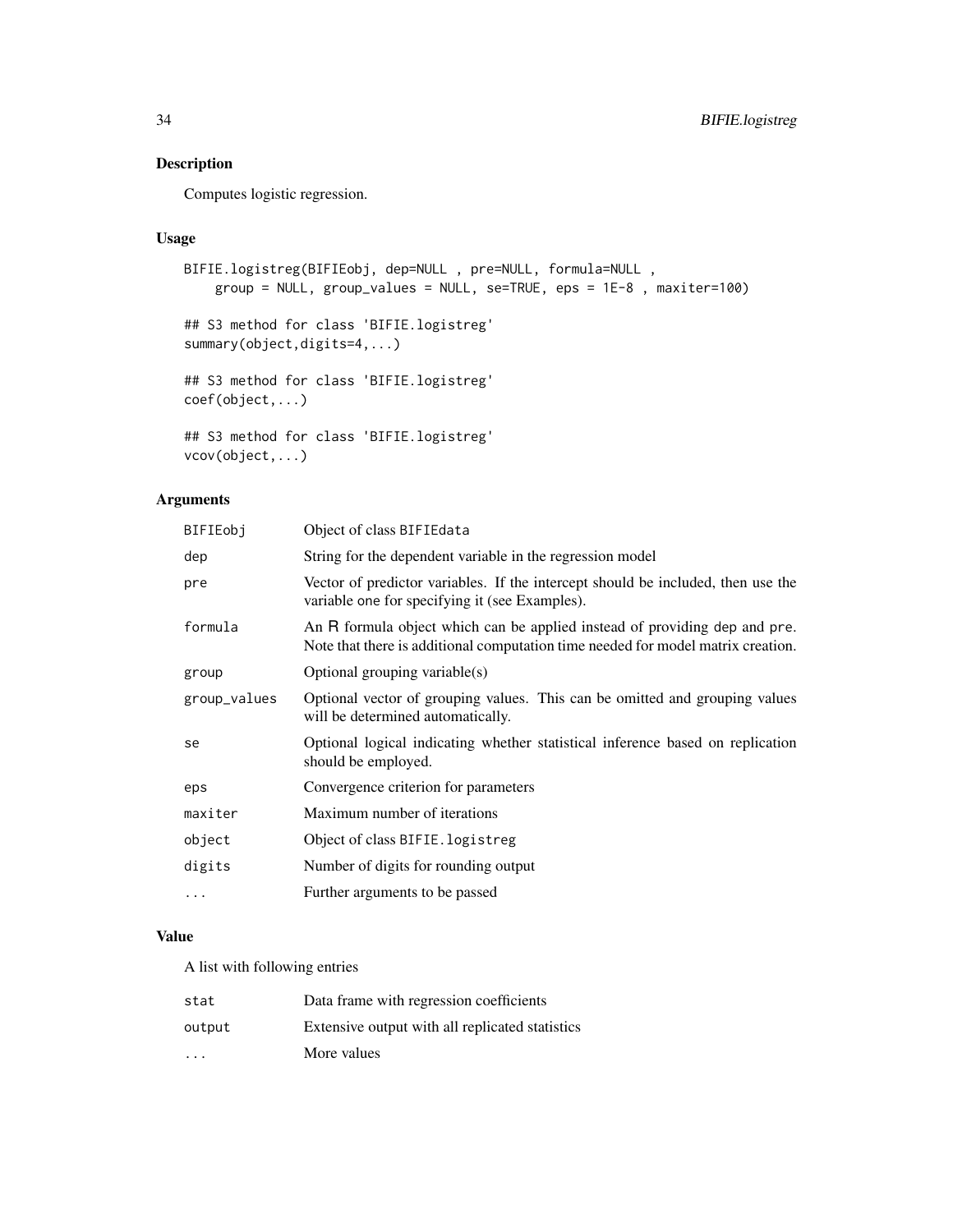## Description

Computes logistic regression.

## Usage

```
BIFIE.logistreg(BIFIEobj, dep=NULL , pre=NULL, formula=NULL ,
    group = NULL, group_values = NULL, se=TRUE, eps = 1E-8 , maxiter=100)

## S3 method for class 'BIFIE.logistreg'
summary(object,digits=4,...)

## S3 method for class 'BIFIE.logistreg'
coef(object,...)

## S3 method for class 'BIFIE.logistreg'
vcov(object,...)
```

## Arguments

| | |
|---|---|
| BIFIEobj | Object of class BIFIEdata |
| dep | String for the dependent variable in the regression model |
| pre | Vector of predictor variables. If the intercept should be included, then use the variable one for specifying it (see Examples). |
| formula | An R formula object which can be applied instead of providing dep and pre. Note that there is additional computation time needed for model matrix creation. |
| group | Optional grouping variable(s) |
| group_values | Optional vector of grouping values. This can be omitted and grouping values will be determined automatically. |
| se | Optional logical indicating whether statistical inference based on replication should be employed. |
| eps | Convergence criterion for parameters |
| maxiter | Maximum number of iterations |
| object | Object of class BIFIE.logistreg |
| digits | Number of digits for rounding output |
| ... | Further arguments to be passed |

## Value

A list with following entries

| | |
|---|---|
| stat | Data frame with regression coefficients |
| output | Extensive output with all replicated statistics |
| ... | More values |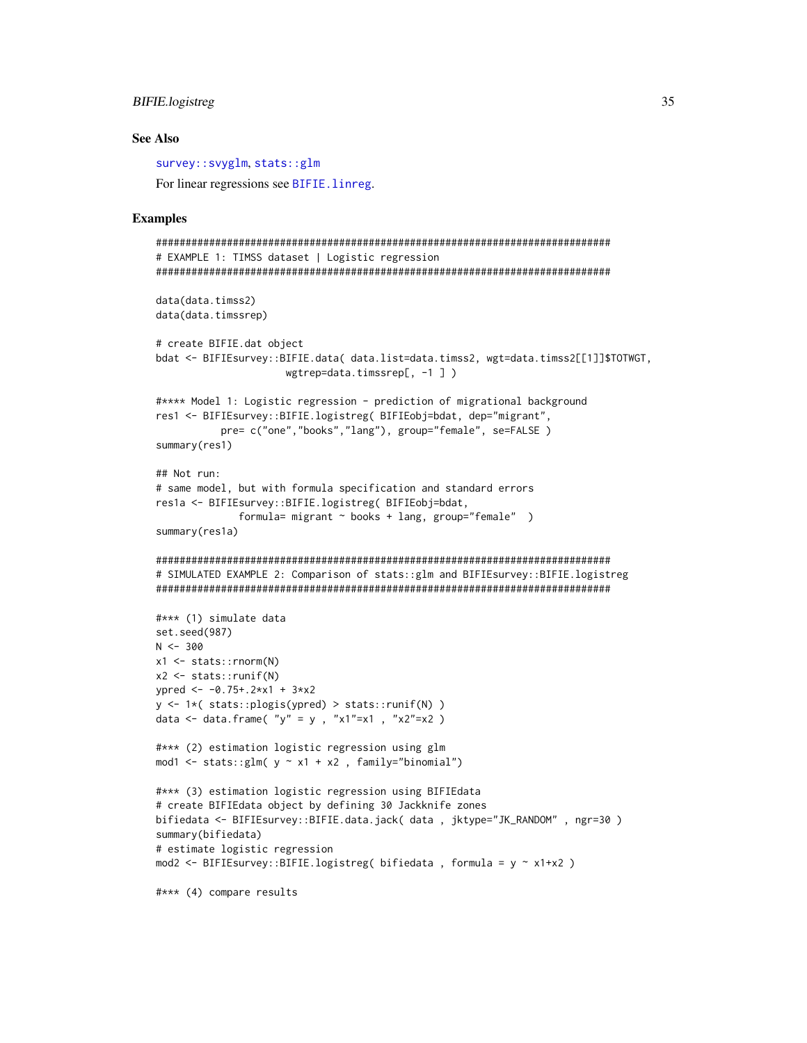### See Also

survey::svyglm, stats::glm

For linear regressions see BIFIE.linreg.

### Examples

```
#############################################################################
# EXAMPLE 1: TIMSS dataset | Logistic regression
#############################################################################

data(data.timss2)
data(data.timssrep)

# create BIFIE.dat object
bdat <- BIFIEsurvey::BIFIE.data( data.list=data.timss2, wgt=data.timss2[[1]]$TOTWGT,
                    wgtrep=data.timssrep[, -1 ] )

#**** Model 1: Logistic regression - prediction of migrational background
res1 <- BIFIEsurvey::BIFIE.logistreg( BIFIEobj=bdat, dep="migrant",
          pre= c("one","books","lang"), group="female", se=FALSE )
summary(res1)

## Not run:
# same model, but with formula specification and standard errors
res1a <- BIFIEsurvey::BIFIE.logistreg( BIFIEobj=bdat,
             formula= migrant ~ books + lang, group="female"  )
summary(res1a)

#############################################################################
# SIMULATED EXAMPLE 2: Comparison of stats::glm and BIFIEsurvey::BIFIE.logistreg
#############################################################################

#*** (1) simulate data
set.seed(987)
N <- 300
x1 <- stats::rnorm(N)
x2 <- stats::runif(N)
ypred <- -0.75+.2*x1 + 3*x2
y <- 1*( stats::plogis(ypred) > stats::runif(N) )
data <- data.frame( "y" = y , "x1"=x1 , "x2"=x2 )

#*** (2) estimation logistic regression using glm
mod1 <- stats::glm( y ~ x1 + x2 , family="binomial")

#*** (3) estimation logistic regression using BIFIEdata
# create BIFIEdata object by defining 30 Jackknife zones
bifiedata <- BIFIEsurvey::BIFIE.data.jack( data , jktype="JK_RANDOM" , ngr=30 )
summary(bifiedata)
# estimate logistic regression
mod2 <- BIFIEsurvey::BIFIE.logistreg( bifiedata , formula = y ~ x1+x2 )

#*** (4) compare results
```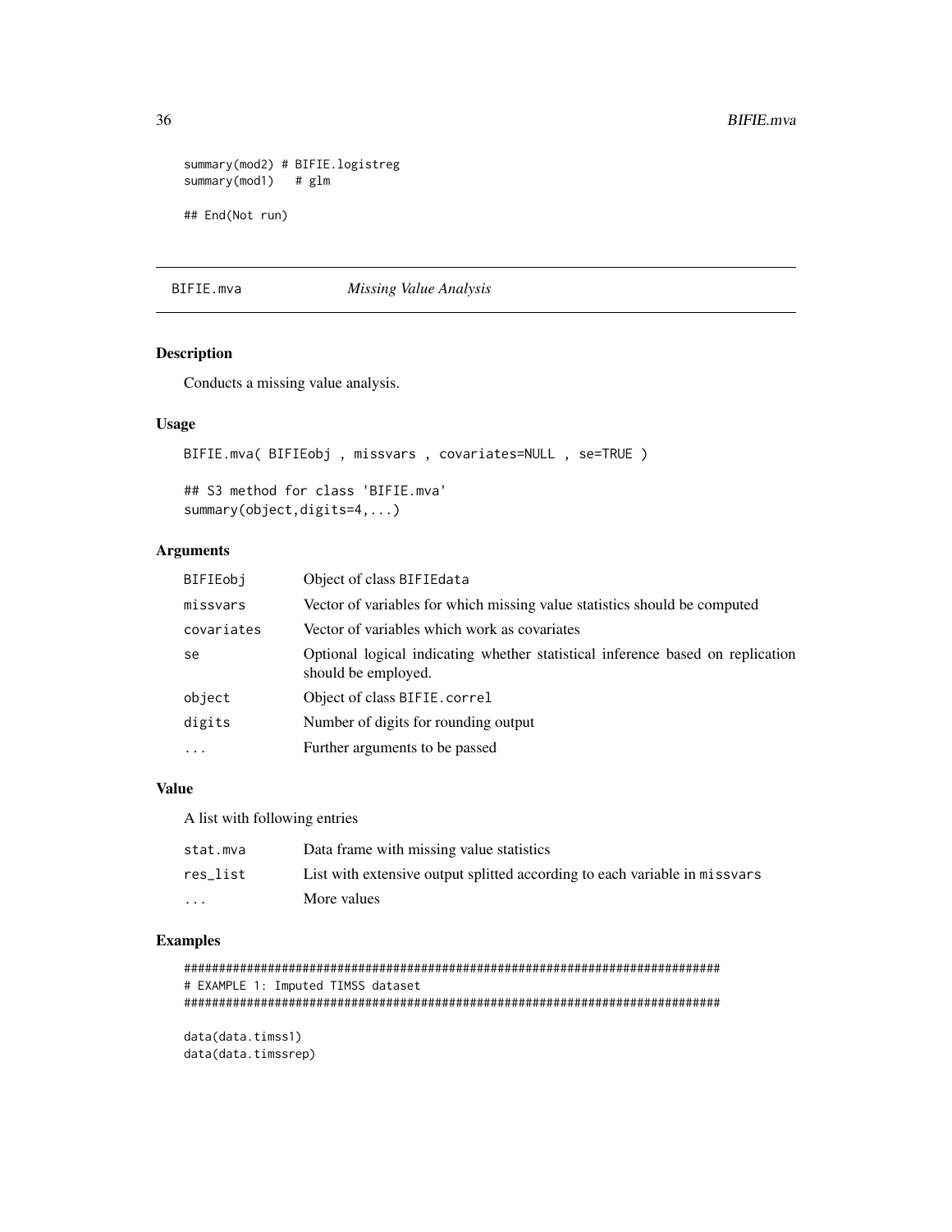```
summary(mod2) # BIFIE.logistreg
summary(mod1)   # glm

## End(Not run)
```

---

## BIFIE.mva *Missing Value Analysis*

---

### Description

Conducts a missing value analysis.

### Usage

```
BIFIE.mva( BIFIEobj , missvars , covariates=NULL , se=TRUE )

## S3 method for class 'BIFIE.mva'
summary(object,digits=4,...)
```

### Arguments

| | |
|---|---|
| BIFIEobj | Object of class BIFIEdata |
| missvars | Vector of variables for which missing value statistics should be computed |
| covariates | Vector of variables which work as covariates |
| se | Optional logical indicating whether statistical inference based on replication should be employed. |
| object | Object of class BIFIE.correl |
| digits | Number of digits for rounding output |
| ... | Further arguments to be passed |

### Value

A list with following entries

| | |
|---|---|
| stat.mva | Data frame with missing value statistics |
| res_list | List with extensive output splitted according to each variable in missvars |
| ... | More values |

### Examples

```
#############################################################################
# EXAMPLE 1: Imputed TIMSS dataset
#############################################################################

data(data.timss1)
data(data.timssrep)
```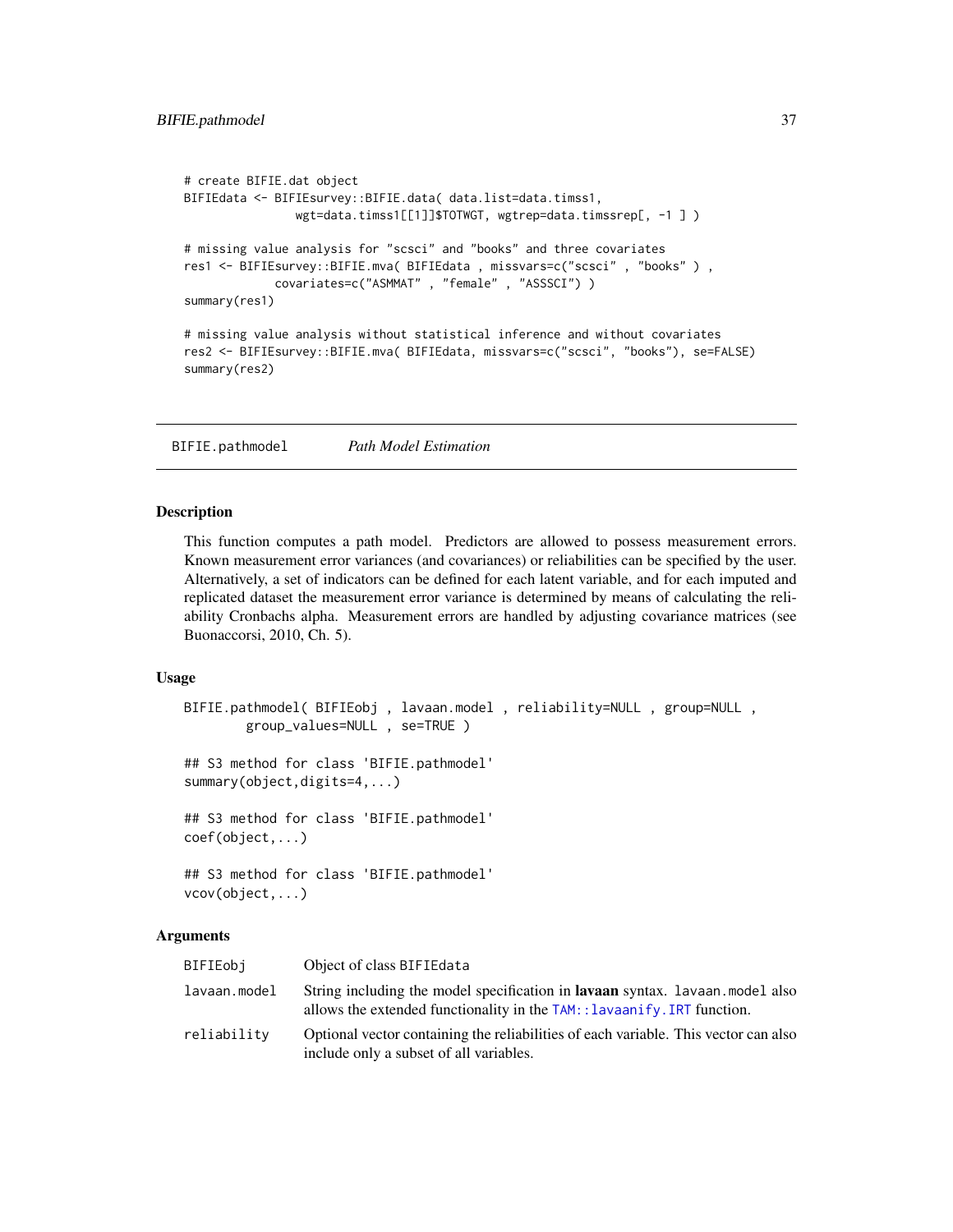```
# create BIFIE.dat object
BIFIEdata <- BIFIEsurvey::BIFIE.data( data.list=data.timss1,
                wgt=data.timss1[[1]]$TOTWGT, wgtrep=data.timssrep[, -1 ] )

# missing value analysis for "scsci" and "books" and three covariates
res1 <- BIFIEsurvey::BIFIE.mva( BIFIEdata , missvars=c("scsci" , "books" ) ,
             covariates=c("ASMMAT" , "female" , "ASSSCI") )
summary(res1)

# missing value analysis without statistical inference and without covariates
res2 <- BIFIEsurvey::BIFIE.mva( BIFIEdata, missvars=c("scsci", "books"), se=FALSE)
summary(res2)
```

## BIFIE.pathmodel *Path Model Estimation*

### Description

This function computes a path model. Predictors are allowed to possess measurement errors. Known measurement error variances (and covariances) or reliabilities can be specified by the user. Alternatively, a set of indicators can be defined for each latent variable, and for each imputed and replicated dataset the measurement error variance is determined by means of calculating the reliability Cronbachs alpha. Measurement errors are handled by adjusting covariance matrices (see Buonaccorsi, 2010, Ch. 5).

### Usage

```
BIFIE.pathmodel( BIFIEobj , lavaan.model , reliability=NULL , group=NULL ,
        group_values=NULL , se=TRUE )

## S3 method for class 'BIFIE.pathmodel'
summary(object,digits=4,...)

## S3 method for class 'BIFIE.pathmodel'
coef(object,...)

## S3 method for class 'BIFIE.pathmodel'
vcov(object,...)
```

### Arguments

| | |
|---|---|
| BIFIEobj | Object of class BIFIEdata |
| lavaan.model | String including the model specification in **lavaan** syntax. lavaan.model also allows the extended functionality in the TAM::lavaanify.IRT function. |
| reliability | Optional vector containing the reliabilities of each variable. This vector can also include only a subset of all variables. |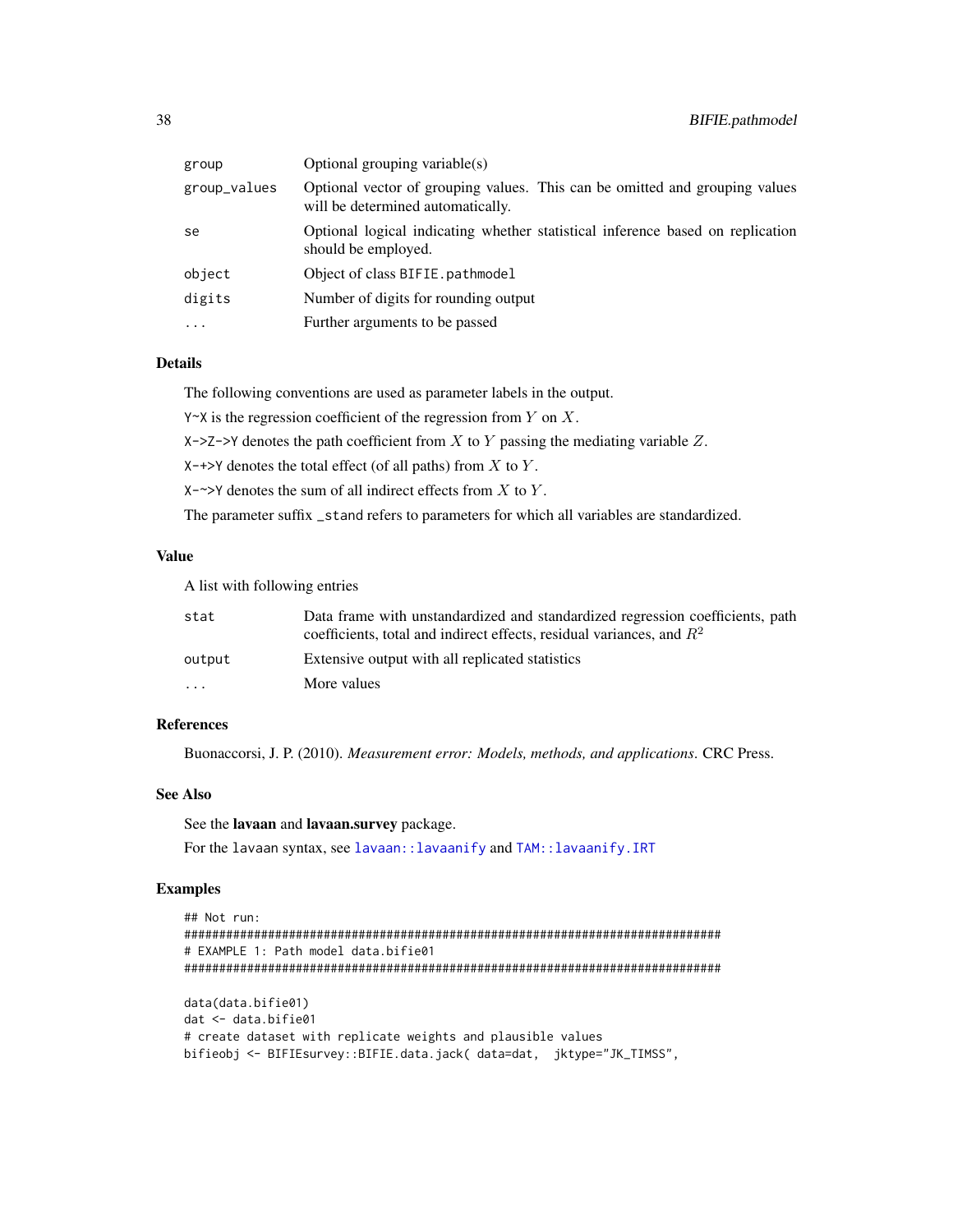| | |
|---|---|
| group | Optional grouping variable(s) |
| group_values | Optional vector of grouping values. This can be omitted and grouping values will be determined automatically. |
| se | Optional logical indicating whether statistical inference based on replication should be employed. |
| object | Object of class BIFIE.pathmodel |
| digits | Number of digits for rounding output |
| ... | Further arguments to be passed |

## Details

The following conventions are used as parameter labels in the output.

`Y~X` is the regression coefficient of the regression from $Y$ on $X$.

`X->Z->Y` denotes the path coefficient from $X$ to $Y$ passing the mediating variable $Z$.

`X-+>Y` denotes the total effect (of all paths) from $X$ to $Y$.

`X-~>Y` denotes the sum of all indirect effects from $X$ to $Y$.

The parameter suffix `_stand` refers to parameters for which all variables are standardized.

## Value

A list with following entries

| | |
|---|---|
| stat | Data frame with unstandardized and standardized regression coefficients, path coefficients, total and indirect effects, residual variances, and $R^2$ |
| output | Extensive output with all replicated statistics |
| ... | More values |

## References

Buonaccorsi, J. P. (2010). *Measurement error: Models, methods, and applications.* CRC Press.

## See Also

See the **lavaan** and **lavaan.survey** package.

For the lavaan syntax, see `lavaan::lavaanify` and `TAM::lavaanify.IRT`

## Examples

```
## Not run:
#############################################################################
# EXAMPLE 1: Path model data.bifie01
#############################################################################

data(data.bifie01)
dat <- data.bifie01
# create dataset with replicate weights and plausible values
bifieobj <- BIFIEsurvey::BIFIE.data.jack( data=dat,  jktype="JK_TIMSS",
```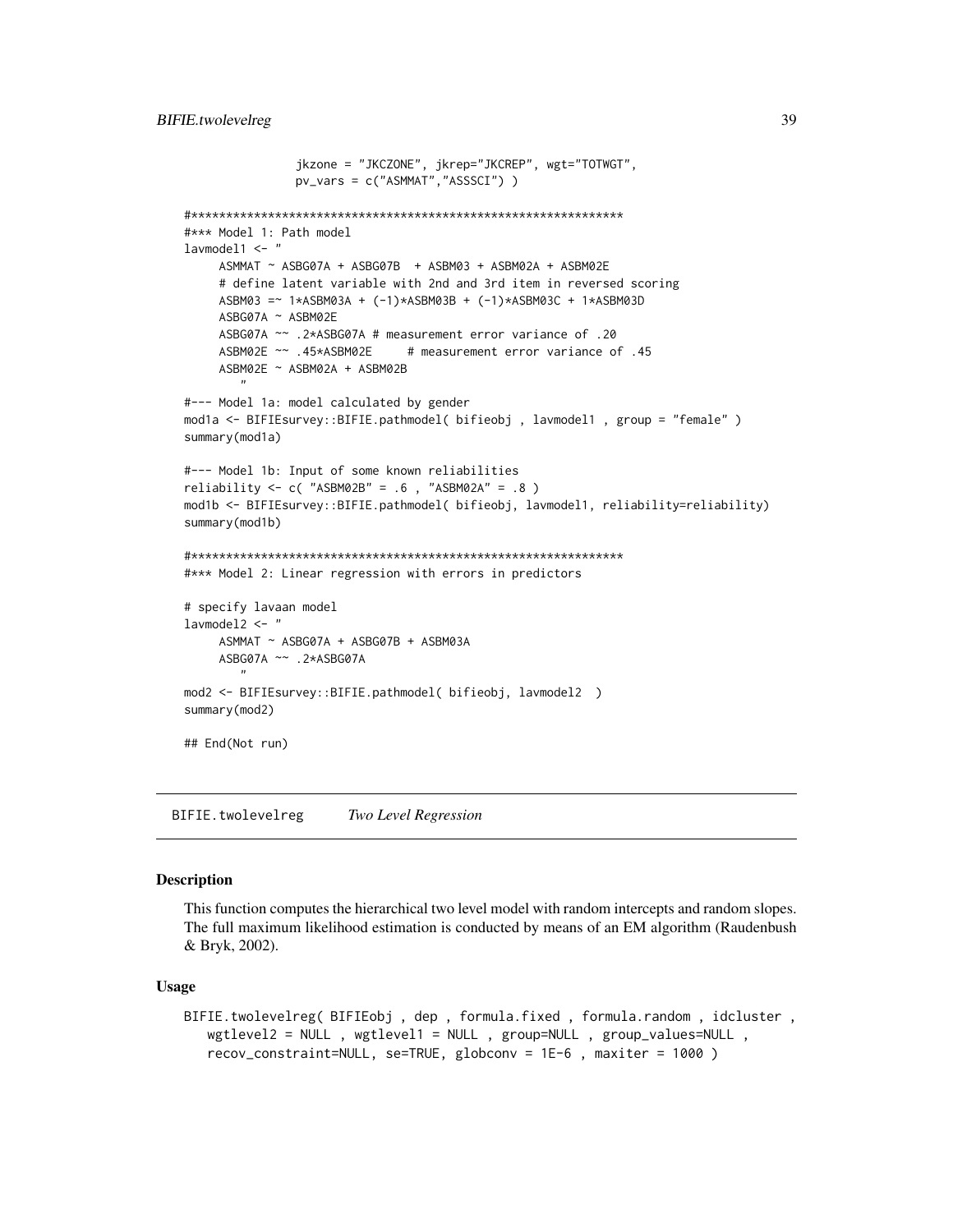```
                 jkzone = "JKCZONE", jkrep="JKCREP", wgt="TOTWGT",
                 pv_vars = c("ASMMAT","ASSSCI") )

#*************************************************************
#*** Model 1: Path model
lavmodel1 <- "
     ASMMAT ~ ASBG07A + ASBG07B  + ASBM03 + ASBM02A + ASBM02E
     # define latent variable with 2nd and 3rd item in reversed scoring
     ASBM03 =~ 1*ASBM03A + (-1)*ASBM03B + (-1)*ASBM03C + 1*ASBM03D
     ASBG07A ~ ASBM02E
     ASBG07A ~~ .2*ASBG07A # measurement error variance of .20
     ASBM02E ~~ .45*ASBM02E     # measurement error variance of .45
     ASBM02E ~ ASBM02A + ASBM02B
        "
#--- Model 1a: model calculated by gender
mod1a <- BIFIEsurvey::BIFIE.pathmodel( bifieobj , lavmodel1 , group = "female" )
summary(mod1a)

#--- Model 1b: Input of some known reliabilities
reliability <- c( "ASBM02B" = .6 , "ASBM02A" = .8 )
mod1b <- BIFIEsurvey::BIFIE.pathmodel( bifieobj, lavmodel1, reliability=reliability)
summary(mod1b)

#*************************************************************
#*** Model 2: Linear regression with errors in predictors

# specify lavaan model
lavmodel2 <- "
     ASMMAT ~ ASBG07A + ASBG07B + ASBM03A
     ASBG07A ~~ .2*ASBG07A
        "
mod2 <- BIFIEsurvey::BIFIE.pathmodel( bifieobj, lavmodel2  )
summary(mod2)

## End(Not run)
```

## BIFIE.twolevelreg    *Two Level Regression*

### Description

This function computes the hierarchical two level model with random intercepts and random slopes. The full maximum likelihood estimation is conducted by means of an EM algorithm (Raudenbush & Bryk, 2002).

### Usage

```
BIFIE.twolevelreg( BIFIEobj , dep , formula.fixed , formula.random , idcluster ,
   wgtlevel2 = NULL , wgtlevel1 = NULL , group=NULL , group_values=NULL ,
   recov_constraint=NULL, se=TRUE, globconv = 1E-6 , maxiter = 1000 )
```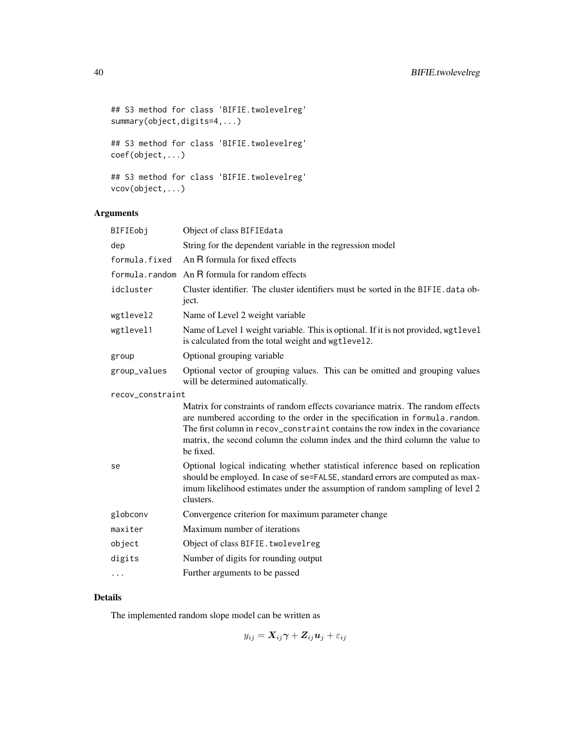```
## S3 method for class 'BIFIE.twolevelreg'
summary(object,digits=4,...)

## S3 method for class 'BIFIE.twolevelreg'
coef(object,...)

## S3 method for class 'BIFIE.twolevelreg'
vcov(object,...)
```

## Arguments

| | |
|---|---|
| BIFIEobj | Object of class BIFIEdata |
| dep | String for the dependent variable in the regression model |
| formula.fixed | An R formula for fixed effects |
| formula.random | An R formula for random effects |
| idcluster | Cluster identifier. The cluster identifiers must be sorted in the BIFIE.data object. |
| wgtlevel2 | Name of Level 2 weight variable |
| wgtlevel1 | Name of Level 1 weight variable. This is optional. If it is not provided, wgtlevel is calculated from the total weight and wgtlevel2. |
| group | Optional grouping variable |
| group_values | Optional vector of grouping values. This can be omitted and grouping values will be determined automatically. |
| recov_constraint | Matrix for constraints of random effects covariance matrix. The random effects are numbered according to the order in the specification in formula.random. The first column in recov_constraint contains the row index in the covariance matrix, the second column the column index and the third column the value to be fixed. |
| se | Optional logical indicating whether statistical inference based on replication should be employed. In case of se=FALSE, standard errors are computed as maximum likelihood estimates under the assumption of random sampling of level 2 clusters. |
| globconv | Convergence criterion for maximum parameter change |
| maxiter | Maximum number of iterations |
| object | Object of class BIFIE.twolevelreg |
| digits | Number of digits for rounding output |
| ... | Further arguments to be passed |

## Details

The implemented random slope model can be written as

$$y_{ij} = \boldsymbol{X}_{ij}\boldsymbol{\gamma} + \boldsymbol{Z}_{ij}\boldsymbol{u}_j + \varepsilon_{ij}$$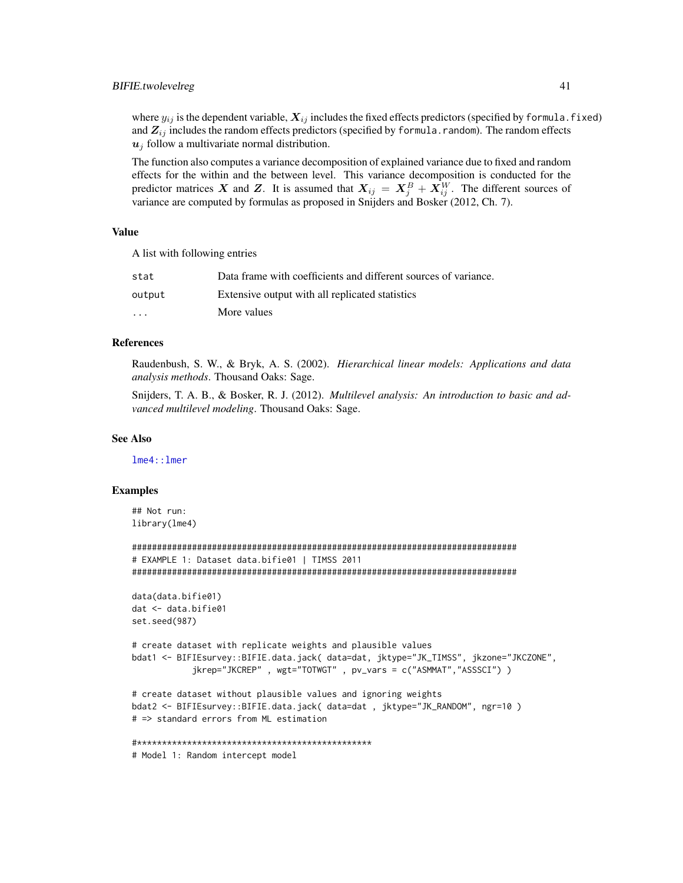where $y_{ij}$ is the dependent variable, $\boldsymbol{X}_{ij}$ includes the fixed effects predictors (specified by `formula.fixed`) and $\boldsymbol{Z}_{ij}$ includes the random effects predictors (specified by `formula.random`). The random effects $\boldsymbol{u}_j$ follow a multivariate normal distribution.

The function also computes a variance decomposition of explained variance due to fixed and random effects for the within and the between level. This variance decomposition is conducted for the predictor matrices $\boldsymbol{X}$ and $\boldsymbol{Z}$. It is assumed that $\boldsymbol{X}_{ij} = \boldsymbol{X}_j^B + \boldsymbol{X}_{ij}^W$. The different sources of variance are computed by formulas as proposed in Snijders and Bosker (2012, Ch. 7).

### Value

A list with following entries

| | |
|---|---|
| `stat` | Data frame with coefficients and different sources of variance. |
| `output` | Extensive output with all replicated statistics |
| `...` | More values |

### References

Raudenbush, S. W., & Bryk, A. S. (2002). *Hierarchical linear models: Applications and data analysis methods*. Thousand Oaks: Sage.

Snijders, T. A. B., & Bosker, R. J. (2012). *Multilevel analysis: An introduction to basic and advanced multilevel modeling*. Thousand Oaks: Sage.

### See Also

`lme4::lmer`

### Examples

```
## Not run:
library(lme4)

#############################################################################
# EXAMPLE 1: Dataset data.bifie01 | TIMSS 2011
#############################################################################

data(data.bifie01)
dat <- data.bifie01
set.seed(987)

# create dataset with replicate weights and plausible values
bdat1 <- BIFIEsurvey::BIFIE.data.jack( data=dat, jktype="JK_TIMSS", jkzone="JKCZONE",
            jkrep="JKCREP" , wgt="TOTWGT" , pv_vars = c("ASMMAT","ASSSCI") )

# create dataset without plausible values and ignoring weights
bdat2 <- BIFIEsurvey::BIFIE.data.jack( data=dat , jktype="JK_RANDOM", ngr=10 )
# => standard errors from ML estimation

#***********************************************
# Model 1: Random intercept model
```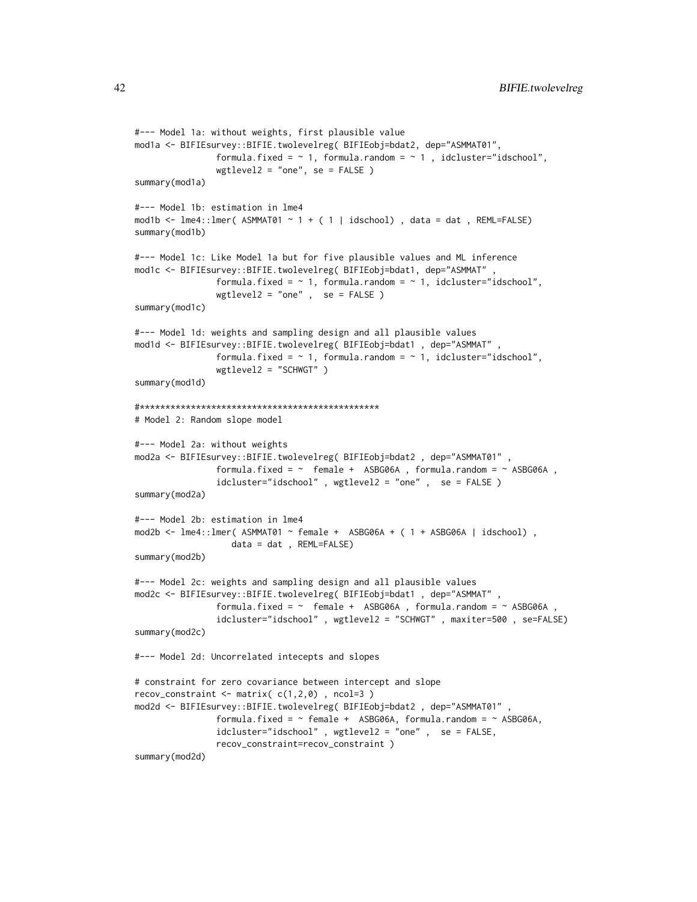```
#--- Model 1a: without weights, first plausible value
mod1a <- BIFIEsurvey::BIFIE.twolevelreg( BIFIEobj=bdat2, dep="ASMMAT01",
                formula.fixed = ~ 1, formula.random = ~ 1 , idcluster="idschool",
                wgtlevel2 = "one", se = FALSE )
summary(mod1a)

#--- Model 1b: estimation in lme4
mod1b <- lme4::lmer( ASMMAT01 ~ 1 + ( 1 | idschool) , data = dat , REML=FALSE)
summary(mod1b)

#--- Model 1c: Like Model 1a but for five plausible values and ML inference
mod1c <- BIFIEsurvey::BIFIE.twolevelreg( BIFIEobj=bdat1, dep="ASMMAT" ,
                formula.fixed = ~ 1, formula.random = ~ 1, idcluster="idschool",
                wgtlevel2 = "one" ,  se = FALSE )
summary(mod1c)

#--- Model 1d: weights and sampling design and all plausible values
mod1d <- BIFIEsurvey::BIFIE.twolevelreg( BIFIEobj=bdat1 , dep="ASMMAT" ,
                formula.fixed = ~ 1, formula.random = ~ 1, idcluster="idschool",
                wgtlevel2 = "SCHWGT" )
summary(mod1d)

#************************************************
# Model 2: Random slope model

#--- Model 2a: without weights
mod2a <- BIFIEsurvey::BIFIE.twolevelreg( BIFIEobj=bdat2 , dep="ASMMAT01" ,
                formula.fixed = ~  female +  ASBG06A , formula.random = ~ ASBG06A ,
                idcluster="idschool" , wgtlevel2 = "one" ,  se = FALSE )
summary(mod2a)

#--- Model 2b: estimation in lme4
mod2b <- lme4::lmer( ASMMAT01 ~ female +  ASBG06A + ( 1 + ASBG06A | idschool) ,
                   data = dat , REML=FALSE)
summary(mod2b)

#--- Model 2c: weights and sampling design and all plausible values
mod2c <- BIFIEsurvey::BIFIE.twolevelreg( BIFIEobj=bdat1 , dep="ASMMAT" ,
                formula.fixed = ~  female +  ASBG06A , formula.random = ~ ASBG06A ,
                idcluster="idschool" , wgtlevel2 = "SCHWGT" , maxiter=500 , se=FALSE)
summary(mod2c)

#--- Model 2d: Uncorrelated intecepts and slopes

# constraint for zero covariance between intercept and slope
recov_constraint <- matrix( c(1,2,0) , ncol=3 )
mod2d <- BIFIEsurvey::BIFIE.twolevelreg( BIFIEobj=bdat2 , dep="ASMMAT01" ,
                formula.fixed = ~ female +  ASBG06A, formula.random = ~ ASBG06A,
                idcluster="idschool" , wgtlevel2 = "one" ,  se = FALSE,
                recov_constraint=recov_constraint )
summary(mod2d)
```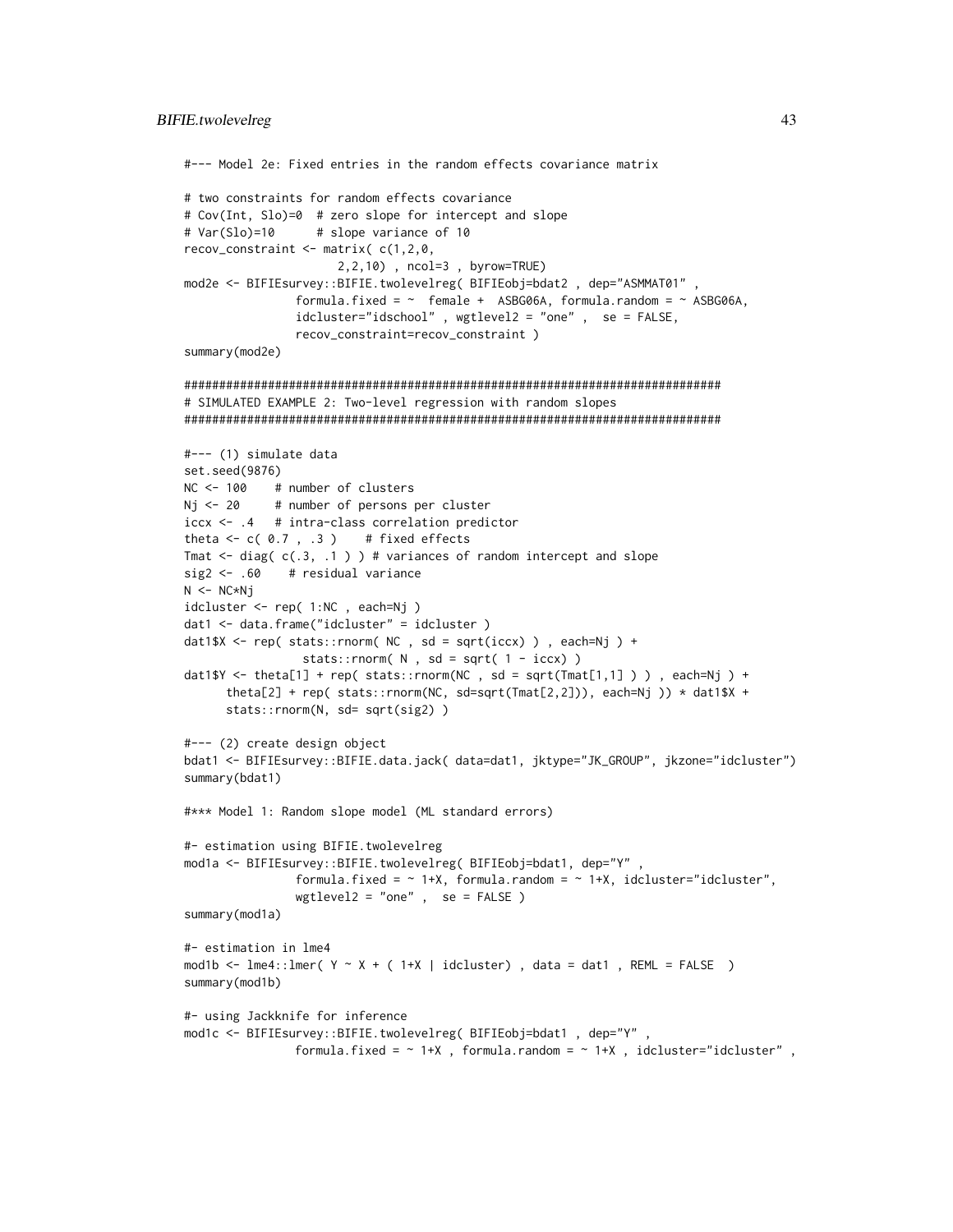```
#--- Model 2e: Fixed entries in the random effects covariance matrix

# two constraints for random effects covariance
# Cov(Int, Slo)=0  # zero slope for intercept and slope
# Var(Slo)=10      # slope variance of 10
recov_constraint <- matrix( c(1,2,0,
                    2,2,10) , ncol=3 , byrow=TRUE)
mod2e <- BIFIEsurvey::BIFIE.twolevelreg( BIFIEobj=bdat2 , dep="ASMMAT01" ,
                formula.fixed = ~  female +  ASBG06A, formula.random = ~ ASBG06A,
                idcluster="idschool" , wgtlevel2 = "one" ,  se = FALSE,
                recov_constraint=recov_constraint )
summary(mod2e)

#############################################################################
# SIMULATED EXAMPLE 2: Two-level regression with random slopes
#############################################################################

#--- (1) simulate data
set.seed(9876)
NC <- 100    # number of clusters
Nj <- 20     # number of persons per cluster
iccx <- .4   # intra-class correlation predictor
theta <- c( 0.7 , .3 )    # fixed effects
Tmat <- diag( c(.3, .1 ) ) # variances of random intercept and slope
sig2 <- .60    # residual variance
N <- NC*Nj
idcluster <- rep( 1:NC , each=Nj )
dat1 <- data.frame("idcluster" = idcluster )
dat1$X <- rep( stats::rnorm( NC , sd = sqrt(iccx) ) , each=Nj ) +
              stats::rnorm( N , sd = sqrt( 1 - iccx) )
dat1$Y <- theta[1] + rep( stats::rnorm(NC , sd = sqrt(Tmat[1,1] ) ) , each=Nj ) +
      theta[2] + rep( stats::rnorm(NC, sd=sqrt(Tmat[2,2])), each=Nj )) * dat1$X +
      stats::rnorm(N, sd= sqrt(sig2) )

#--- (2) create design object
bdat1 <- BIFIEsurvey::BIFIE.data.jack( data=dat1, jktype="JK_GROUP", jkzone="idcluster")
summary(bdat1)

#*** Model 1: Random slope model (ML standard errors)

#- estimation using BIFIE.twolevelreg
mod1a <- BIFIEsurvey::BIFIE.twolevelreg( BIFIEobj=bdat1, dep="Y" ,
                formula.fixed = ~ 1+X, formula.random = ~ 1+X, idcluster="idcluster",
                wgtlevel2 = "one" ,  se = FALSE )
summary(mod1a)

#- estimation in lme4
mod1b <- lme4::lmer( Y ~ X + ( 1+X | idcluster) , data = dat1 , REML = FALSE  )
summary(mod1b)

#- using Jackknife for inference
mod1c <- BIFIEsurvey::BIFIE.twolevelreg( BIFIEobj=bdat1 , dep="Y" ,
                formula.fixed = ~ 1+X , formula.random = ~ 1+X , idcluster="idcluster" ,
```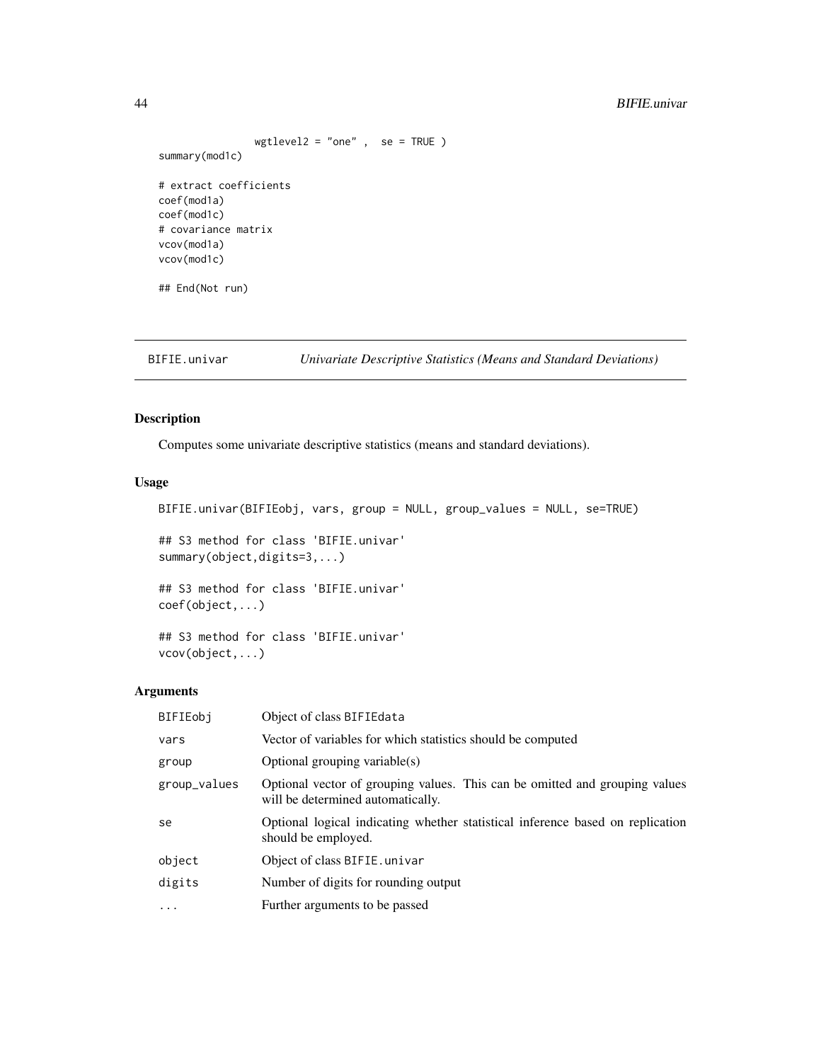```
                wgtlevel2 = "one" ,  se = TRUE )
summary(mod1c)

# extract coefficients
coef(mod1a)
coef(mod1c)
# covariance matrix
vcov(mod1a)
vcov(mod1c)

## End(Not run)
```

## BIFIE.univar — *Univariate Descriptive Statistics (Means and Standard Deviations)*

### Description

Computes some univariate descriptive statistics (means and standard deviations).

### Usage

```
BIFIE.univar(BIFIEobj, vars, group = NULL, group_values = NULL, se=TRUE)

## S3 method for class 'BIFIE.univar'
summary(object,digits=3,...)

## S3 method for class 'BIFIE.univar'
coef(object,...)

## S3 method for class 'BIFIE.univar'
vcov(object,...)
```

### Arguments

| | |
|---|---|
| BIFIEobj | Object of class BIFIEdata |
| vars | Vector of variables for which statistics should be computed |
| group | Optional grouping variable(s) |
| group_values | Optional vector of grouping values. This can be omitted and grouping values will be determined automatically. |
| se | Optional logical indicating whether statistical inference based on replication should be employed. |
| object | Object of class BIFIE.univar |
| digits | Number of digits for rounding output |
| ... | Further arguments to be passed |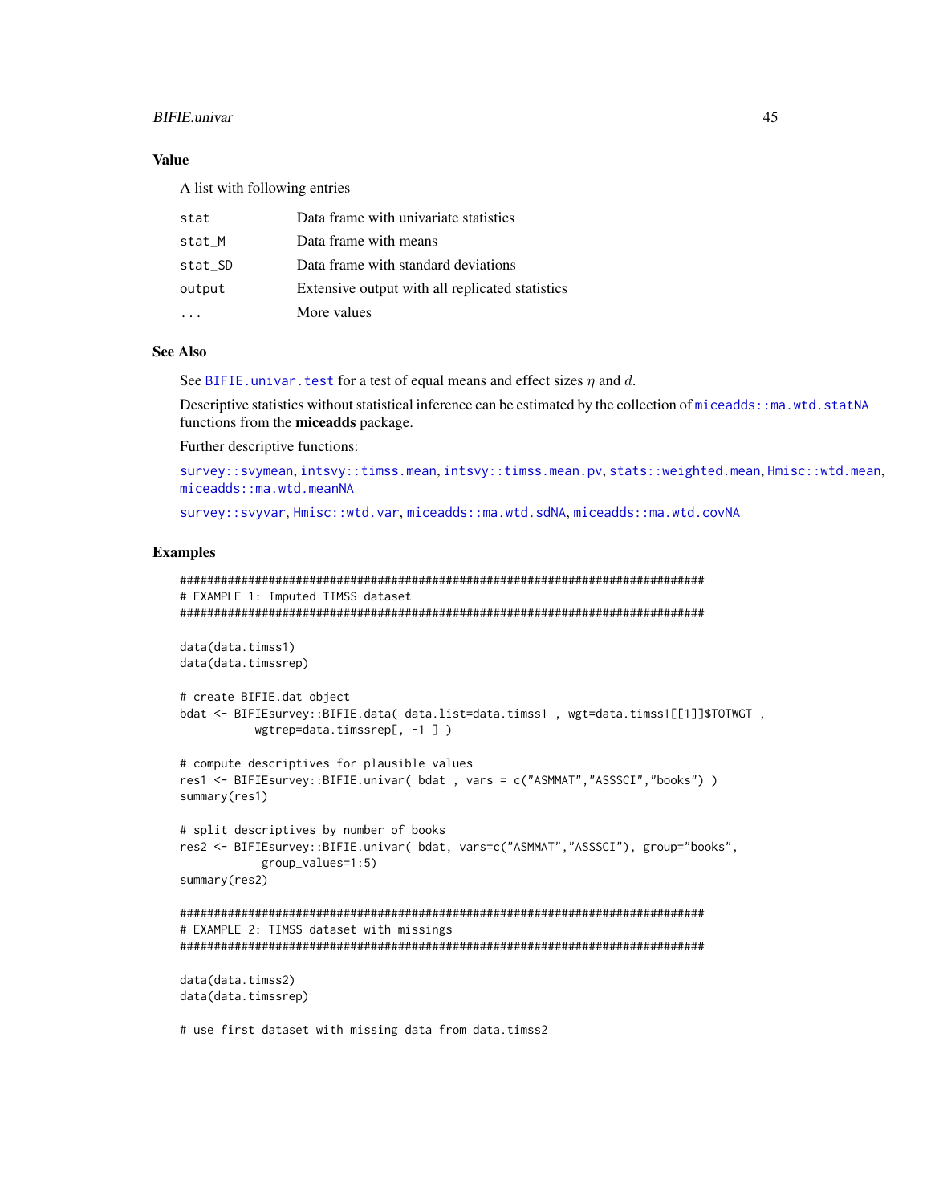## Value

A list with following entries

| | |
|---|---|
| stat | Data frame with univariate statistics |
| stat_M | Data frame with means |
| stat_SD | Data frame with standard deviations |
| output | Extensive output with all replicated statistics |
| ... | More values |

## See Also

See BIFIE.univar.test for a test of equal means and effect sizes $\eta$ and $d$.

Descriptive statistics without statistical inference can be estimated by the collection of miceadds::ma.wtd.statNA functions from the **miceadds** package.

Further descriptive functions:

survey::svymean, intsvy::timss.mean, intsvy::timss.mean.pv, stats::weighted.mean, Hmisc::wtd.mean, miceadds::ma.wtd.meanNA

survey::svyvar, Hmisc::wtd.var, miceadds::ma.wtd.sdNA, miceadds::ma.wtd.covNA

## Examples

```
#############################################################################
# EXAMPLE 1: Imputed TIMSS dataset
#############################################################################

data(data.timss1)
data(data.timssrep)

# create BIFIE.dat object
bdat <- BIFIEsurvey::BIFIE.data( data.list=data.timss1 , wgt=data.timss1[[1]]$TOTWGT ,
           wgtrep=data.timssrep[, -1 ] )

# compute descriptives for plausible values
res1 <- BIFIEsurvey::BIFIE.univar( bdat , vars = c("ASMMAT","ASSSCI","books") )
summary(res1)

# split descriptives by number of books
res2 <- BIFIEsurvey::BIFIE.univar( bdat, vars=c("ASMMAT","ASSSCI"), group="books",
            group_values=1:5)
summary(res2)

#############################################################################
# EXAMPLE 2: TIMSS dataset with missings
#############################################################################

data(data.timss2)
data(data.timssrep)

# use first dataset with missing data from data.timss2
```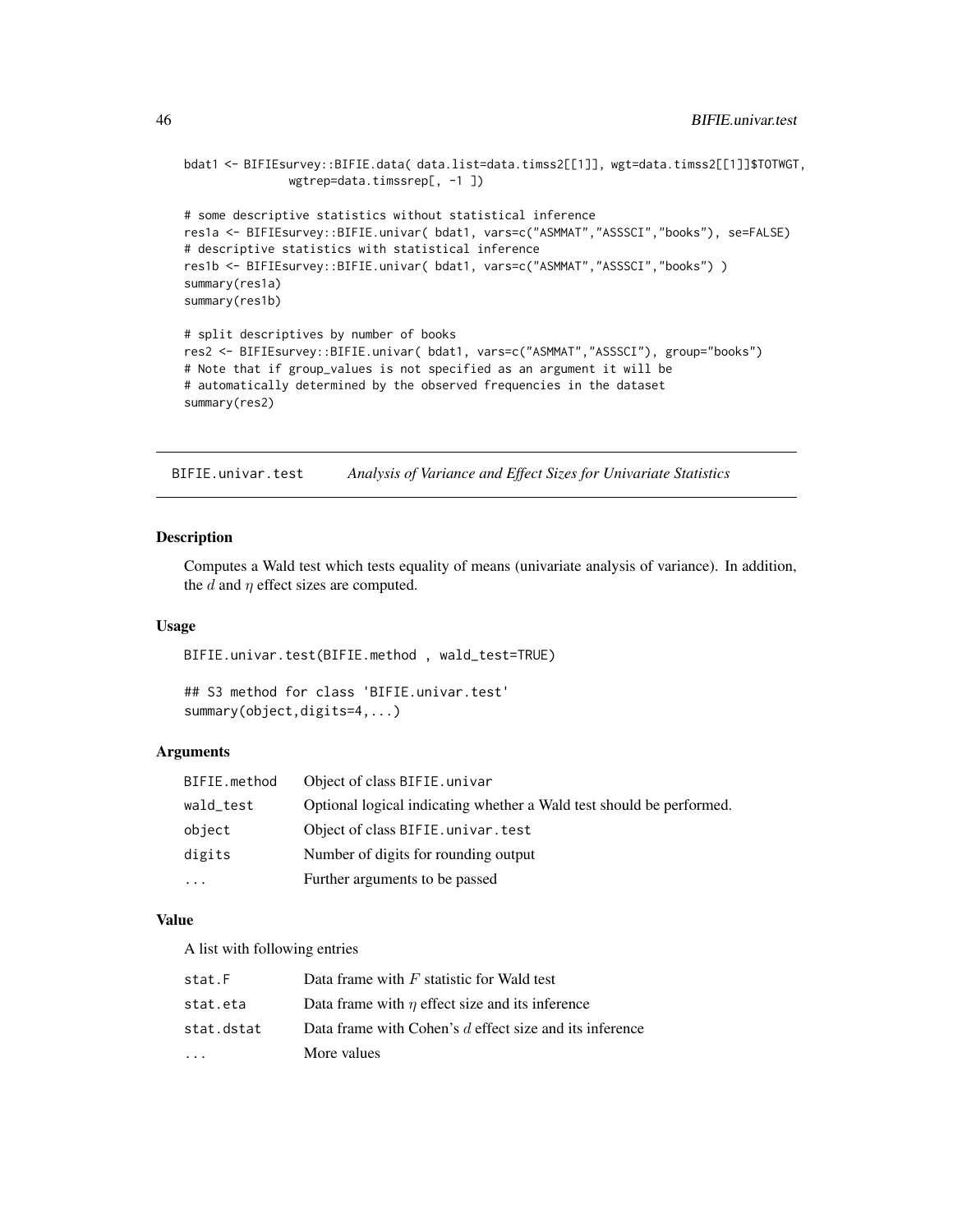```
bdat1 <- BIFIEsurvey::BIFIE.data( data.list=data.timss2[[1]], wgt=data.timss2[[1]]$TOTWGT,
             wgtrep=data.timssrep[, -1 ])

# some descriptive statistics without statistical inference
res1a <- BIFIEsurvey::BIFIE.univar( bdat1, vars=c("ASMMAT","ASSSCI","books"), se=FALSE)
# descriptive statistics with statistical inference
res1b <- BIFIEsurvey::BIFIE.univar( bdat1, vars=c("ASMMAT","ASSSCI","books") )
summary(res1a)
summary(res1b)

# split descriptives by number of books
res2 <- BIFIEsurvey::BIFIE.univar( bdat1, vars=c("ASMMAT","ASSSCI"), group="books")
# Note that if group_values is not specified as an argument it will be
# automatically determined by the observed frequencies in the dataset
summary(res2)
```

## BIFIE.univar.test — *Analysis of Variance and Effect Sizes for Univariate Statistics*

### Description

Computes a Wald test which tests equality of means (univariate analysis of variance). In addition, the $d$ and $\eta$ effect sizes are computed.

### Usage

```
BIFIE.univar.test(BIFIE.method , wald_test=TRUE)

## S3 method for class 'BIFIE.univar.test'
summary(object,digits=4,...)
```

### Arguments

| | |
|---|---|
| `BIFIE.method` | Object of class `BIFIE.univar` |
| `wald_test` | Optional logical indicating whether a Wald test should be performed. |
| `object` | Object of class `BIFIE.univar.test` |
| `digits` | Number of digits for rounding output |
| `...` | Further arguments to be passed |

### Value

A list with following entries

| | |
|---|---|
| `stat.F` | Data frame with $F$ statistic for Wald test |
| `stat.eta` | Data frame with $\eta$ effect size and its inference |
| `stat.dstat` | Data frame with Cohen's $d$ effect size and its inference |
| `...` | More values |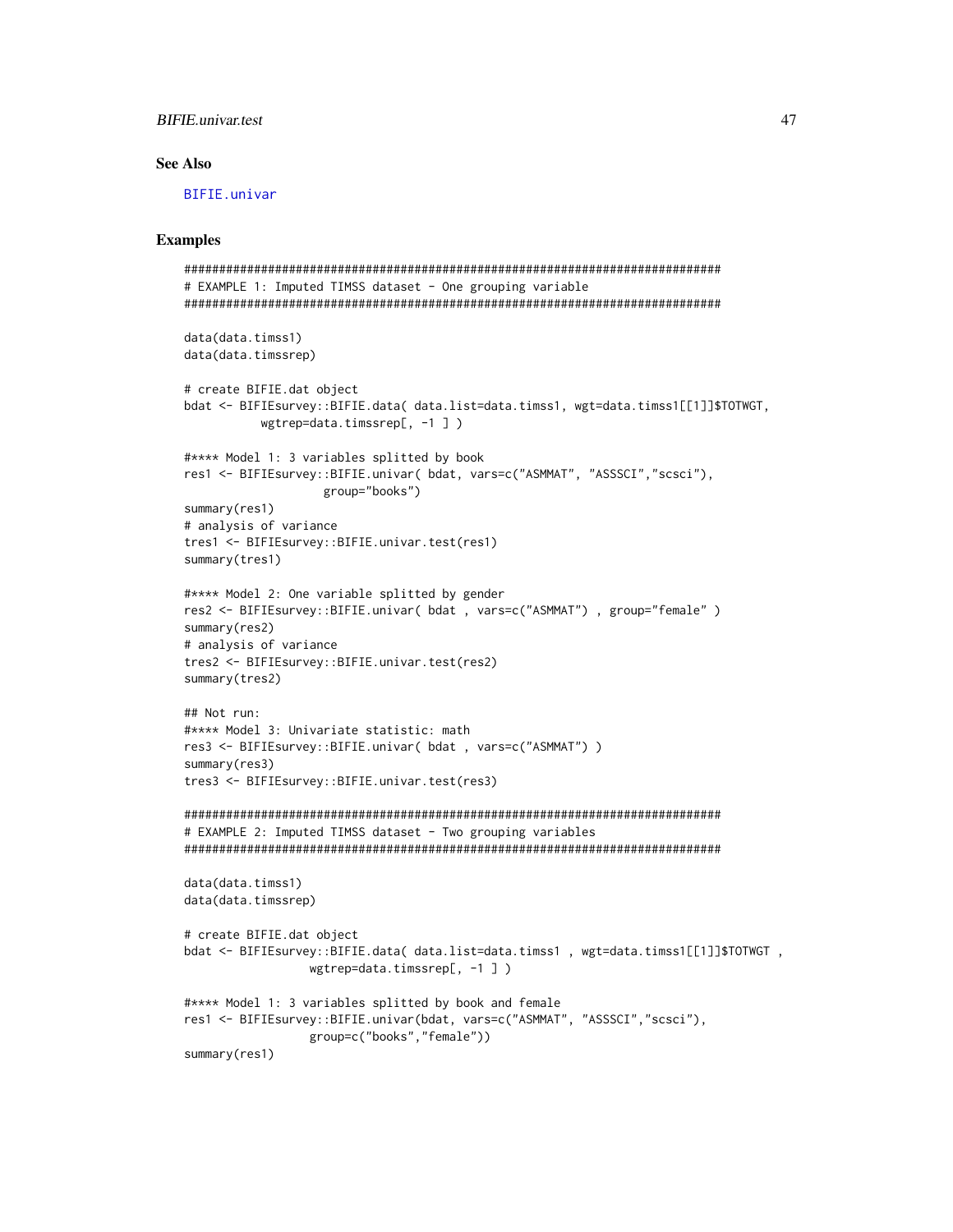## See Also

BIFIE.univar

## Examples

```
#############################################################################
# EXAMPLE 1: Imputed TIMSS dataset - One grouping variable
#############################################################################

data(data.timss1)
data(data.timssrep)

# create BIFIE.dat object
bdat <- BIFIEsurvey::BIFIE.data( data.list=data.timss1, wgt=data.timss1[[1]]$TOTWGT,
           wgtrep=data.timssrep[, -1 ] )

#**** Model 1: 3 variables splitted by book
res1 <- BIFIEsurvey::BIFIE.univar( bdat, vars=c("ASMMAT", "ASSSCI","scsci"),
                   group="books")
summary(res1)
# analysis of variance
tres1 <- BIFIEsurvey::BIFIE.univar.test(res1)
summary(tres1)

#**** Model 2: One variable splitted by gender
res2 <- BIFIEsurvey::BIFIE.univar( bdat , vars=c("ASMMAT") , group="female" )
summary(res2)
# analysis of variance
tres2 <- BIFIEsurvey::BIFIE.univar.test(res2)
summary(tres2)

## Not run:
#**** Model 3: Univariate statistic: math
res3 <- BIFIEsurvey::BIFIE.univar( bdat , vars=c("ASMMAT") )
summary(res3)
tres3 <- BIFIEsurvey::BIFIE.univar.test(res3)

#############################################################################
# EXAMPLE 2: Imputed TIMSS dataset - Two grouping variables
#############################################################################

data(data.timss1)
data(data.timssrep)

# create BIFIE.dat object
bdat <- BIFIEsurvey::BIFIE.data( data.list=data.timss1 , wgt=data.timss1[[1]]$TOTWGT ,
                  wgtrep=data.timssrep[, -1 ] )

#**** Model 1: 3 variables splitted by book and female
res1 <- BIFIEsurvey::BIFIE.univar(bdat, vars=c("ASMMAT", "ASSSCI","scsci"),
                  group=c("books","female"))
summary(res1)
```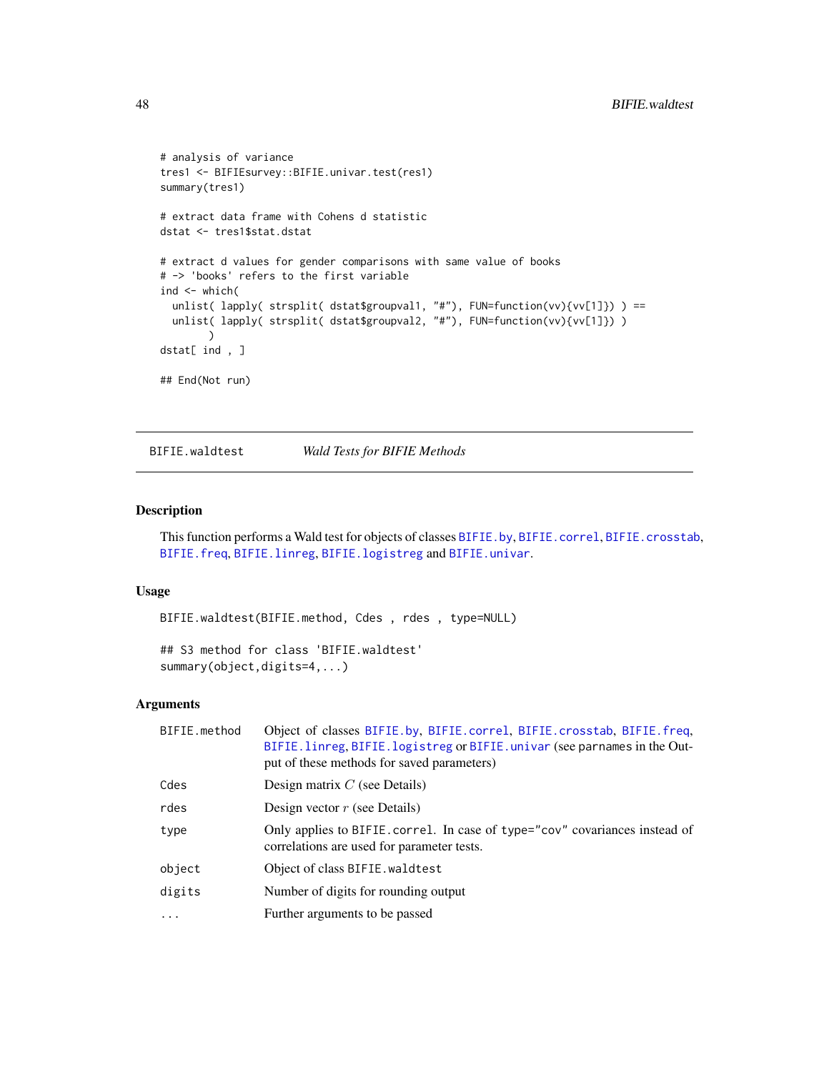```
# analysis of variance
tres1 <- BIFIEsurvey::BIFIE.univar.test(res1)
summary(tres1)

# extract data frame with Cohens d statistic
dstat <- tres1$stat.dstat

# extract d values for gender comparisons with same value of books
# -> 'books' refers to the first variable
ind <- which(
  unlist( lapply( strsplit( dstat$groupval1, "#"), FUN=function(vv){vv[1]}) ) ==
  unlist( lapply( strsplit( dstat$groupval2, "#"), FUN=function(vv){vv[1]}) )
        )
dstat[ ind , ]

## End(Not run)
```

---

BIFIE.waldtest &nbsp;&nbsp;&nbsp;&nbsp; *Wald Tests for BIFIE Methods*

---

## Description

This function performs a Wald test for objects of classes BIFIE.by, BIFIE.correl, BIFIE.crosstab, BIFIE.freq, BIFIE.linreg, BIFIE.logistreg and BIFIE.univar.

## Usage

```
BIFIE.waldtest(BIFIE.method, Cdes , rdes , type=NULL)

## S3 method for class 'BIFIE.waldtest'
summary(object,digits=4,...)
```

## Arguments

| | |
|---|---|
| BIFIE.method | Object of classes BIFIE.by, BIFIE.correl, BIFIE.crosstab, BIFIE.freq, BIFIE.linreg, BIFIE.logistreg or BIFIE.univar (see parnames in the Output of these methods for saved parameters) |
| Cdes | Design matrix $C$ (see Details) |
| rdes | Design vector $r$ (see Details) |
| type | Only applies to BIFIE.correl. In case of type="cov" covariances instead of correlations are used for parameter tests. |
| object | Object of class BIFIE.waldtest |
| digits | Number of digits for rounding output |
| ... | Further arguments to be passed |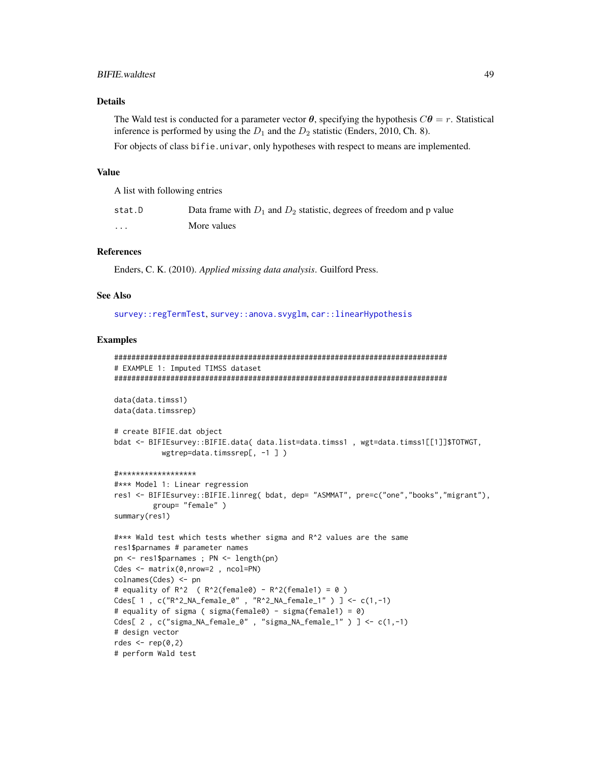## Details

The Wald test is conducted for a parameter vector $\boldsymbol{\theta}$, specifying the hypothesis $C\boldsymbol{\theta} = r$. Statistical inference is performed by using the $D_1$ and the $D_2$ statistic (Enders, 2010, Ch. 8).

For objects of class `bifie.univar`, only hypotheses with respect to means are implemented.

## Value

A list with following entries

| | |
|---|---|
| `stat.D` | Data frame with $D_1$ and $D_2$ statistic, degrees of freedom and p value |
| `...` | More values |

## References

Enders, C. K. (2010). *Applied missing data analysis*. Guilford Press.

## See Also

`survey::regTermTest`, `survey::anova.svyglm`, `car::linearHypothesis`

## Examples

```
#############################################################################
# EXAMPLE 1: Imputed TIMSS dataset
#############################################################################

data(data.timss1)
data(data.timssrep)

# create BIFIE.dat object
bdat <- BIFIEsurvey::BIFIE.data( data.list=data.timss1 , wgt=data.timss1[[1]]$TOTWGT,
           wgtrep=data.timssrep[, -1 ] )

#******************
#*** Model 1: Linear regression
res1 <- BIFIEsurvey::BIFIE.linreg( bdat, dep= "ASMMAT", pre=c("one","books","migrant"),
         group= "female" )
summary(res1)

#*** Wald test which tests whether sigma and R^2 values are the same
res1$parnames # parameter names
pn <- res1$parnames ; PN <- length(pn)
Cdes <- matrix(0,nrow=2 , ncol=PN)
colnames(Cdes) <- pn
# equality of R^2  ( R^2(female0) - R^2(female1) = 0 )
Cdes[ 1 , c("R^2_NA_female_0" , "R^2_NA_female_1" ) ] <- c(1,-1)
# equality of sigma ( sigma(female0) - sigma(female1) = 0)
Cdes[ 2 , c("sigma_NA_female_0" , "sigma_NA_female_1" ) ] <- c(1,-1)
# design vector
rdes <- rep(0,2)
# perform Wald test
```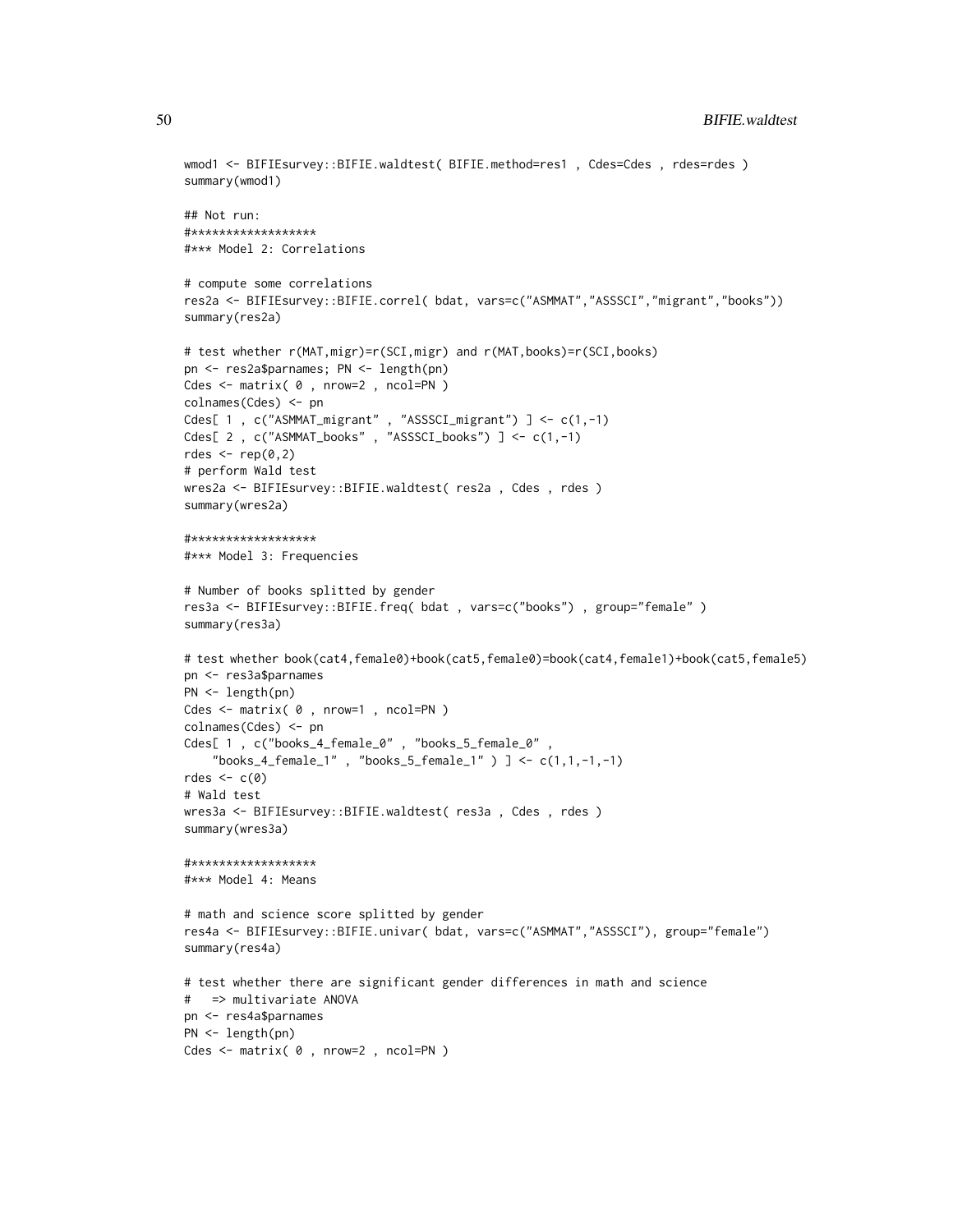```
wmod1 <- BIFIEsurvey::BIFIE.waldtest( BIFIE.method=res1 , Cdes=Cdes , rdes=rdes )
summary(wmod1)

## Not run:
#******************
#*** Model 2: Correlations

# compute some correlations
res2a <- BIFIEsurvey::BIFIE.correl( bdat, vars=c("ASMMAT","ASSSCI","migrant","books"))
summary(res2a)

# test whether r(MAT,migr)=r(SCI,migr) and r(MAT,books)=r(SCI,books)
pn <- res2a$parnames; PN <- length(pn)
Cdes <- matrix( 0 , nrow=2 , ncol=PN )
colnames(Cdes) <- pn
Cdes[ 1 , c("ASMMAT_migrant" , "ASSSCI_migrant") ] <- c(1,-1)
Cdes[ 2 , c("ASMMAT_books" , "ASSSCI_books") ] <- c(1,-1)
rdes <- rep(0,2)
# perform Wald test
wres2a <- BIFIEsurvey::BIFIE.waldtest( res2a , Cdes , rdes )
summary(wres2a)

#******************
#*** Model 3: Frequencies

# Number of books splitted by gender
res3a <- BIFIEsurvey::BIFIE.freq( bdat , vars=c("books") , group="female" )
summary(res3a)

# test whether book(cat4,female0)+book(cat5,female0)=book(cat4,female1)+book(cat5,female5)
pn <- res3a$parnames
PN <- length(pn)
Cdes <- matrix( 0 , nrow=1 , ncol=PN )
colnames(Cdes) <- pn
Cdes[ 1 , c("books_4_female_0" , "books_5_female_0" ,
    "books_4_female_1" , "books_5_female_1" ) ] <- c(1,1,-1,-1)
rdes <- c(0)
# Wald test
wres3a <- BIFIEsurvey::BIFIE.waldtest( res3a , Cdes , rdes )
summary(wres3a)

#******************
#*** Model 4: Means

# math and science score splitted by gender
res4a <- BIFIEsurvey::BIFIE.univar( bdat, vars=c("ASMMAT","ASSSCI"), group="female")
summary(res4a)

# test whether there are significant gender differences in math and science
#   => multivariate ANOVA
pn <- res4a$parnames
PN <- length(pn)
Cdes <- matrix( 0 , nrow=2 , ncol=PN )
```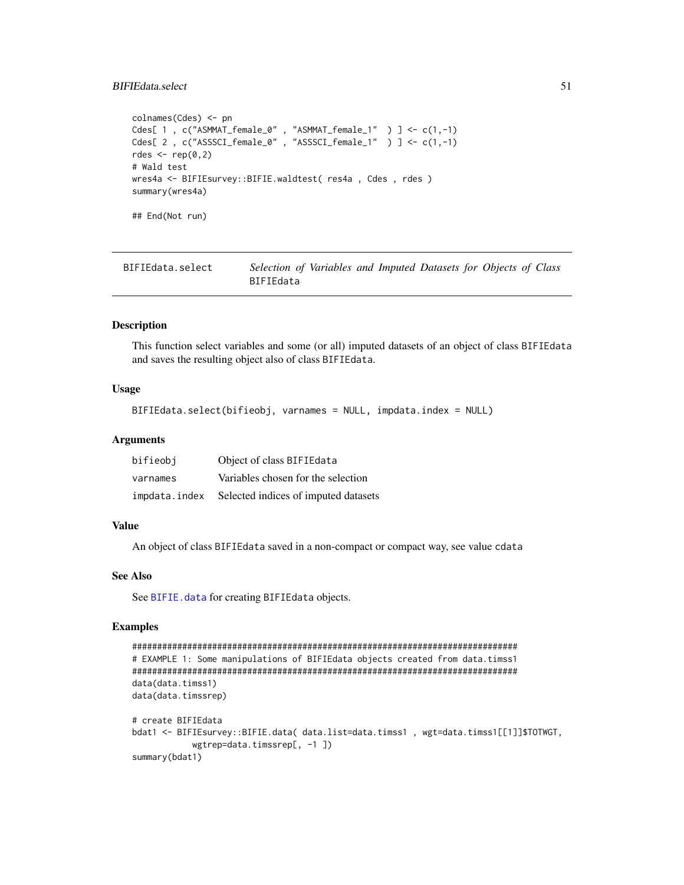```
colnames(Cdes) <- pn
Cdes[ 1 , c("ASMMAT_female_0" , "ASMMAT_female_1"  ) ] <- c(1,-1)
Cdes[ 2 , c("ASSSCI_female_0" , "ASSSCI_female_1"  ) ] <- c(1,-1)
rdes <- rep(0,2)
# Wald test
wres4a <- BIFIEsurvey::BIFIE.waldtest( res4a , Cdes , rdes )
summary(wres4a)

## End(Not run)
```

## BIFIEdata.select — *Selection of Variables and Imputed Datasets for Objects of Class* BIFIEdata

### Description

This function select variables and some (or all) imputed datasets of an object of class BIFIEdata and saves the resulting object also of class BIFIEdata.

### Usage

```
BIFIEdata.select(bifieobj, varnames = NULL, impdata.index = NULL)
```

### Arguments

| | |
|---|---|
| bifieobj | Object of class BIFIEdata |
| varnames | Variables chosen for the selection |
| impdata.index | Selected indices of imputed datasets |

### Value

An object of class BIFIEdata saved in a non-compact or compact way, see value cdata

### See Also

See BIFIE.data for creating BIFIEdata objects.

### Examples

```
#############################################################################
# EXAMPLE 1: Some manipulations of BIFIEdata objects created from data.timss1
#############################################################################
data(data.timss1)
data(data.timssrep)

# create BIFIEdata
bdat1 <- BIFIEsurvey::BIFIE.data( data.list=data.timss1 , wgt=data.timss1[[1]]$TOTWGT,
            wgtrep=data.timssrep[, -1 ])
summary(bdat1)
```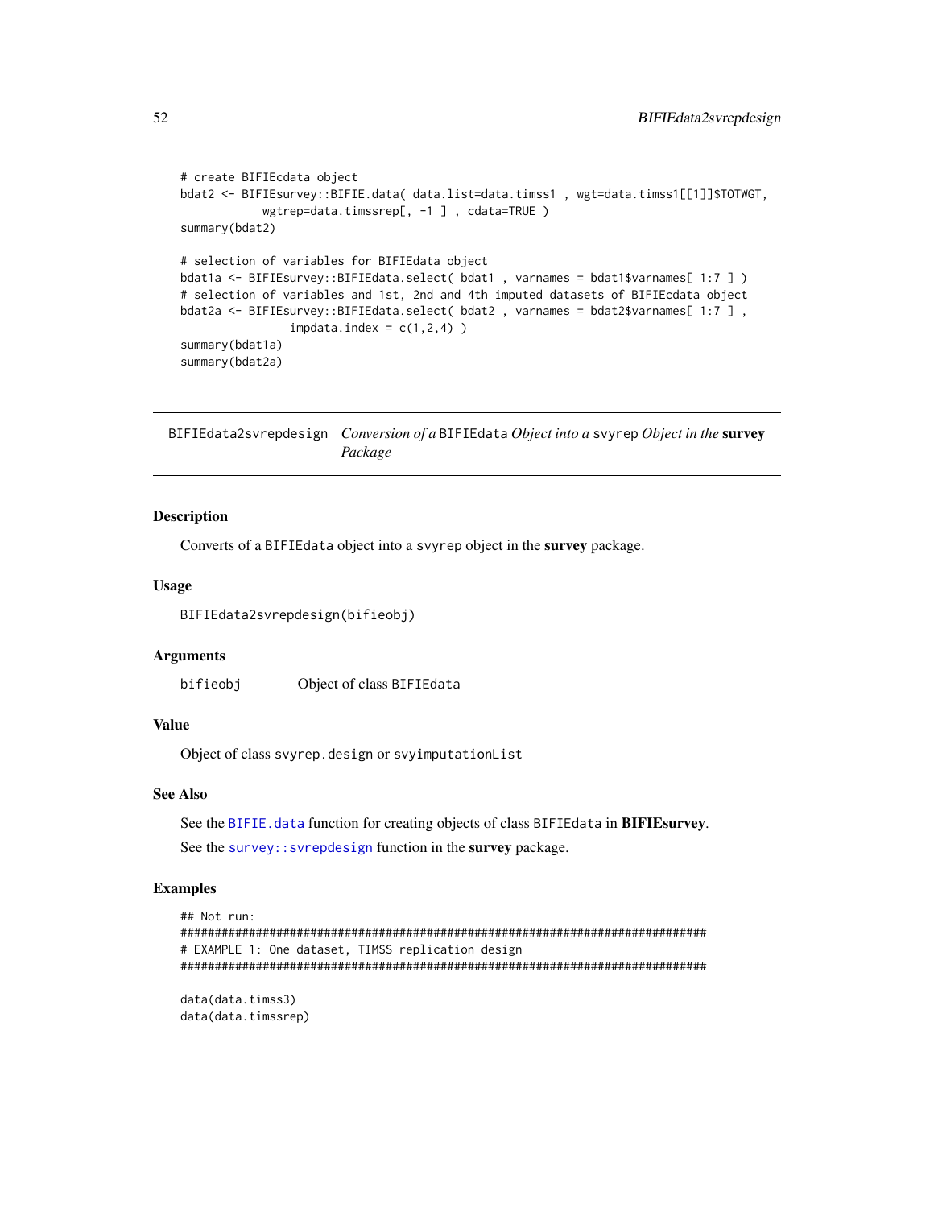```
# create BIFIEcdata object
bdat2 <- BIFIEsurvey::BIFIE.data( data.list=data.timss1 , wgt=data.timss1[[1]]$TOTWGT,
            wgtrep=data.timssrep[, -1 ] , cdata=TRUE )
summary(bdat2)

# selection of variables for BIFIEdata object
bdat1a <- BIFIEsurvey::BIFIEdata.select( bdat1 , varnames = bdat1$varnames[ 1:7 ] )
# selection of variables and 1st, 2nd and 4th imputed datasets of BIFIEcdata object
bdat2a <- BIFIEsurvey::BIFIEdata.select( bdat2 , varnames = bdat2$varnames[ 1:7 ] ,
                impdata.index = c(1,2,4) )
summary(bdat1a)
summary(bdat2a)
```

## BIFIEdata2svrepdesign *Conversion of a* BIFIEdata *Object into a* svyrep *Object in the* **survey** *Package*

### Description

Converts of a BIFIEdata object into a svyrep object in the **survey** package.

### Usage

```
BIFIEdata2svrepdesign(bifieobj)
```

### Arguments

bifieobj Object of class BIFIEdata

### Value

Object of class svyrep.design or svyimputationList

### See Also

See the BIFIE.data function for creating objects of class BIFIEdata in **BIFIEsurvey**.

See the survey::svrepdesign function in the **survey** package.

### Examples

```
## Not run:
#############################################################################
# EXAMPLE 1: One dataset, TIMSS replication design
#############################################################################

data(data.timss3)
data(data.timssrep)
```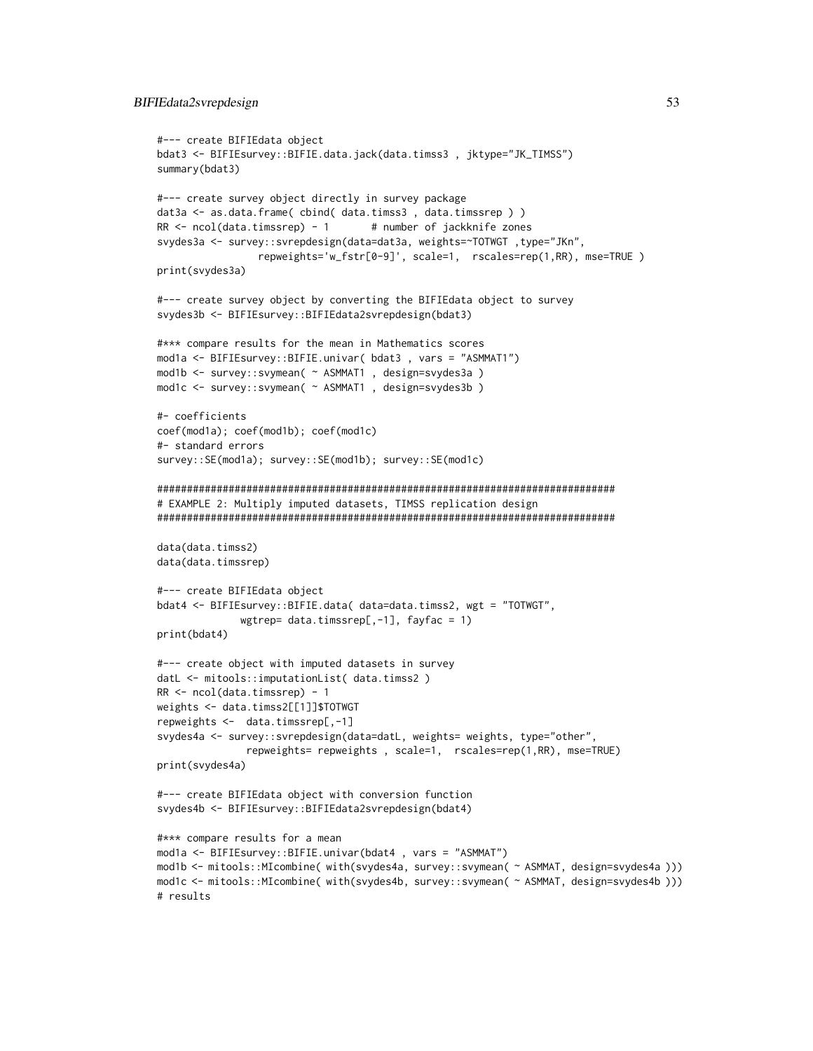```
#--- create BIFIEdata object
bdat3 <- BIFIEsurvey::BIFIE.data.jack(data.timss3 , jktype="JK_TIMSS")
summary(bdat3)

#--- create survey object directly in survey package
dat3a <- as.data.frame( cbind( data.timss3 , data.timssrep ) )
RR <- ncol(data.timssrep) - 1       # number of jackknife zones
svydes3a <- survey::svrepdesign(data=dat3a, weights=~TOTWGT ,type="JKn",
                repweights='w_fstr[0-9]', scale=1,  rscales=rep(1,RR), mse=TRUE )
print(svydes3a)

#--- create survey object by converting the BIFIEdata object to survey
svydes3b <- BIFIEsurvey::BIFIEdata2svrepdesign(bdat3)

#*** compare results for the mean in Mathematics scores
mod1a <- BIFIEsurvey::BIFIE.univar( bdat3 , vars = "ASMMAT1")
mod1b <- survey::svymean( ~ ASMMAT1 , design=svydes3a )
mod1c <- survey::svymean( ~ ASMMAT1 , design=svydes3b )

#- coefficients
coef(mod1a); coef(mod1b); coef(mod1c)
#- standard errors
survey::SE(mod1a); survey::SE(mod1b); survey::SE(mod1c)

#############################################################################
# EXAMPLE 2: Multiply imputed datasets, TIMSS replication design
#############################################################################

data(data.timss2)
data(data.timssrep)

#--- create BIFIEdata object
bdat4 <- BIFIEsurvey::BIFIE.data( data=data.timss2, wgt = "TOTWGT",
            wgtrep= data.timssrep[,-1], fayfac = 1)
print(bdat4)

#--- create object with imputed datasets in survey
datL <- mitools::imputationList( data.timss2 )
RR <- ncol(data.timssrep) - 1
weights <- data.timss2[[1]]$TOTWGT
repweights <-  data.timssrep[,-1]
svydes4a <- survey::svrepdesign(data=datL, weights= weights, type="other",
              repweights= repweights , scale=1,  rscales=rep(1,RR), mse=TRUE)
print(svydes4a)

#--- create BIFIEdata object with conversion function
svydes4b <- BIFIEsurvey::BIFIEdata2svrepdesign(bdat4)

#*** compare results for a mean
mod1a <- BIFIEsurvey::BIFIE.univar(bdat4 , vars = "ASMMAT")
mod1b <- mitools::MIcombine( with(svydes4a, survey::svymean( ~ ASMMAT, design=svydes4a )))
mod1c <- mitools::MIcombine( with(svydes4b, survey::svymean( ~ ASMMAT, design=svydes4b )))
# results
```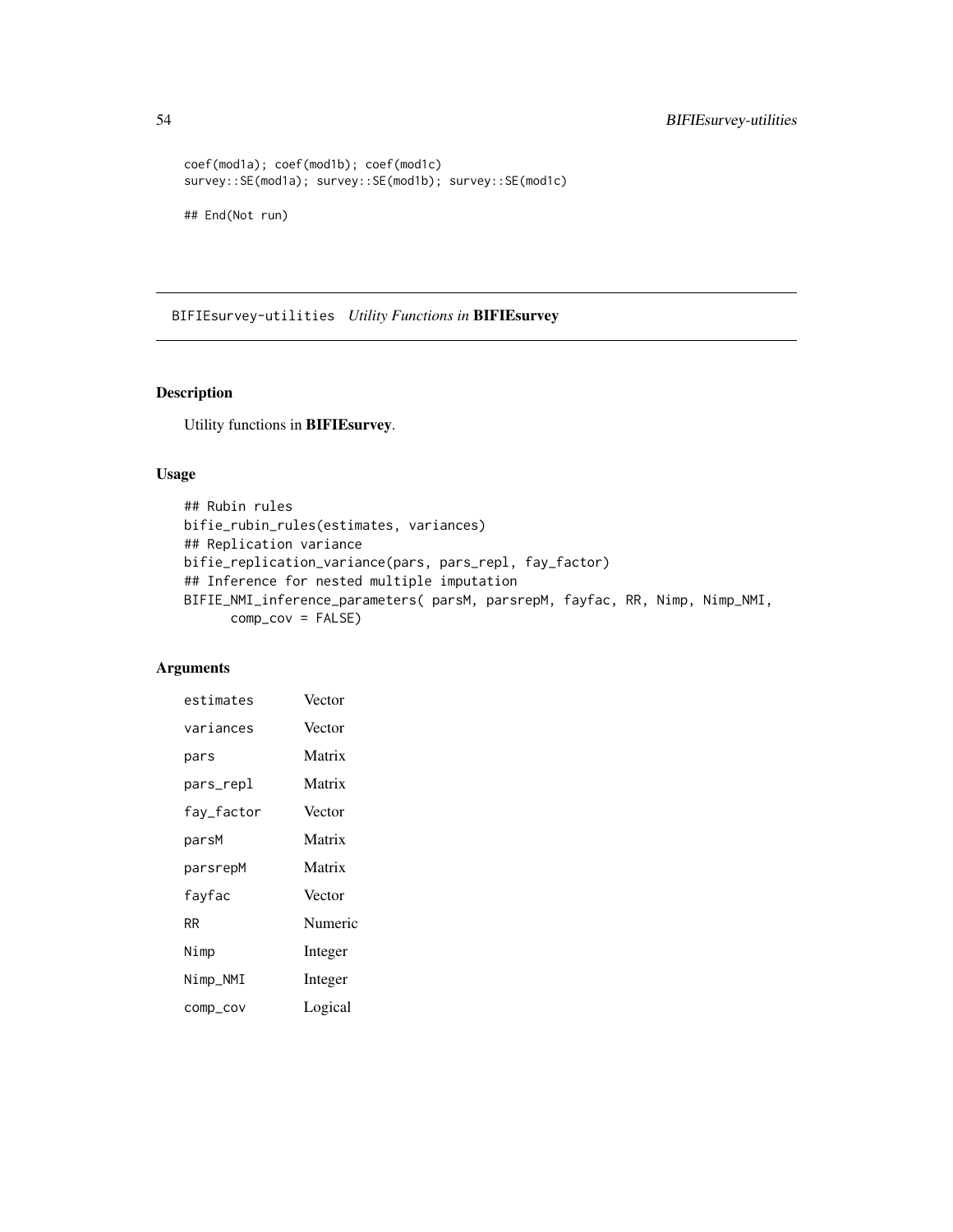```
coef(mod1a); coef(mod1b); coef(mod1c)
survey::SE(mod1a); survey::SE(mod1b); survey::SE(mod1c)

## End(Not run)
```

---

BIFIEsurvey-utilities *Utility Functions in* **BIFIEsurvey**

---

## Description

Utility functions in **BIFIEsurvey**.

## Usage

```
## Rubin rules
bifie_rubin_rules(estimates, variances)
## Replication variance
bifie_replication_variance(pars, pars_repl, fay_factor)
## Inference for nested multiple imputation
BIFIE_NMI_inference_parameters( parsM, parsrepM, fayfac, RR, Nimp, Nimp_NMI,
      comp_cov = FALSE)
```

## Arguments

| | |
|---|---|
| estimates | Vector |
| variances | Vector |
| pars | Matrix |
| pars_repl | Matrix |
| fay_factor | Vector |
| parsM | Matrix |
| parsrepM | Matrix |
| fayfac | Vector |
| RR | Numeric |
| Nimp | Integer |
| Nimp_NMI | Integer |
| comp_cov | Logical |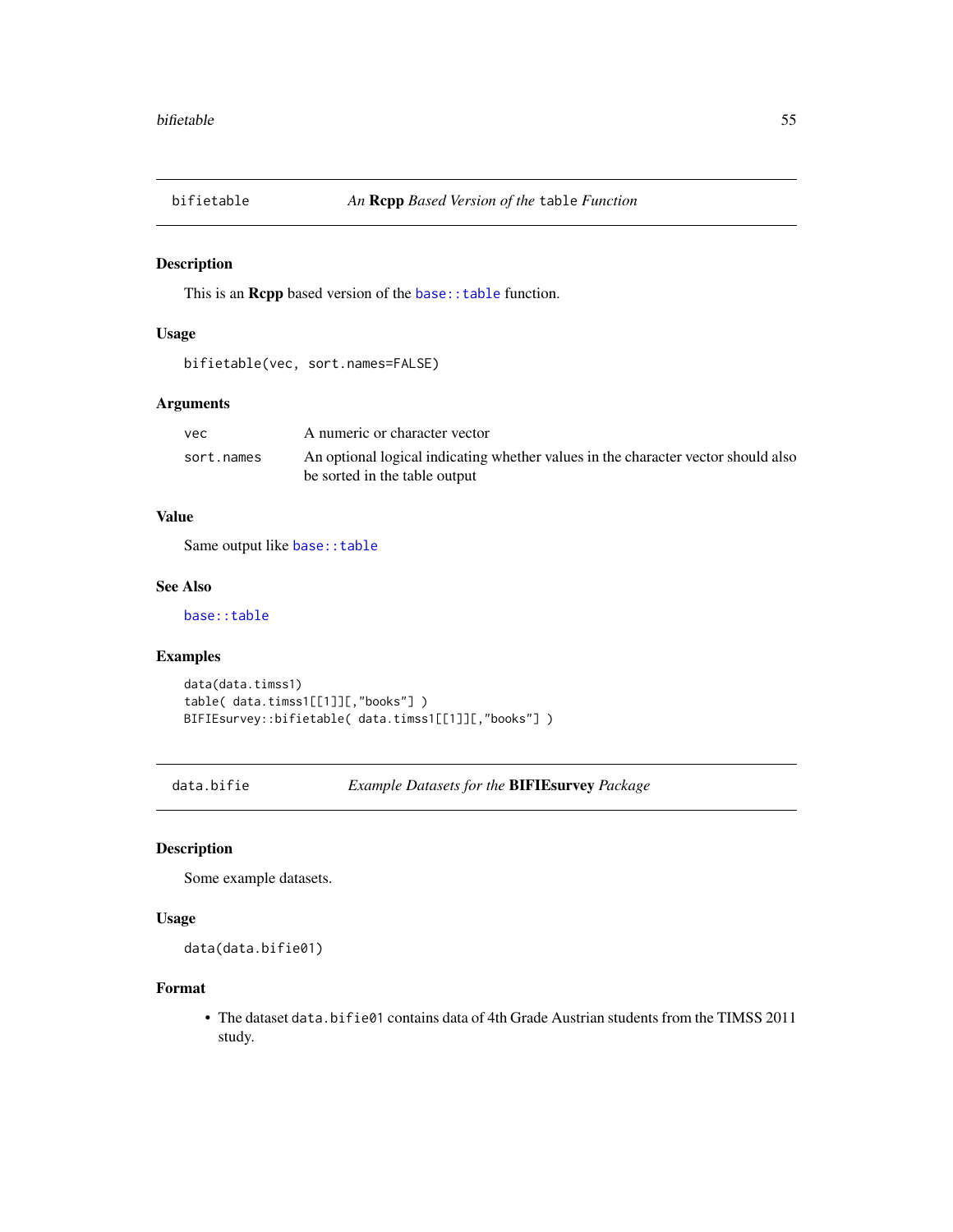## bifietable — *An* **Rcpp** *Based Version of the* `table` *Function*

### Description

This is an **Rcpp** based version of the `base::table` function.

### Usage

```
bifietable(vec, sort.names=FALSE)
```

### Arguments

| | |
|---|---|
| `vec` | A numeric or character vector |
| `sort.names` | An optional logical indicating whether values in the character vector should also be sorted in the table output |

### Value

Same output like `base::table`

### See Also

`base::table`

### Examples

```
data(data.timss1)
table( data.timss1[[1]][,"books"] )
BIFIEsurvey::bifietable( data.timss1[[1]][,"books"] )
```

## data.bifie — *Example Datasets for the* **BIFIEsurvey** *Package*

### Description

Some example datasets.

### Usage

```
data(data.bifie01)
```

### Format

- The dataset `data.bifie01` contains data of 4th Grade Austrian students from the TIMSS 2011 study.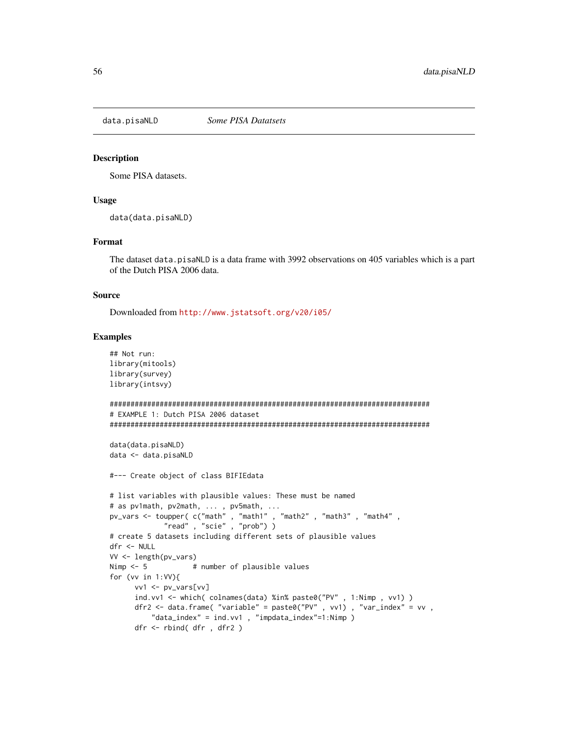data.pisaNLD *Some PISA Datatsets*

## Description

Some PISA datasets.

## Usage

```
data(data.pisaNLD)
```

## Format

The dataset `data.pisaNLD` is a data frame with 3992 observations on 405 variables which is a part of the Dutch PISA 2006 data.

## Source

Downloaded from http://www.jstatsoft.org/v20/i05/

## Examples

```
## Not run:
library(mitools)
library(survey)
library(intsvy)

#############################################################################
# EXAMPLE 1: Dutch PISA 2006 dataset
#############################################################################

data(data.pisaNLD)
data <- data.pisaNLD

#--- Create object of class BIFIEdata

# list variables with plausible values: These must be named
# as pv1math, pv2math, ... , pv5math, ...
pv_vars <- toupper( c("math" , "math1" , "math2" , "math3" , "math4" ,
             "read" , "scie" , "prob") )
# create 5 datasets including different sets of plausible values
dfr <- NULL
VV <- length(pv_vars)
Nimp <- 5          # number of plausible values
for (vv in 1:VV){
      vv1 <- pv_vars[vv]
      ind.vv1 <- which( colnames(data) %in% paste0("PV" , 1:Nimp , vv1) )
      dfr2 <- data.frame( "variable" = paste0("PV" , vv1) , "var_index" = vv ,
          "data_index" = ind.vv1 , "impdata_index"=1:Nimp )
      dfr <- rbind( dfr , dfr2 )
```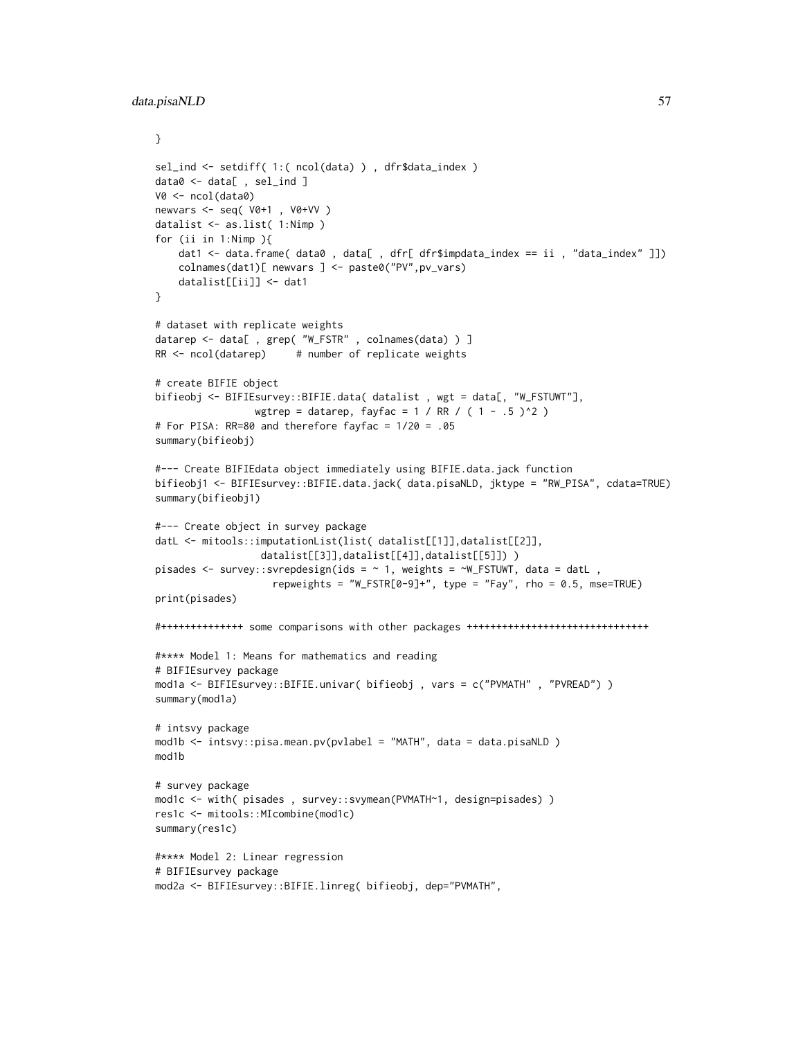```
}

sel_ind <- setdiff( 1:( ncol(data) ) , dfr$data_index )
data0 <- data[ , sel_ind ]
V0 <- ncol(data0)
newvars <- seq( V0+1 , V0+VV )
datalist <- as.list( 1:Nimp )
for (ii in 1:Nimp ){
    dat1 <- data.frame( data0 , data[ , dfr[ dfr$impdata_index == ii , "data_index" ]])
    colnames(dat1)[ newvars ] <- paste0("PV",pv_vars)
    datalist[[ii]] <- dat1
}

# dataset with replicate weights
datarep <- data[ , grep( "W_FSTR" , colnames(data) ) ]
RR <- ncol(datarep)     # number of replicate weights

# create BIFIE object
bifieobj <- BIFIEsurvey::BIFIE.data( datalist , wgt = data[, "W_FSTUWT"],
                wgtrep = datarep, fayfac = 1 / RR / ( 1 - .5 )^2 )
# For PISA: RR=80 and therefore fayfac = 1/20 = .05
summary(bifieobj)

#--- Create BIFIEdata object immediately using BIFIE.data.jack function
bifieobj1 <- BIFIEsurvey::BIFIE.data.jack( data.pisaNLD, jktype = "RW_PISA", cdata=TRUE)
summary(bifieobj1)

#--- Create object in survey package
datL <- mitools::imputationList(list( datalist[[1]],datalist[[2]],
                datalist[[3]],datalist[[4]],datalist[[5]]) )
pisades <- survey::svrepdesign(ids = ~ 1, weights = ~W_FSTUWT, data = datL ,
                repweights = "W_FSTR[0-9]+", type = "Fay", rho = 0.5, mse=TRUE)
print(pisades)

#++++++++++++++ some comparisons with other packages ++++++++++++++++++++++++++++++

#**** Model 1: Means for mathematics and reading
# BIFIEsurvey package
mod1a <- BIFIEsurvey::BIFIE.univar( bifieobj , vars = c("PVMATH" , "PVREAD") )
summary(mod1a)

# intsvy package
mod1b <- intsvy::pisa.mean.pv(pvlabel = "MATH", data = data.pisaNLD )
mod1b

# survey package
mod1c <- with( pisades , survey::svymean(PVMATH~1, design=pisades) )
res1c <- mitools::MIcombine(mod1c)
summary(res1c)

#**** Model 2: Linear regression
# BIFIEsurvey package
mod2a <- BIFIEsurvey::BIFIE.linreg( bifieobj, dep="PVMATH",
```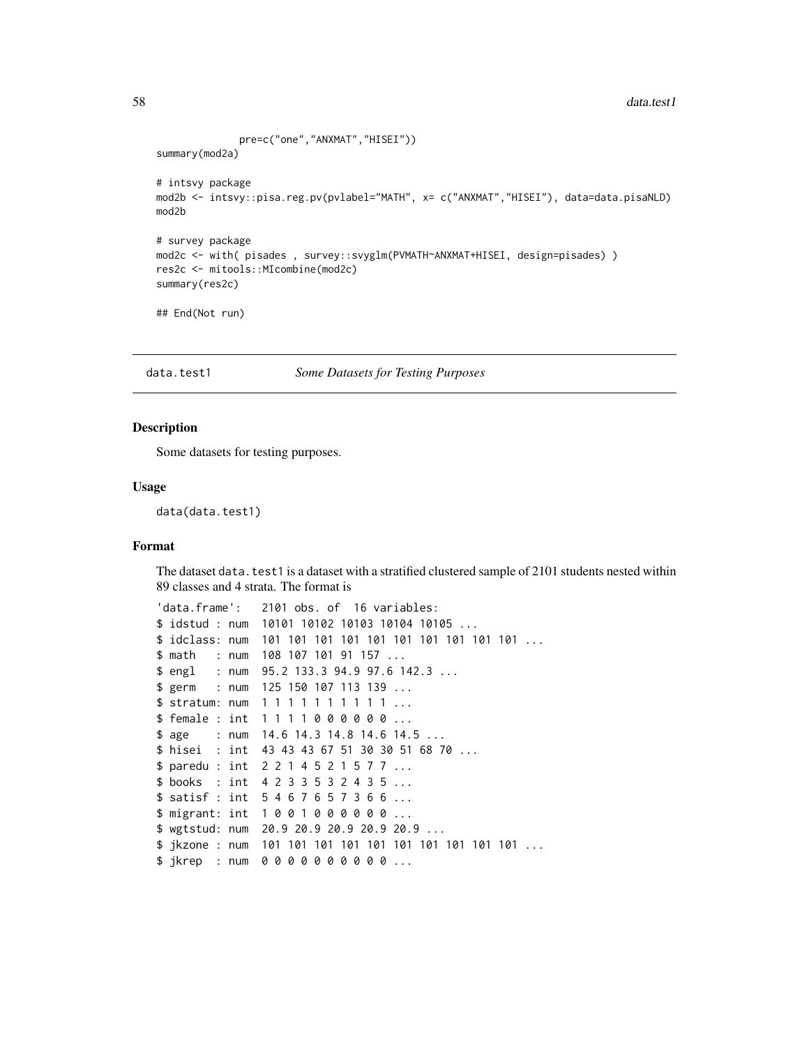```
pre=c("one","ANXMAT","HISEI"))
summary(mod2a)

# intsvy package
mod2b <- intsvy::pisa.reg.pv(pvlabel="MATH", x= c("ANXMAT","HISEI"), data=data.pisaNLD)
mod2b

# survey package
mod2c <- with( pisades , survey::svyglm(PVMATH~ANXMAT+HISEI, design=pisades) )
res2c <- mitools::MIcombine(mod2c)
summary(res2c)

## End(Not run)
```

## data.test1 &nbsp;&nbsp;&nbsp; *Some Datasets for Testing Purposes*

### Description

Some datasets for testing purposes.

### Usage

```
data(data.test1)
```

### Format

The dataset `data.test1` is a dataset with a stratified clustered sample of 2101 students nested within 89 classes and 4 strata. The format is

```
'data.frame':   2101 obs. of  16 variables:
$ idstud : num  10101 10102 10103 10104 10105 ...
$ idclass: num  101 101 101 101 101 101 101 101 101 101 ...
$ math   : num  108 107 101 91 157 ...
$ engl   : num  95.2 133.3 94.9 97.6 142.3 ...
$ germ   : num  125 150 107 113 139 ...
$ stratum: num  1 1 1 1 1 1 1 1 1 1 ...
$ female : int  1 1 1 1 0 0 0 0 0 0 ...
$ age    : num  14.6 14.3 14.8 14.6 14.5 ...
$ hisei  : int  43 43 43 67 51 30 30 51 68 70 ...
$ paredu : int  2 2 1 4 5 2 1 5 7 7 ...
$ books  : int  4 2 3 3 5 3 2 4 3 5 ...
$ satisf : int  5 4 6 7 6 5 7 3 6 6 ...
$ migrant: int  1 0 0 1 0 0 0 0 0 0 ...
$ wgtstud: num  20.9 20.9 20.9 20.9 20.9 ...
$ jkzone : num  101 101 101 101 101 101 101 101 101 101 ...
$ jkrep  : num  0 0 0 0 0 0 0 0 0 0 ...
```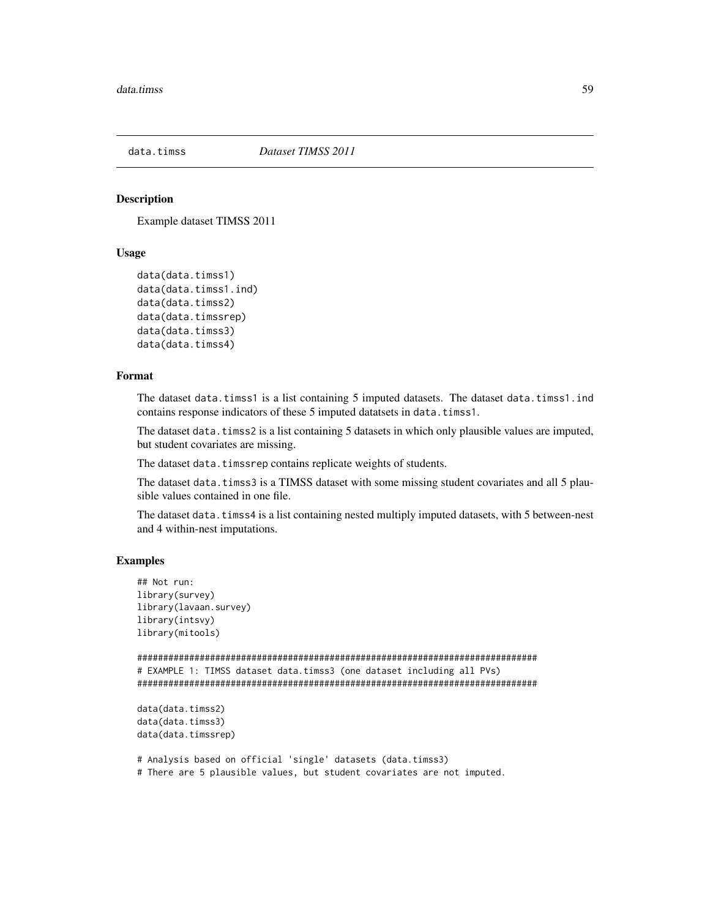data.timss *Dataset TIMSS 2011*

### Description

Example dataset TIMSS 2011

### Usage

```
data(data.timss1)
data(data.timss1.ind)
data(data.timss2)
data(data.timssrep)
data(data.timss3)
data(data.timss4)
```

### Format

The dataset `data.timss1` is a list containing 5 imputed datasets. The dataset `data.timss1.ind` contains response indicators of these 5 imputed datatsets in `data.timss1`.

The dataset `data.timss2` is a list containing 5 datasets in which only plausible values are imputed, but student covariates are missing.

The dataset `data.timssrep` contains replicate weights of students.

The dataset `data.timss3` is a TIMSS dataset with some missing student covariates and all 5 plausible values contained in one file.

The dataset `data.timss4` is a list containing nested multiply imputed datasets, with 5 between-nest and 4 within-nest imputations.

### Examples

```
## Not run:
library(survey)
library(lavaan.survey)
library(intsvy)
library(mitools)

#############################################################################
# EXAMPLE 1: TIMSS dataset data.timss3 (one dataset including all PVs)
#############################################################################

data(data.timss2)
data(data.timss3)
data(data.timssrep)

# Analysis based on official 'single' datasets (data.timss3)
# There are 5 plausible values, but student covariates are not imputed.
```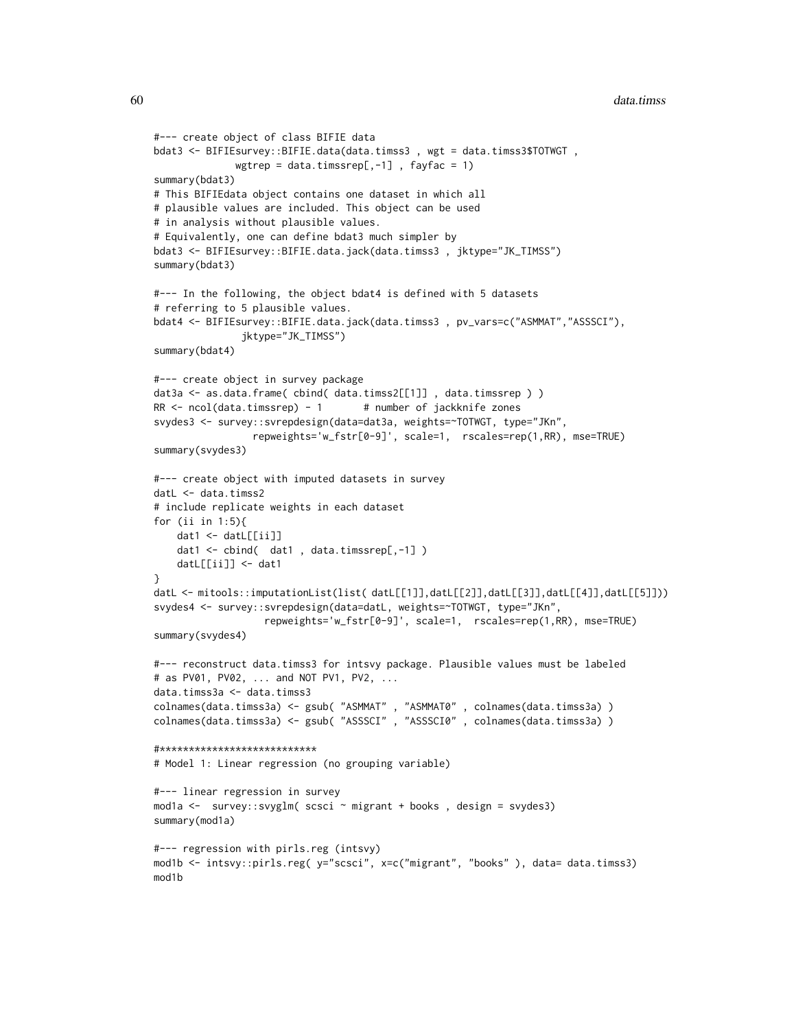```
#--- create object of class BIFIE data
bdat3 <- BIFIEsurvey::BIFIE.data(data.timss3 , wgt = data.timss3$TOTWGT ,
             wgtrep = data.timssrep[,-1] , fayfac = 1)
summary(bdat3)
# This BIFIEdata object contains one dataset in which all
# plausible values are included. This object can be used
# in analysis without plausible values.
# Equivalently, one can define bdat3 much simpler by
bdat3 <- BIFIEsurvey::BIFIE.data.jack(data.timss3 , jktype="JK_TIMSS")
summary(bdat3)

#--- In the following, the object bdat4 is defined with 5 datasets
# referring to 5 plausible values.
bdat4 <- BIFIEsurvey::BIFIE.data.jack(data.timss3 , pv_vars=c("ASMMAT","ASSSCI"),
              jktype="JK_TIMSS")
summary(bdat4)

#--- create object in survey package
dat3a <- as.data.frame( cbind( data.timss2[[1]] , data.timssrep ) )
RR <- ncol(data.timssrep) - 1       # number of jackknife zones
svydes3 <- survey::svrepdesign(data=dat3a, weights=~TOTWGT, type="JKn",
                repweights='w_fstr[0-9]', scale=1,  rscales=rep(1,RR), mse=TRUE)
summary(svydes3)

#--- create object with imputed datasets in survey
datL <- data.timss2
# include replicate weights in each dataset
for (ii in 1:5){
    dat1 <- datL[[ii]]
    dat1 <- cbind(  dat1 , data.timssrep[,-1] )
    datL[[ii]] <- dat1
}
datL <- mitools::imputationList(list( datL[[1]],datL[[2]],datL[[3]],datL[[4]],datL[[5]]))
svydes4 <- survey::svrepdesign(data=datL, weights=~TOTWGT, type="JKn",
                  repweights='w_fstr[0-9]', scale=1,  rscales=rep(1,RR), mse=TRUE)
summary(svydes4)

#--- reconstruct data.timss3 for intsvy package. Plausible values must be labeled
# as PV01, PV02, ... and NOT PV1, PV2, ...
data.timss3a <- data.timss3
colnames(data.timss3a) <- gsub( "ASMMAT" , "ASMMAT0" , colnames(data.timss3a) )
colnames(data.timss3a) <- gsub( "ASSSCI" , "ASSSCI0" , colnames(data.timss3a) )

#***************************
# Model 1: Linear regression (no grouping variable)

#--- linear regression in survey
mod1a <-  survey::svyglm( scsci ~ migrant + books , design = svydes3)
summary(mod1a)

#--- regression with pirls.reg (intsvy)
mod1b <- intsvy::pirls.reg( y="scsci", x=c("migrant", "books" ), data= data.timss3)
mod1b
```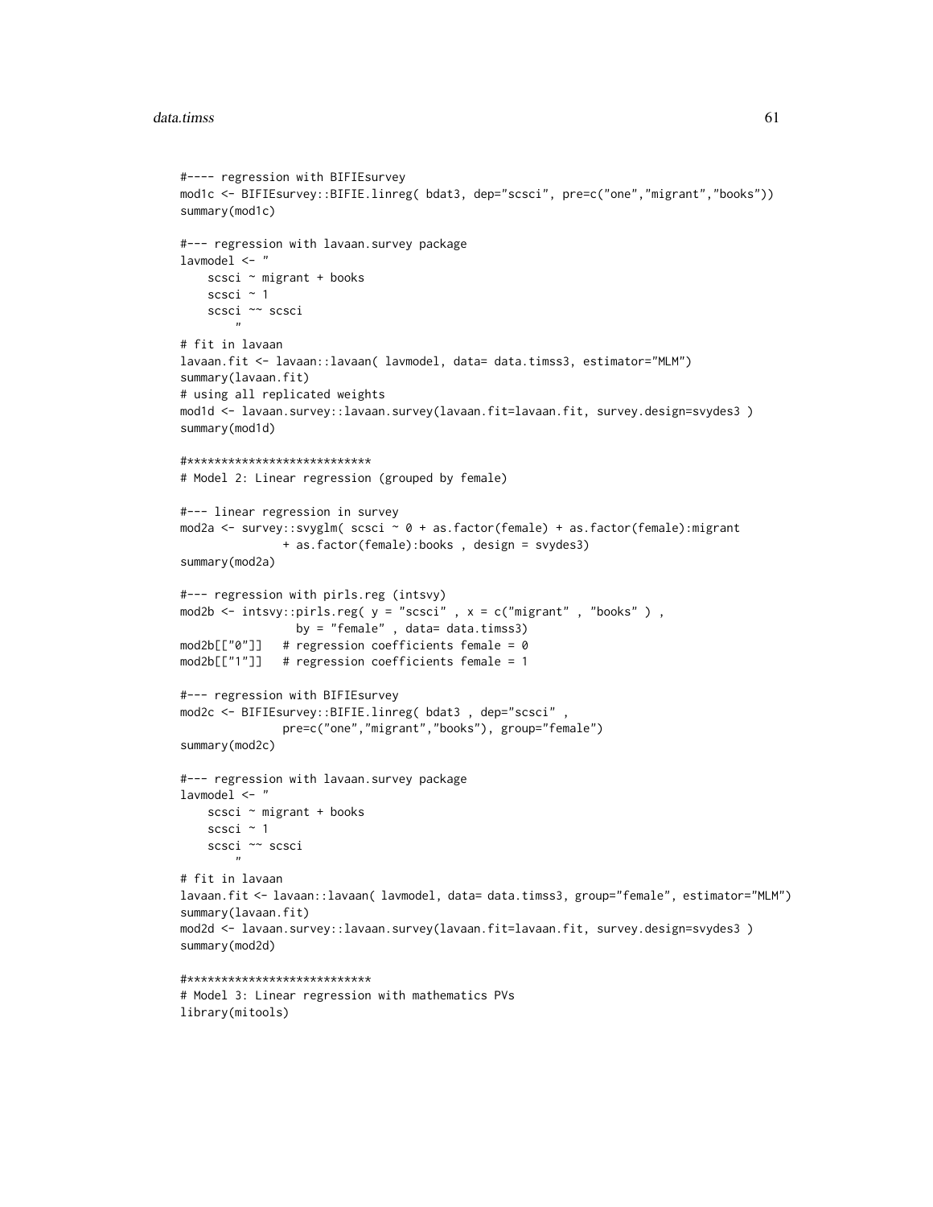```
#---- regression with BIFIEsurvey
mod1c <- BIFIEsurvey::BIFIE.linreg( bdat3, dep="scsci", pre=c("one","migrant","books"))
summary(mod1c)

#--- regression with lavaan.survey package
lavmodel <- "
    scsci ~ migrant + books
    scsci ~ 1
    scsci ~~ scsci
        "
# fit in lavaan
lavaan.fit <- lavaan::lavaan( lavmodel, data= data.timss3, estimator="MLM")
summary(lavaan.fit)
# using all replicated weights
mod1d <- lavaan.survey::lavaan.survey(lavaan.fit=lavaan.fit, survey.design=svydes3 )
summary(mod1d)

#***************************
# Model 2: Linear regression (grouped by female)

#--- linear regression in survey
mod2a <- survey::svyglm( scsci ~ 0 + as.factor(female) + as.factor(female):migrant
              + as.factor(female):books , design = svydes3)
summary(mod2a)

#--- regression with pirls.reg (intsvy)
mod2b <- intsvy::pirls.reg( y = "scsci" , x = c("migrant" , "books" ) ,
                by = "female" , data= data.timss3)
mod2b[["0"]]   # regression coefficients female = 0
mod2b[["1"]]   # regression coefficients female = 1

#--- regression with BIFIEsurvey
mod2c <- BIFIEsurvey::BIFIE.linreg( bdat3 , dep="scsci" ,
              pre=c("one","migrant","books"), group="female")
summary(mod2c)

#--- regression with lavaan.survey package
lavmodel <- "
    scsci ~ migrant + books
    scsci ~ 1
    scsci ~~ scsci
        "
# fit in lavaan
lavaan.fit <- lavaan::lavaan( lavmodel, data= data.timss3, group="female", estimator="MLM")
summary(lavaan.fit)
mod2d <- lavaan.survey::lavaan.survey(lavaan.fit=lavaan.fit, survey.design=svydes3 )
summary(mod2d)

#***************************
# Model 3: Linear regression with mathematics PVs
library(mitools)
```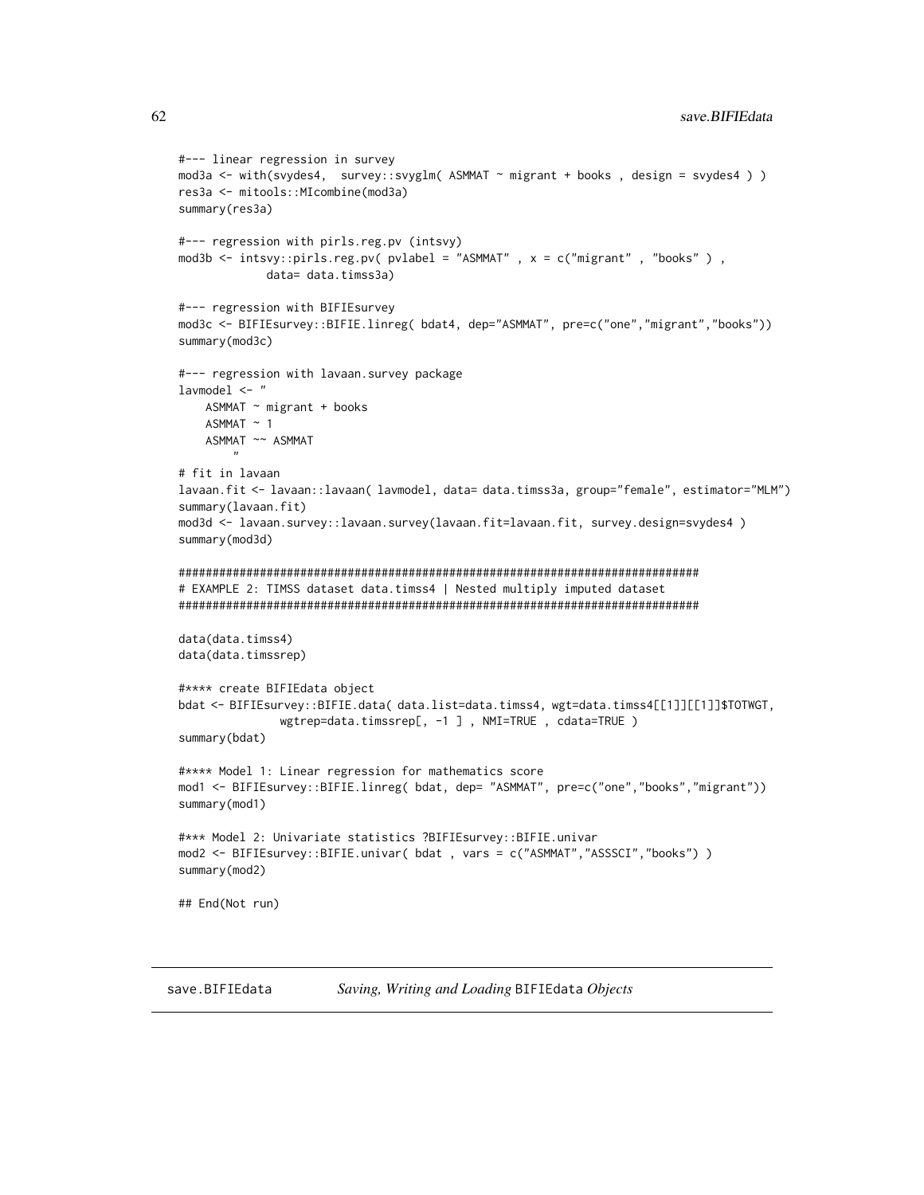```
#--- linear regression in survey
mod3a <- with(svydes4,  survey::svyglm( ASMMAT ~ migrant + books , design = svydes4 ) )
res3a <- mitools::MIcombine(mod3a)
summary(res3a)

#--- regression with pirls.reg.pv (intsvy)
mod3b <- intsvy::pirls.reg.pv( pvlabel = "ASMMAT" , x = c("migrant" , "books" ) ,
            data= data.timss3a)

#--- regression with BIFIEsurvey
mod3c <- BIFIEsurvey::BIFIE.linreg( bdat4, dep="ASMMAT", pre=c("one","migrant","books"))
summary(mod3c)

#--- regression with lavaan.survey package
lavmodel <- "
    ASMMAT ~ migrant + books
    ASMMAT ~ 1
    ASMMAT ~~ ASMMAT
        "
# fit in lavaan
lavaan.fit <- lavaan::lavaan( lavmodel, data= data.timss3a, group="female", estimator="MLM")
summary(lavaan.fit)
mod3d <- lavaan.survey::lavaan.survey(lavaan.fit=lavaan.fit, survey.design=svydes4 )
summary(mod3d)

#############################################################################
# EXAMPLE 2: TIMSS dataset data.timss4 | Nested multiply imputed dataset
#############################################################################

data(data.timss4)
data(data.timssrep)

#**** create BIFIEdata object
bdat <- BIFIEsurvey::BIFIE.data( data.list=data.timss4, wgt=data.timss4[[1]][[1]]$TOTWGT,
            wgtrep=data.timssrep[, -1 ] , NMI=TRUE , cdata=TRUE )
summary(bdat)

#**** Model 1: Linear regression for mathematics score
mod1 <- BIFIEsurvey::BIFIE.linreg( bdat, dep= "ASMMAT", pre=c("one","books","migrant"))
summary(mod1)

#*** Model 2: Univariate statistics ?BIFIEsurvey::BIFIE.univar
mod2 <- BIFIEsurvey::BIFIE.univar( bdat , vars = c("ASMMAT","ASSSCI","books") )
summary(mod2)

## End(Not run)
```

---

save.BIFIEdata *Saving, Writing and Loading* BIFIEdata *Objects*

---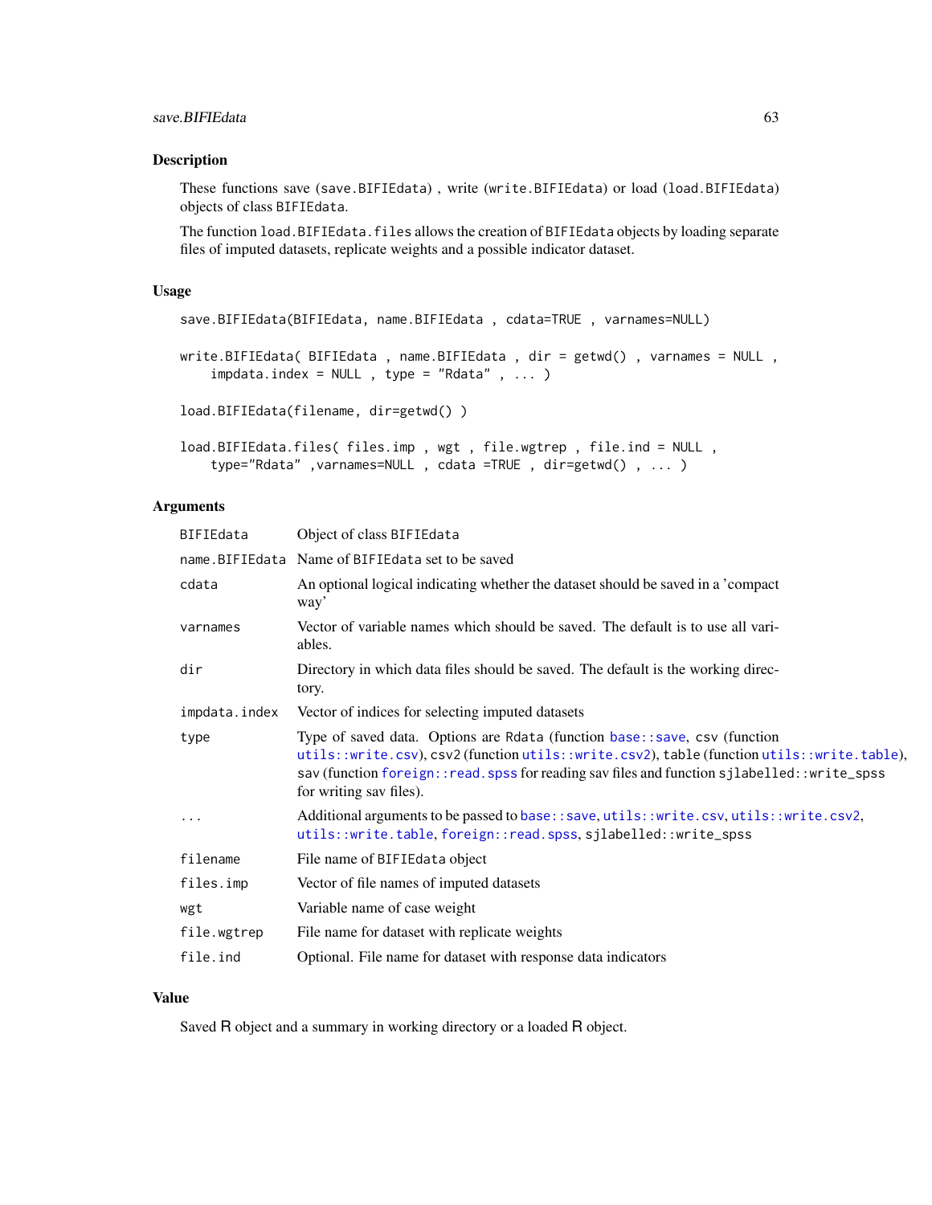## Description

These functions save (`save.BIFIEdata`) , write (`write.BIFIEdata`) or load (`load.BIFIEdata`) objects of class `BIFIEdata`.

The function `load.BIFIEdata.files` allows the creation of `BIFIEdata` objects by loading separate files of imputed datasets, replicate weights and a possible indicator dataset.

## Usage

```
save.BIFIEdata(BIFIEdata, name.BIFIEdata , cdata=TRUE , varnames=NULL)

write.BIFIEdata( BIFIEdata , name.BIFIEdata , dir = getwd() , varnames = NULL ,
    impdata.index = NULL , type = "Rdata" , ... )

load.BIFIEdata(filename, dir=getwd() )

load.BIFIEdata.files( files.imp , wgt , file.wgtrep , file.ind = NULL ,
    type="Rdata" ,varnames=NULL , cdata =TRUE , dir=getwd() , ... )
```

## Arguments

| | |
|---|---|
| `BIFIEdata` | Object of class `BIFIEdata` |
| `name.BIFIEdata` | Name of `BIFIEdata` set to be saved |
| `cdata` | An optional logical indicating whether the dataset should be saved in a 'compact way' |
| `varnames` | Vector of variable names which should be saved. The default is to use all variables. |
| `dir` | Directory in which data files should be saved. The default is the working directory. |
| `impdata.index` | Vector of indices for selecting imputed datasets |
| `type` | Type of saved data. Options are `Rdata` (function `base::save`, `csv` (function `utils::write.csv`), `csv2` (function `utils::write.csv2`), `table` (function `utils::write.table`), `sav` (function `foreign::read.spss` for reading sav files and function `sjlabelled::write_spss` for writing sav files). |
| `...` | Additional arguments to be passed to `base::save`, `utils::write.csv`, `utils::write.csv2`, `utils::write.table`, `foreign::read.spss`, `sjlabelled::write_spss` |
| `filename` | File name of `BIFIEdata` object |
| `files.imp` | Vector of file names of imputed datasets |
| `wgt` | Variable name of case weight |
| `file.wgtrep` | File name for dataset with replicate weights |
| `file.ind` | Optional. File name for dataset with response data indicators |

## Value

Saved R object and a summary in working directory or a loaded R object.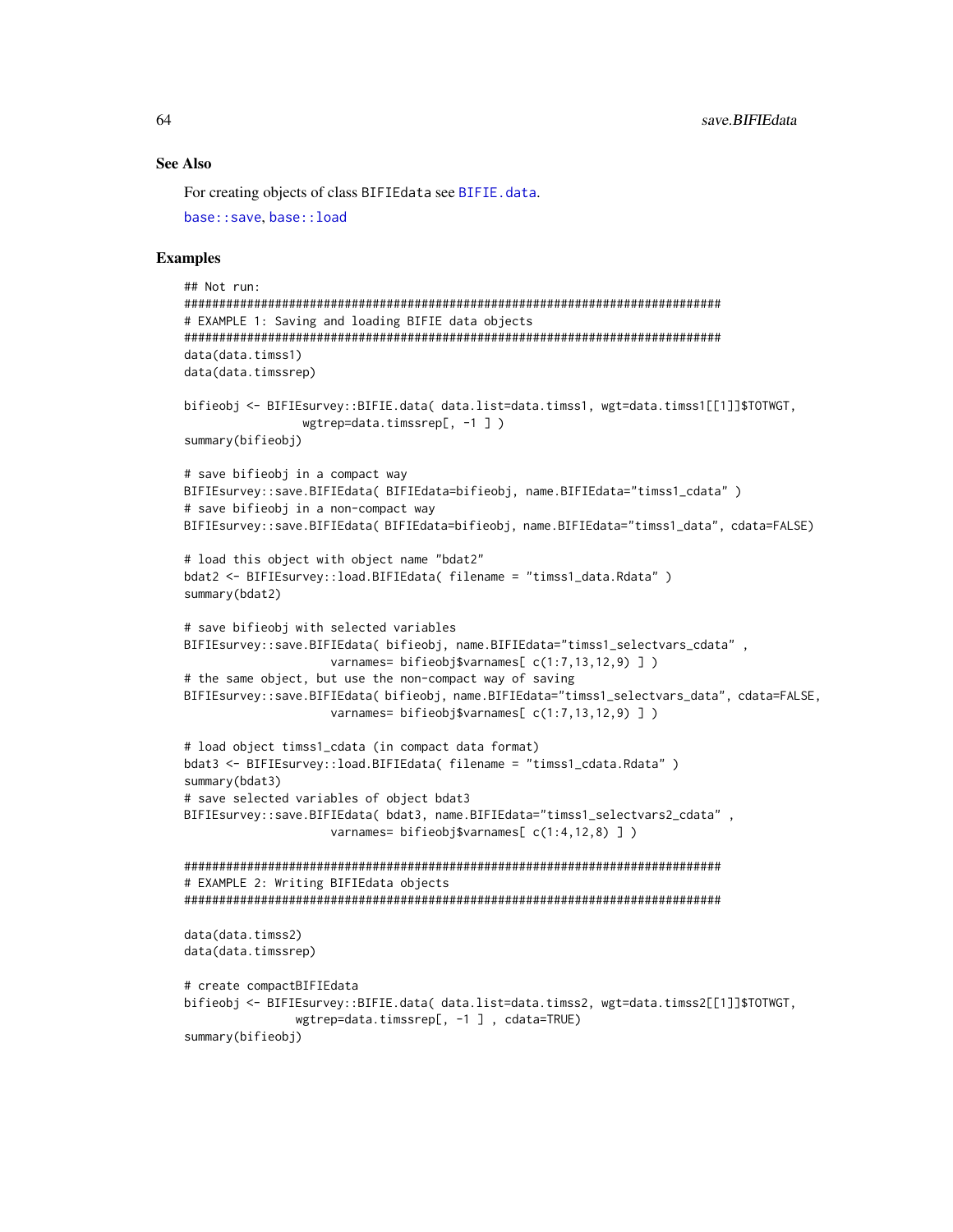### See Also

For creating objects of class BIFIEdata see BIFIE.data.

base::save, base::load

### Examples

```
## Not run:
#############################################################################
# EXAMPLE 1: Saving and loading BIFIE data objects
#############################################################################
data(data.timss1)
data(data.timssrep)

bifieobj <- BIFIEsurvey::BIFIE.data( data.list=data.timss1, wgt=data.timss1[[1]]$TOTWGT,
                wgtrep=data.timssrep[, -1 ] )
summary(bifieobj)

# save bifieobj in a compact way
BIFIEsurvey::save.BIFIEdata( BIFIEdata=bifieobj, name.BIFIEdata="timss1_cdata" )
# save bifieobj in a non-compact way
BIFIEsurvey::save.BIFIEdata( BIFIEdata=bifieobj, name.BIFIEdata="timss1_data", cdata=FALSE)

# load this object with object name "bdat2"
bdat2 <- BIFIEsurvey::load.BIFIEdata( filename = "timss1_data.Rdata" )
summary(bdat2)

# save bifieobj with selected variables
BIFIEsurvey::save.BIFIEdata( bifieobj, name.BIFIEdata="timss1_selectvars_cdata" ,
                    varnames= bifieobj$varnames[ c(1:7,13,12,9) ] )
# the same object, but use the non-compact way of saving
BIFIEsurvey::save.BIFIEdata( bifieobj, name.BIFIEdata="timss1_selectvars_data", cdata=FALSE,
                    varnames= bifieobj$varnames[ c(1:7,13,12,9) ] )

# load object timss1_cdata (in compact data format)
bdat3 <- BIFIEsurvey::load.BIFIEdata( filename = "timss1_cdata.Rdata" )
summary(bdat3)
# save selected variables of object bdat3
BIFIEsurvey::save.BIFIEdata( bdat3, name.BIFIEdata="timss1_selectvars2_cdata" ,
                    varnames= bifieobj$varnames[ c(1:4,12,8) ] )

#############################################################################
# EXAMPLE 2: Writing BIFIEdata objects
#############################################################################

data(data.timss2)
data(data.timssrep)

# create compactBIFIEdata
bifieobj <- BIFIEsurvey::BIFIE.data( data.list=data.timss2, wgt=data.timss2[[1]]$TOTWGT,
               wgtrep=data.timssrep[, -1 ] , cdata=TRUE)
summary(bifieobj)
```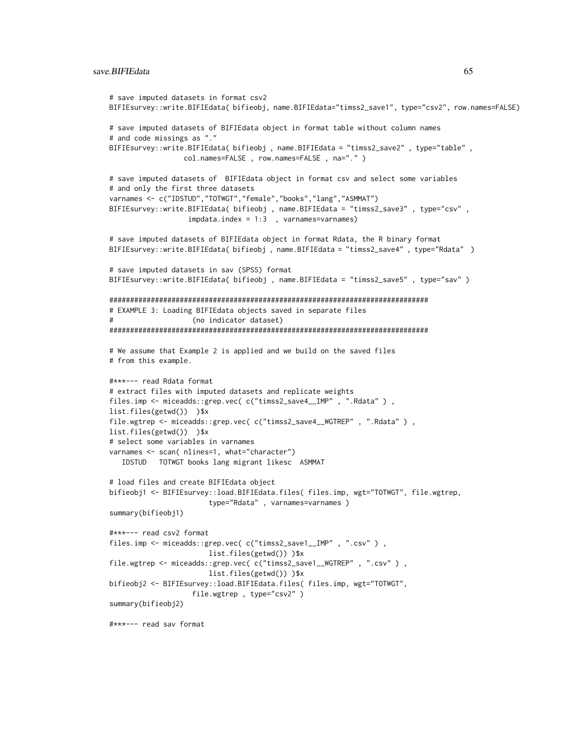```
# save imputed datasets in format csv2
BIFIEsurvey::write.BIFIEdata( bifieobj, name.BIFIEdata="timss2_save1", type="csv2", row.names=FALSE)

# save imputed datasets of BIFIEdata object in format table without column names
# and code missings as "."
BIFIEsurvey::write.BIFIEdata( bifieobj , name.BIFIEdata = "timss2_save2" , type="table" ,
                  col.names=FALSE , row.names=FALSE , na="." )

# save imputed datasets of  BIFIEdata object in format csv and select some variables
# and only the first three datasets
varnames <- c("IDSTUD","TOTWGT","female","books","lang","ASMMAT")
BIFIEsurvey::write.BIFIEdata( bifieobj , name.BIFIEdata = "timss2_save3" , type="csv" ,
                   impdata.index = 1:3  , varnames=varnames)

# save imputed datasets of BIFIEdata object in format Rdata, the R binary format
BIFIEsurvey::write.BIFIEdata( bifieobj , name.BIFIEdata = "timss2_save4" , type="Rdata"  )

# save imputed datasets in sav (SPSS) format
BIFIEsurvey::write.BIFIEdata( bifieobj , name.BIFIEdata = "timss2_save5" , type="sav" )

#############################################################################
# EXAMPLE 3: Loading BIFIEdata objects saved in separate files
#                    (no indicator dataset)
#############################################################################

# We assume that Example 2 is applied and we build on the saved files
# from this example.

#***--- read Rdata format
# extract files with imputed datasets and replicate weights
files.imp <- miceadds::grep.vec( c("timss2_save4__IMP" , ".Rdata" ) ,
list.files(getwd())  )$x
file.wgtrep <- miceadds::grep.vec( c("timss2_save4__WGTREP" , ".Rdata" ) ,
list.files(getwd())  )$x
# select some variables in varnames
varnames <- scan( nlines=1, what="character")
   IDSTUD   TOTWGT books lang migrant likesc  ASMMAT

# load files and create BIFIEdata object
bifieobj1 <- BIFIEsurvey::load.BIFIEdata.files( files.imp, wgt="TOTWGT", file.wgtrep,
                        type="Rdata" , varnames=varnames )
summary(bifieobj1)

#***--- read csv2 format
files.imp <- miceadds::grep.vec( c("timss2_save1__IMP" , ".csv" ) ,
                        list.files(getwd()) )$x
file.wgtrep <- miceadds::grep.vec( c("timss2_save1__WGTREP" , ".csv" ) ,
                        list.files(getwd()) )$x
bifieobj2 <- BIFIEsurvey::load.BIFIEdata.files( files.imp, wgt="TOTWGT",
                    file.wgtrep , type="csv2" )
summary(bifieobj2)

#***--- read sav format
```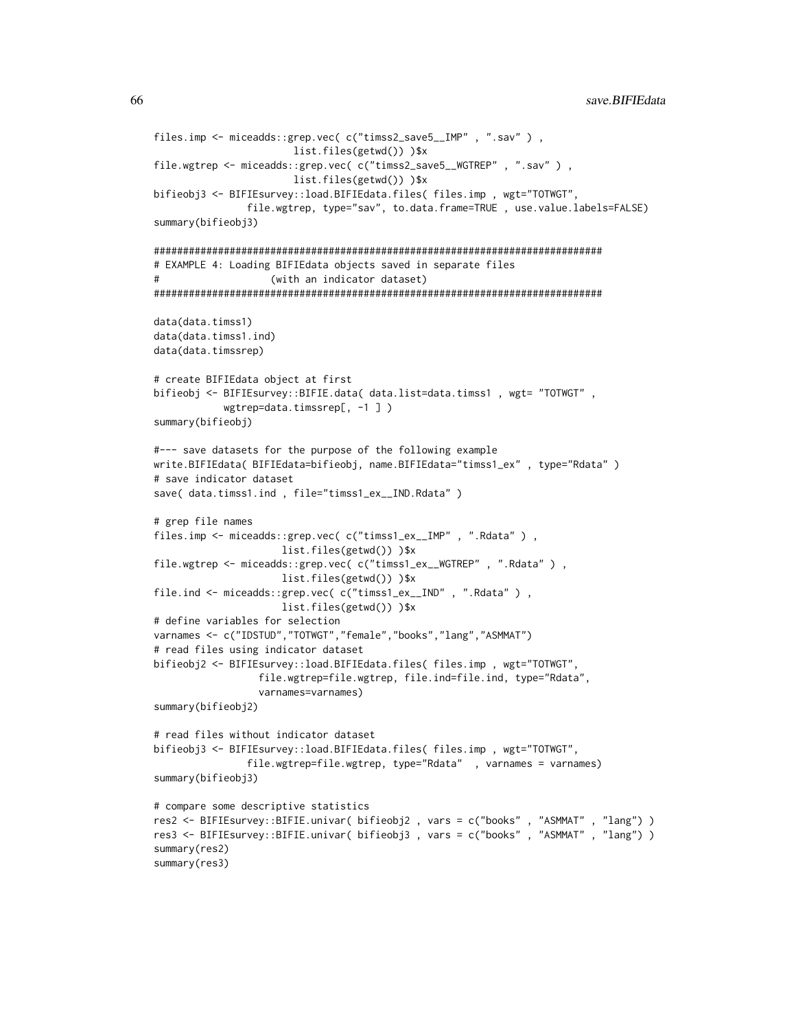```
files.imp <- miceadds::grep.vec( c("timss2_save5__IMP" , ".sav" ) ,
                        list.files(getwd()) )$x
file.wgtrep <- miceadds::grep.vec( c("timss2_save5__WGTREP" , ".sav" ) ,
                        list.files(getwd()) )$x
bifieobj3 <- BIFIEsurvey::load.BIFIEdata.files( files.imp , wgt="TOTWGT",
                file.wgtrep, type="sav", to.data.frame=TRUE , use.value.labels=FALSE)
summary(bifieobj3)

#############################################################################
# EXAMPLE 4: Loading BIFIEdata objects saved in separate files
#                    (with an indicator dataset)
#############################################################################

data(data.timss1)
data(data.timss1.ind)
data(data.timssrep)

# create BIFIEdata object at first
bifieobj <- BIFIEsurvey::BIFIE.data( data.list=data.timss1 , wgt= "TOTWGT" ,
            wgtrep=data.timssrep[, -1 ] )
summary(bifieobj)

#--- save datasets for the purpose of the following example
write.BIFIEdata( BIFIEdata=bifieobj, name.BIFIEdata="timss1_ex" , type="Rdata" )
# save indicator dataset
save( data.timss1.ind , file="timss1_ex__IND.Rdata" )

# grep file names
files.imp <- miceadds::grep.vec( c("timss1_ex__IMP" , ".Rdata" ) ,
                      list.files(getwd()) )$x
file.wgtrep <- miceadds::grep.vec( c("timss1_ex__WGTREP" , ".Rdata" ) ,
                      list.files(getwd()) )$x
file.ind <- miceadds::grep.vec( c("timss1_ex__IND" , ".Rdata" ) ,
                      list.files(getwd()) )$x
# define variables for selection
varnames <- c("IDSTUD","TOTWGT","female","books","lang","ASMMAT")
# read files using indicator dataset
bifieobj2 <- BIFIEsurvey::load.BIFIEdata.files( files.imp , wgt="TOTWGT",
                  file.wgtrep=file.wgtrep, file.ind=file.ind, type="Rdata",
                  varnames=varnames)
summary(bifieobj2)

# read files without indicator dataset
bifieobj3 <- BIFIEsurvey::load.BIFIEdata.files( files.imp , wgt="TOTWGT",
                file.wgtrep=file.wgtrep, type="Rdata"  , varnames = varnames)
summary(bifieobj3)

# compare some descriptive statistics
res2 <- BIFIEsurvey::BIFIE.univar( bifieobj2 , vars = c("books" , "ASMMAT" , "lang") )
res3 <- BIFIEsurvey::BIFIE.univar( bifieobj3 , vars = c("books" , "ASMMAT" , "lang") )
summary(res2)
summary(res3)
```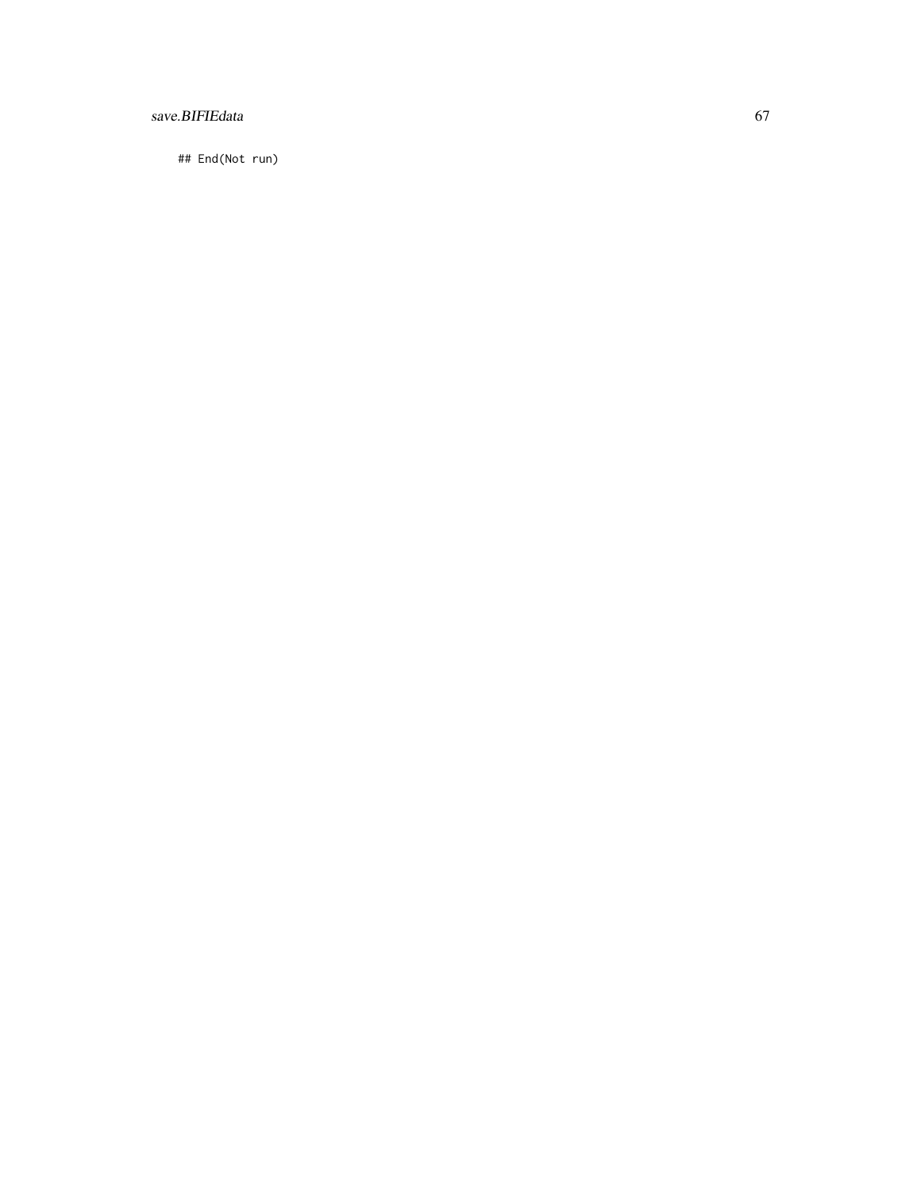```
## End(Not run)
```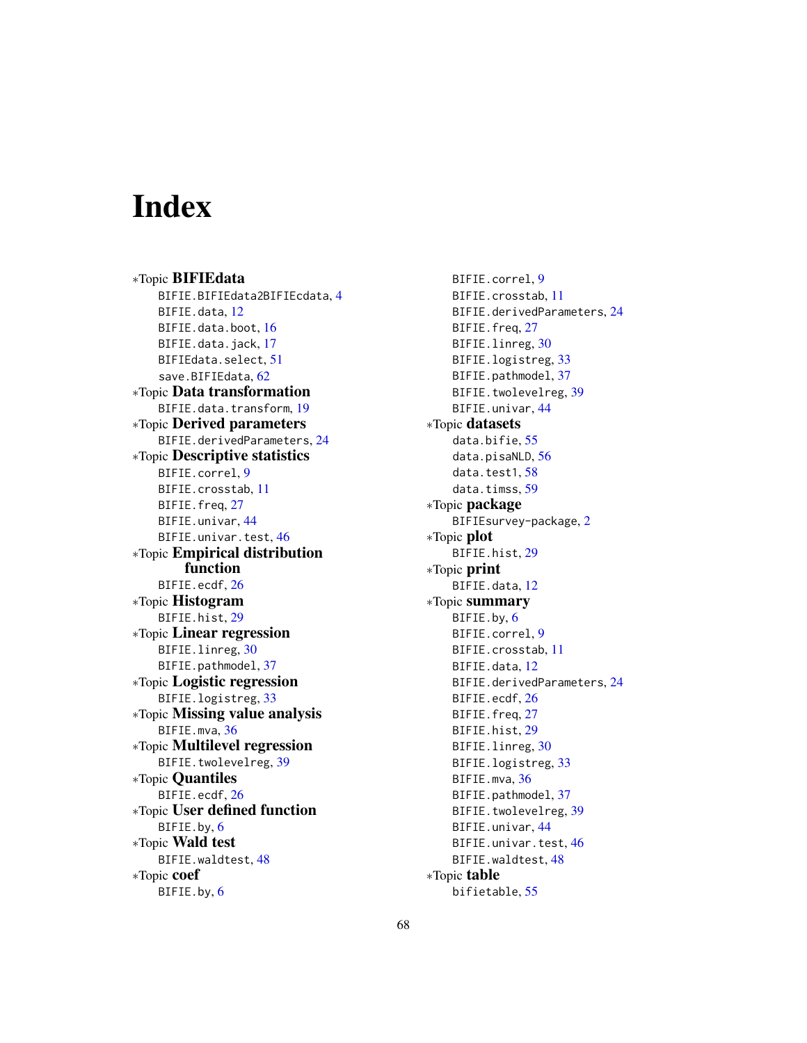# Index

∗Topic **BIFIEdata**
  BIFIE.BIFIEdata2BIFIEcdata, 4
  BIFIE.data, 12
  BIFIE.data.boot, 16
  BIFIE.data.jack, 17
  BIFIEdata.select, 51
  save.BIFIEdata, 62

∗Topic **Data transformation**
  BIFIE.data.transform, 19

∗Topic **Derived parameters**
  BIFIE.derivedParameters, 24

∗Topic **Descriptive statistics**
  BIFIE.correl, 9
  BIFIE.crosstab, 11
  BIFIE.freq, 27
  BIFIE.univar, 44
  BIFIE.univar.test, 46

∗Topic **Empirical distribution function**
  BIFIE.ecdf, 26

∗Topic **Histogram**
  BIFIE.hist, 29

∗Topic **Linear regression**
  BIFIE.linreg, 30
  BIFIE.pathmodel, 37

∗Topic **Logistic regression**
  BIFIE.logistreg, 33

∗Topic **Missing value analysis**
  BIFIE.mva, 36

∗Topic **Multilevel regression**
  BIFIE.twolevelreg, 39

∗Topic **Quantiles**
  BIFIE.ecdf, 26

∗Topic **User defined function**
  BIFIE.by, 6

∗Topic **Wald test**
  BIFIE.waldtest, 48

∗Topic **coef**
  BIFIE.by, 6
  BIFIE.correl, 9
  BIFIE.crosstab, 11
  BIFIE.derivedParameters, 24
  BIFIE.freq, 27
  BIFIE.linreg, 30
  BIFIE.logistreg, 33
  BIFIE.pathmodel, 37
  BIFIE.twolevelreg, 39
  BIFIE.univar, 44

∗Topic **datasets**
  data.bifie, 55
  data.pisaNLD, 56
  data.test1, 58
  data.timss, 59

∗Topic **package**
  BIFIEsurvey-package, 2

∗Topic **plot**
  BIFIE.hist, 29

∗Topic **print**
  BIFIE.data, 12

∗Topic **summary**
  BIFIE.by, 6
  BIFIE.correl, 9
  BIFIE.crosstab, 11
  BIFIE.data, 12
  BIFIE.derivedParameters, 24
  BIFIE.ecdf, 26
  BIFIE.freq, 27
  BIFIE.hist, 29
  BIFIE.linreg, 30
  BIFIE.logistreg, 33
  BIFIE.mva, 36
  BIFIE.pathmodel, 37
  BIFIE.twolevelreg, 39
  BIFIE.univar, 44
  BIFIE.univar.test, 46
  BIFIE.waldtest, 48

∗Topic **table**
  bifietable, 55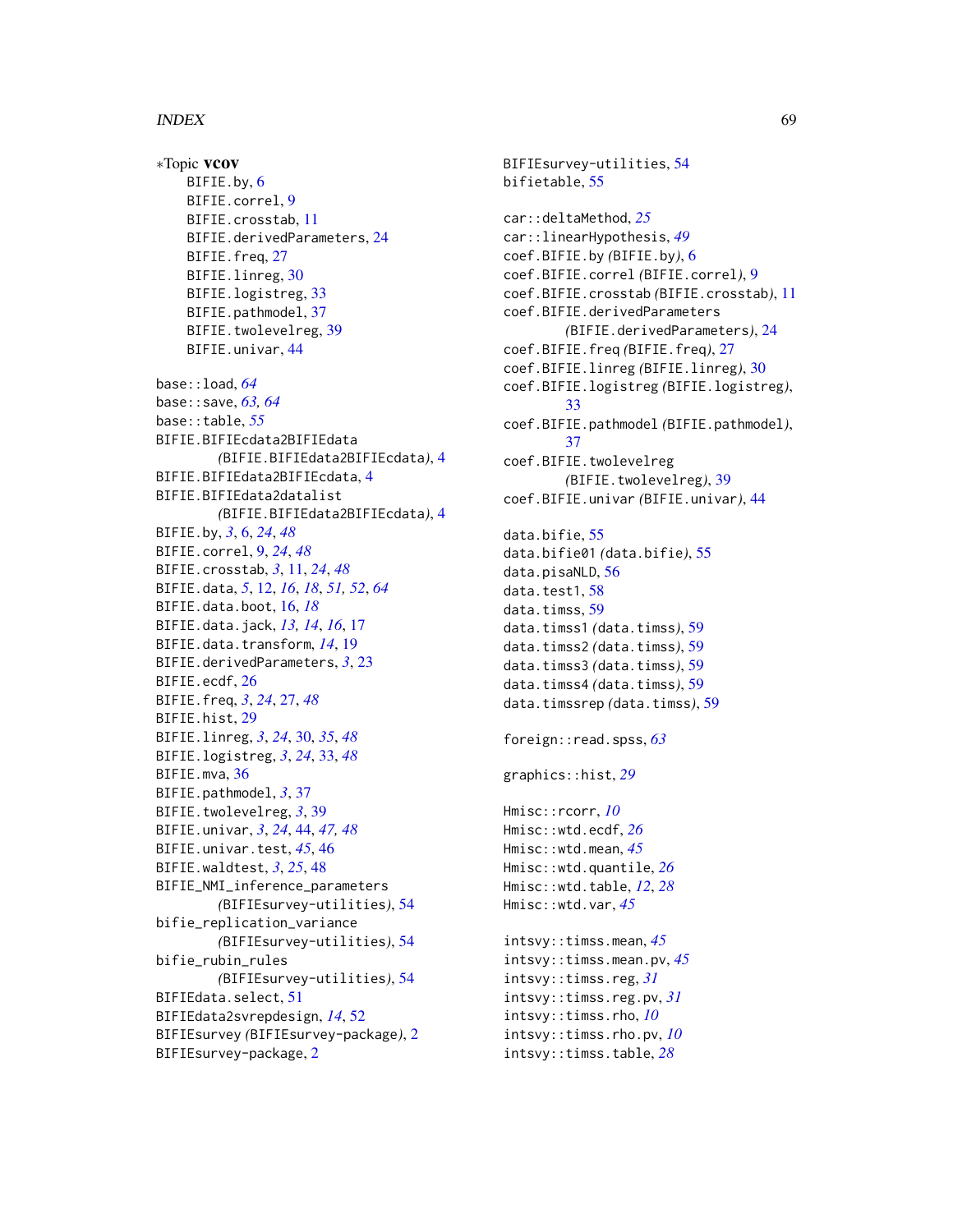*Topic **vcov**

BIFIE.by, 6
BIFIE.correl, 9
BIFIE.crosstab, 11
BIFIE.derivedParameters, 24
BIFIE.freq, 27
BIFIE.linreg, 30
BIFIE.logistreg, 33
BIFIE.pathmodel, 37
BIFIE.twolevelreg, 39
BIFIE.univar, 44

base::load, *64*
base::save, *63, 64*
base::table, *55*
BIFIE.BIFIEcdata2BIFIEdata (BIFIE.BIFIEdata2BIFIEcdata), 4
BIFIE.BIFIEdata2BIFIEcdata, 4
BIFIE.BIFIEdata2datalist (BIFIE.BIFIEdata2BIFIEcdata), 4
BIFIE.by, *3*, 6, *24*, *48*
BIFIE.correl, 9, *24*, *48*
BIFIE.crosstab, *3*, 11, *24*, *48*
BIFIE.data, *5*, 12, *16*, *18*, *51, 52*, *64*
BIFIE.data.boot, 16, *18*
BIFIE.data.jack, *13, 14*, *16*, 17
BIFIE.data.transform, *14*, 19
BIFIE.derivedParameters, *3*, 23
BIFIE.ecdf, 26
BIFIE.freq, *3*, *24*, 27, *48*
BIFIE.hist, 29
BIFIE.linreg, *3*, *24*, 30, *35*, *48*
BIFIE.logistreg, *3*, *24*, 33, *48*
BIFIE.mva, 36
BIFIE.pathmodel, *3*, 37
BIFIE.twolevelreg, *3*, 39
BIFIE.univar, *3*, *24*, 44, *47, 48*
BIFIE.univar.test, *45*, 46
BIFIE.waldtest, *3*, *25*, 48
BIFIE_NMI_inference_parameters (BIFIEsurvey-utilities), 54
bifie_replication_variance (BIFIEsurvey-utilities), 54
bifie_rubin_rules (BIFIEsurvey-utilities), 54
BIFIEdata.select, 51
BIFIEdata2svrepdesign, *14*, 52
BIFIEsurvey (BIFIEsurvey-package), 2
BIFIEsurvey-package, 2
BIFIEsurvey-utilities, 54
bifietable, 55

car::deltaMethod, *25*
car::linearHypothesis, *49*
coef.BIFIE.by (BIFIE.by), 6
coef.BIFIE.correl (BIFIE.correl), 9
coef.BIFIE.crosstab (BIFIE.crosstab), 11
coef.BIFIE.derivedParameters (BIFIE.derivedParameters), 24
coef.BIFIE.freq (BIFIE.freq), 27
coef.BIFIE.linreg (BIFIE.linreg), 30
coef.BIFIE.logistreg (BIFIE.logistreg), 33
coef.BIFIE.pathmodel (BIFIE.pathmodel), 37
coef.BIFIE.twolevelreg (BIFIE.twolevelreg), 39
coef.BIFIE.univar (BIFIE.univar), 44

data.bifie, 55
data.bifie01 (data.bifie), 55
data.pisaNLD, 56
data.test1, 58
data.timss, 59
data.timss1 (data.timss), 59
data.timss2 (data.timss), 59
data.timss3 (data.timss), 59
data.timss4 (data.timss), 59
data.timssrep (data.timss), 59

foreign::read.spss, *63*

graphics::hist, *29*

Hmisc::rcorr, *10*
Hmisc::wtd.ecdf, *26*
Hmisc::wtd.mean, *45*
Hmisc::wtd.quantile, *26*
Hmisc::wtd.table, *12*, *28*
Hmisc::wtd.var, *45*

intsvy::timss.mean, *45*
intsvy::timss.mean.pv, *45*
intsvy::timss.reg, *31*
intsvy::timss.reg.pv, *31*
intsvy::timss.rho, *10*
intsvy::timss.rho.pv, *10*
intsvy::timss.table, *28*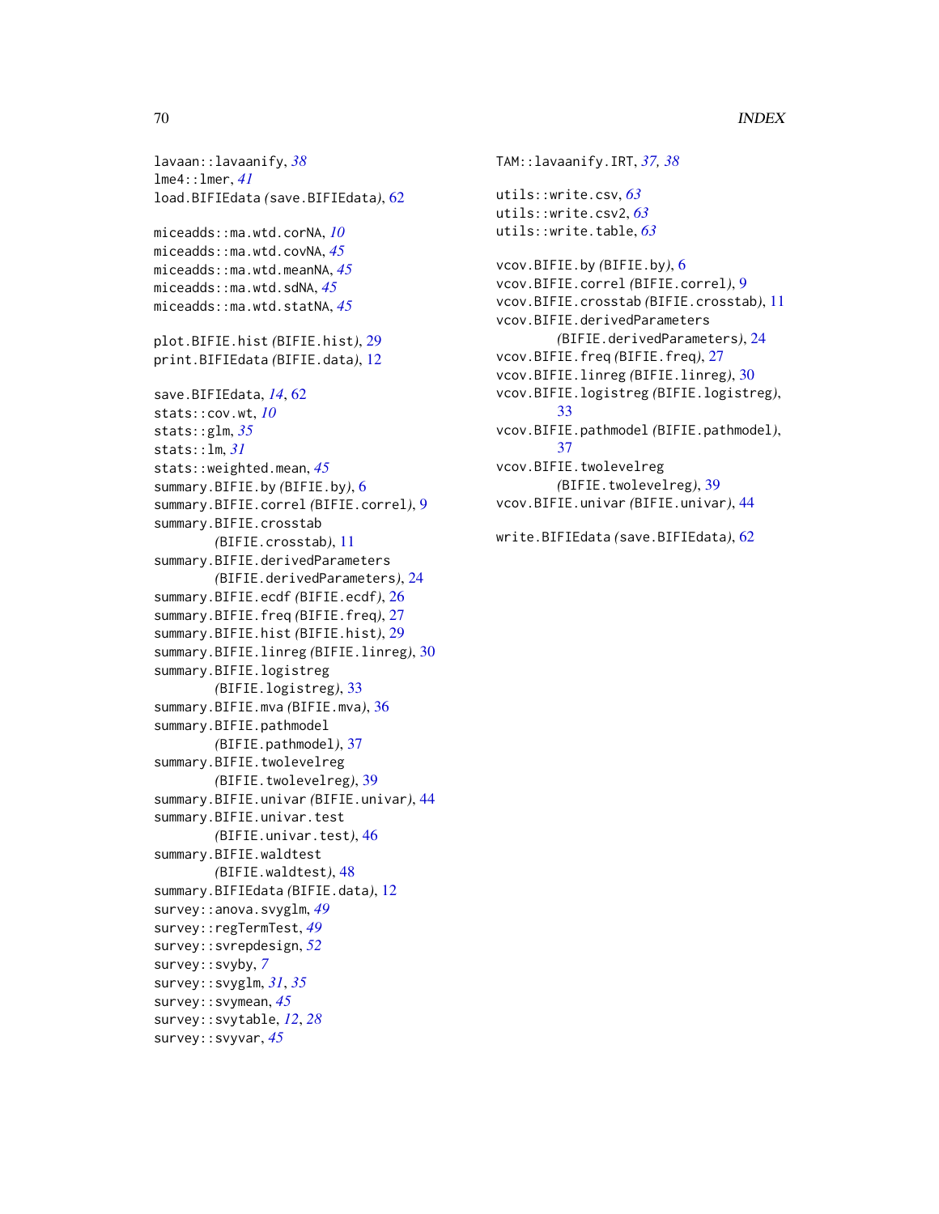lavaan::lavaanify, *38*
lme4::lmer, *41*
load.BIFIEdata *(save.BIFIEdata)*, 62

miceadds::ma.wtd.corNA, *10*
miceadds::ma.wtd.covNA, *45*
miceadds::ma.wtd.meanNA, *45*
miceadds::ma.wtd.sdNA, *45*
miceadds::ma.wtd.statNA, *45*

plot.BIFIE.hist *(BIFIE.hist)*, 29
print.BIFIEdata *(BIFIE.data)*, 12

save.BIFIEdata, *14*, 62
stats::cov.wt, *10*
stats::glm, *35*
stats::lm, *31*
stats::weighted.mean, *45*
summary.BIFIE.by *(BIFIE.by)*, 6
summary.BIFIE.correl *(BIFIE.correl)*, 9
summary.BIFIE.crosstab *(BIFIE.crosstab)*, 11
summary.BIFIE.derivedParameters *(BIFIE.derivedParameters)*, 24
summary.BIFIE.ecdf *(BIFIE.ecdf)*, 26
summary.BIFIE.freq *(BIFIE.freq)*, 27
summary.BIFIE.hist *(BIFIE.hist)*, 29
summary.BIFIE.linreg *(BIFIE.linreg)*, 30
summary.BIFIE.logistreg *(BIFIE.logistreg)*, 33
summary.BIFIE.mva *(BIFIE.mva)*, 36
summary.BIFIE.pathmodel *(BIFIE.pathmodel)*, 37
summary.BIFIE.twolevelreg *(BIFIE.twolevelreg)*, 39
summary.BIFIE.univar *(BIFIE.univar)*, 44
summary.BIFIE.univar.test *(BIFIE.univar.test)*, 46
summary.BIFIE.waldtest *(BIFIE.waldtest)*, 48
summary.BIFIEdata *(BIFIE.data)*, 12
survey::anova.svyglm, *49*
survey::regTermTest, *49*
survey::svrepdesign, *52*
survey::svyby, *7*
survey::svyglm, *31*, *35*
survey::svymean, *45*
survey::svytable, *12*, *28*
survey::svyvar, *45*

TAM::lavaanify.IRT, *37*, *38*

utils::write.csv, *63*
utils::write.csv2, *63*
utils::write.table, *63*

vcov.BIFIE.by *(BIFIE.by)*, 6
vcov.BIFIE.correl *(BIFIE.correl)*, 9
vcov.BIFIE.crosstab *(BIFIE.crosstab)*, 11
vcov.BIFIE.derivedParameters *(BIFIE.derivedParameters)*, 24
vcov.BIFIE.freq *(BIFIE.freq)*, 27
vcov.BIFIE.linreg *(BIFIE.linreg)*, 30
vcov.BIFIE.logistreg *(BIFIE.logistreg)*, 33
vcov.BIFIE.pathmodel *(BIFIE.pathmodel)*, 37
vcov.BIFIE.twolevelreg *(BIFIE.twolevelreg)*, 39
vcov.BIFIE.univar *(BIFIE.univar)*, 44

write.BIFIEdata *(save.BIFIEdata)*, 62